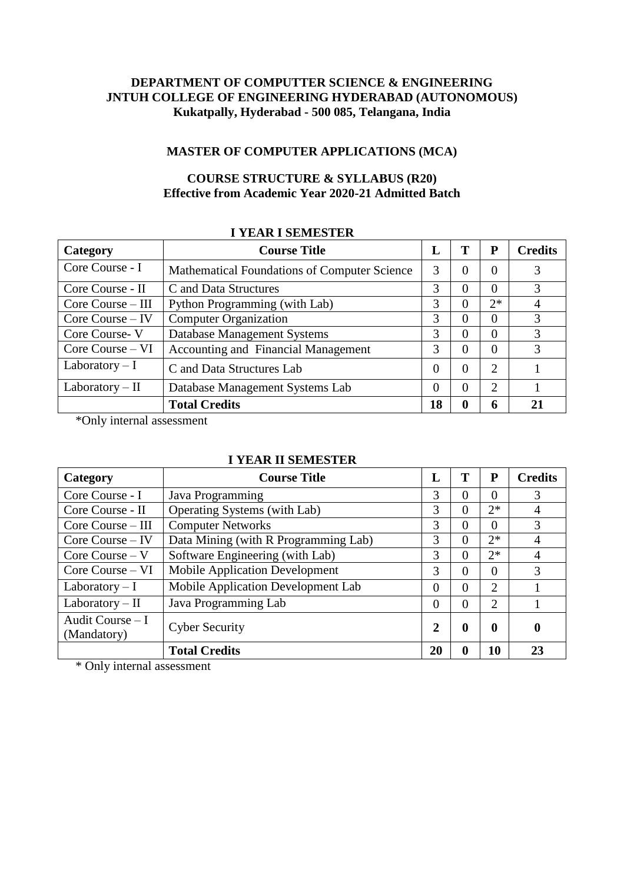**DEPARTMENT OF COMPUTTER SCIENCE & ENGINEERING**
**JNTUH COLLEGE OF ENGINEERING HYDERABAD (AUTONOMOUS)**
**Kukatpally, Hyderabad - 500 085, Telangana, India**

**MASTER OF COMPUTER APPLICATIONS (MCA)**

**COURSE STRUCTURE & SYLLABUS (R20)**
**Effective from Academic Year 2020-21 Admitted Batch**

**I YEAR I SEMESTER**

| Category | Course Title | L | T | P | Credits |
|---|---|---|---|---|---|
| Core Course - I | Mathematical Foundations of Computer Science | 3 | 0 | 0 | 3 |
| Core Course - II | C and Data Structures | 3 | 0 | 0 | 3 |
| Core Course – III | Python Programming (with Lab) | 3 | 0 | 2* | 4 |
| Core Course – IV | Computer Organization | 3 | 0 | 0 | 3 |
| Core Course- V | Database Management Systems | 3 | 0 | 0 | 3 |
| Core Course – VI | Accounting and Financial Management | 3 | 0 | 0 | 3 |
| Laboratory – I | C and Data Structures Lab | 0 | 0 | 2 | 1 |
| Laboratory – II | Database Management Systems Lab | 0 | 0 | 2 | 1 |
| | **Total Credits** | **18** | **0** | **6** | **21** |

*Only internal assessment

**I YEAR II SEMESTER**

| Category | Course Title | L | T | P | Credits |
|---|---|---|---|---|---|
| Core Course - I | Java Programming | 3 | 0 | 0 | 3 |
| Core Course - II | Operating Systems (with Lab) | 3 | 0 | 2* | 4 |
| Core Course – III | Computer Networks | 3 | 0 | 0 | 3 |
| Core Course – IV | Data Mining (with R Programming Lab) | 3 | 0 | 2* | 4 |
| Core Course – V | Software Engineering (with Lab) | 3 | 0 | 2* | 4 |
| Core Course – VI | Mobile Application Development | 3 | 0 | 0 | 3 |
| Laboratory – I | Mobile Application Development Lab | 0 | 0 | 2 | 1 |
| Laboratory – II | Java Programming Lab | 0 | 0 | 2 | 1 |
| Audit Course – I (Mandatory) | Cyber Security | **2** | **0** | **0** | **0** |
| | **Total Credits** | **20** | **0** | **10** | **23** |

* Only internal assessment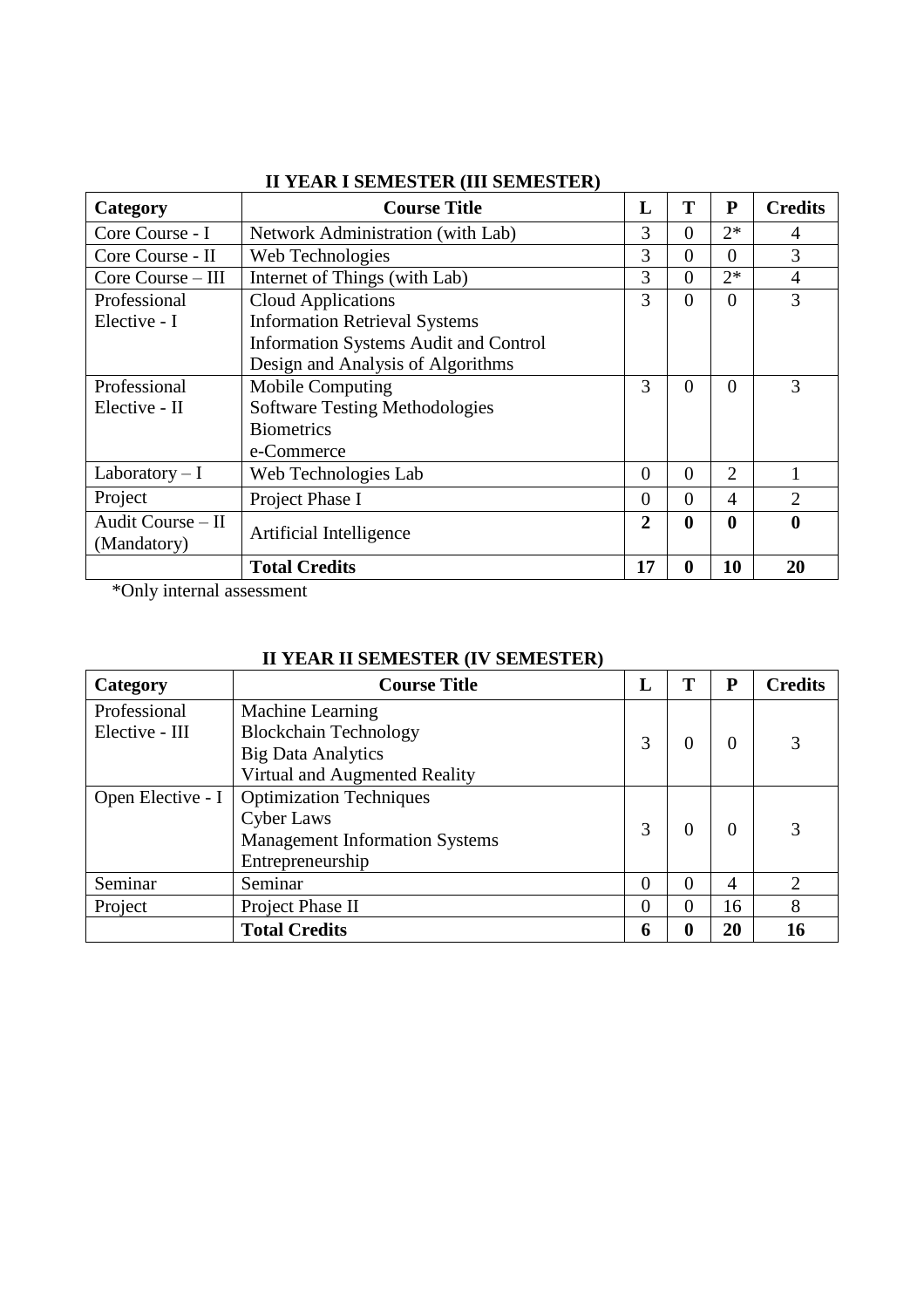## II YEAR I SEMESTER (III SEMESTER)

| Category | Course Title | L | T | P | Credits |
|---|---|---|---|---|---|
| Core Course - I | Network Administration (with Lab) | 3 | 0 | 2* | 4 |
| Core Course - II | Web Technologies | 3 | 0 | 0 | 3 |
| Core Course – III | Internet of Things (with Lab) | 3 | 0 | 2* | 4 |
| Professional Elective - I | Cloud Applications<br>Information Retrieval Systems<br>Information Systems Audit and Control<br>Design and Analysis of Algorithms | 3 | 0 | 0 | 3 |
| Professional Elective - II | Mobile Computing<br>Software Testing Methodologies<br>Biometrics<br>e-Commerce | 3 | 0 | 0 | 3 |
| Laboratory – I | Web Technologies Lab | 0 | 0 | 2 | 1 |
| Project | Project Phase I | 0 | 0 | 4 | 2 |
| Audit Course – II (Mandatory) | Artificial Intelligence | **2** | **0** | **0** | **0** |
| | **Total Credits** | **17** | **0** | **10** | **20** |

*Only internal assessment

## II YEAR II SEMESTER (IV SEMESTER)

| Category | Course Title | L | T | P | Credits |
|---|---|---|---|---|---|
| Professional Elective - III | Machine Learning<br>Blockchain Technology<br>Big Data Analytics<br>Virtual and Augmented Reality | 3 | 0 | 0 | 3 |
| Open Elective - I | Optimization Techniques<br>Cyber Laws<br>Management Information Systems<br>Entrepreneurship | 3 | 0 | 0 | 3 |
| Seminar | Seminar | 0 | 0 | 4 | 2 |
| Project | Project Phase II | 0 | 0 | 16 | 8 |
| | **Total Credits** | **6** | **0** | **20** | **16** |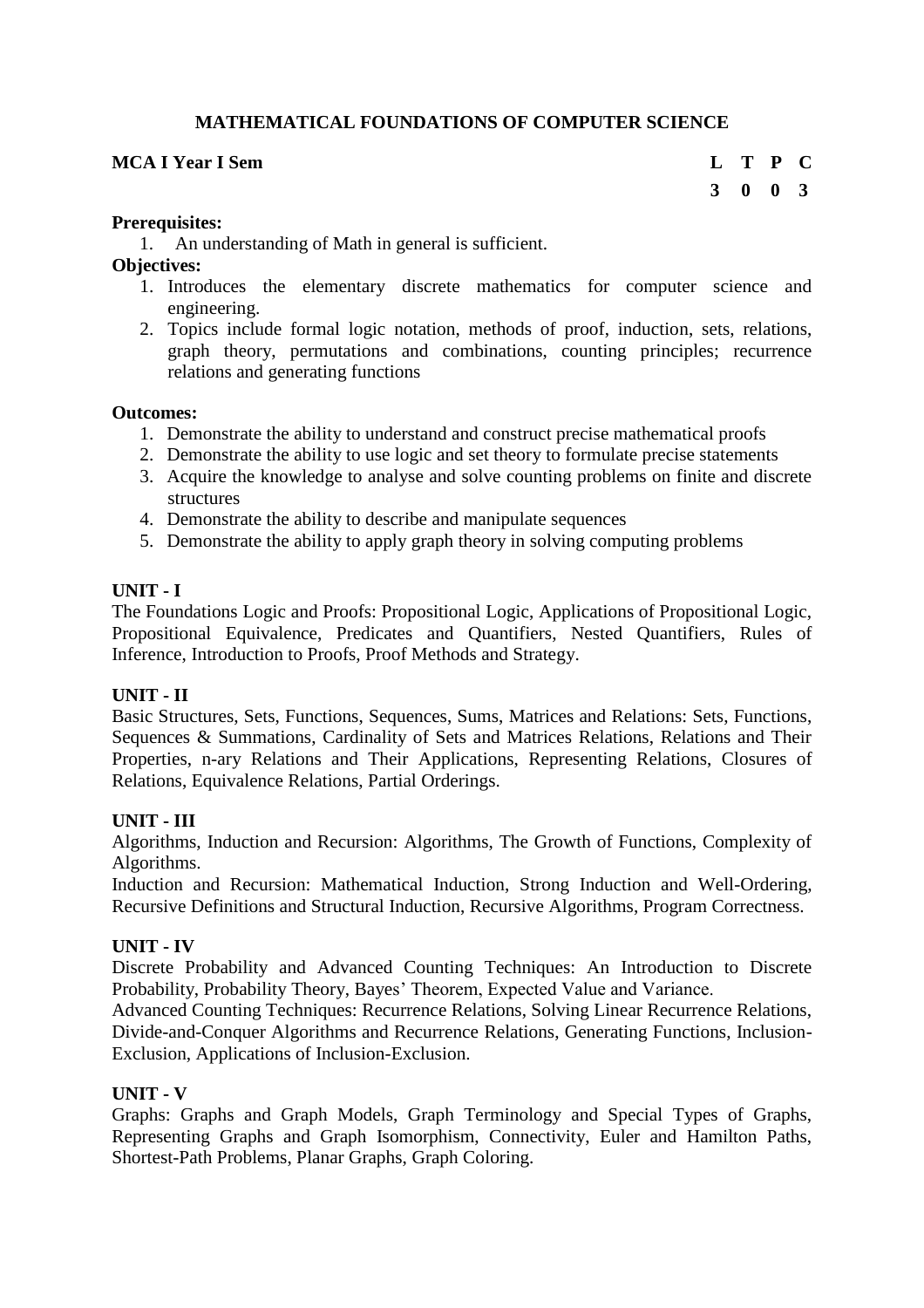# MATHEMATICAL FOUNDATIONS OF COMPUTER SCIENCE

**MCA I Year I Sem**

| L | T | P | C |
|---|---|---|---|
| 3 | 0 | 0 | 3 |

**Prerequisites:**

1. An understanding of Math in general is sufficient.

**Objectives:**

1. Introduces the elementary discrete mathematics for computer science and engineering.
2. Topics include formal logic notation, methods of proof, induction, sets, relations, graph theory, permutations and combinations, counting principles; recurrence relations and generating functions

**Outcomes:**

1. Demonstrate the ability to understand and construct precise mathematical proofs
2. Demonstrate the ability to use logic and set theory to formulate precise statements
3. Acquire the knowledge to analyse and solve counting problems on finite and discrete structures
4. Demonstrate the ability to describe and manipulate sequences
5. Demonstrate the ability to apply graph theory in solving computing problems

**UNIT - I**

The Foundations Logic and Proofs: Propositional Logic, Applications of Propositional Logic, Propositional Equivalence, Predicates and Quantifiers, Nested Quantifiers, Rules of Inference, Introduction to Proofs, Proof Methods and Strategy.

**UNIT - II**

Basic Structures, Sets, Functions, Sequences, Sums, Matrices and Relations: Sets, Functions, Sequences & Summations, Cardinality of Sets and Matrices Relations, Relations and Their Properties, n-ary Relations and Their Applications, Representing Relations, Closures of Relations, Equivalence Relations, Partial Orderings.

**UNIT - III**

Algorithms, Induction and Recursion: Algorithms, The Growth of Functions, Complexity of Algorithms.

Induction and Recursion: Mathematical Induction, Strong Induction and Well-Ordering, Recursive Definitions and Structural Induction, Recursive Algorithms, Program Correctness.

**UNIT - IV**

Discrete Probability and Advanced Counting Techniques: An Introduction to Discrete Probability, Probability Theory, Bayes' Theorem, Expected Value and Variance.

Advanced Counting Techniques: Recurrence Relations, Solving Linear Recurrence Relations, Divide-and-Conquer Algorithms and Recurrence Relations, Generating Functions, Inclusion-Exclusion, Applications of Inclusion-Exclusion.

**UNIT - V**

Graphs: Graphs and Graph Models, Graph Terminology and Special Types of Graphs, Representing Graphs and Graph Isomorphism, Connectivity, Euler and Hamilton Paths, Shortest-Path Problems, Planar Graphs, Graph Coloring.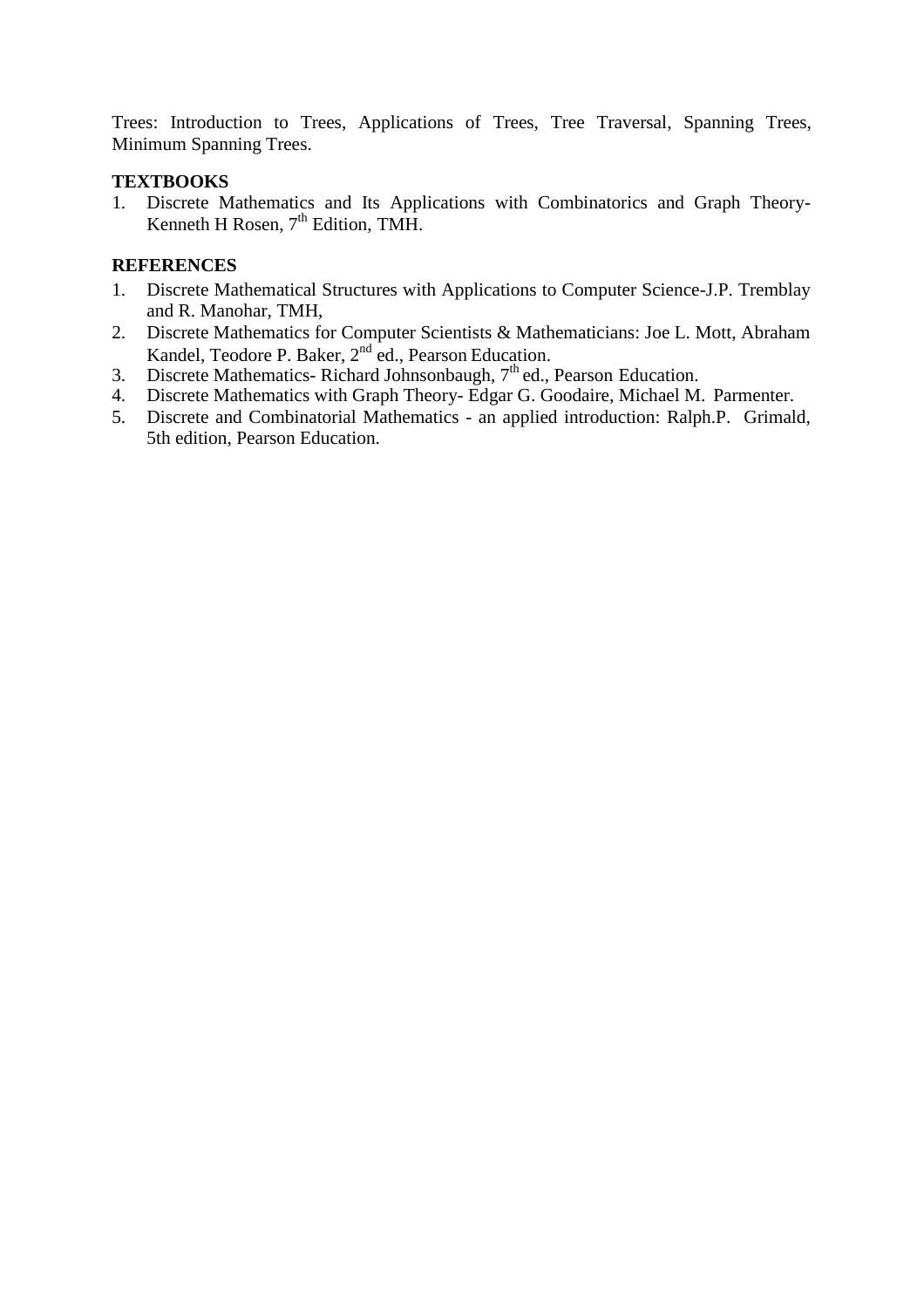Trees: Introduction to Trees, Applications of Trees, Tree Traversal, Spanning Trees, Minimum Spanning Trees.

**TEXTBOOKS**

1. Discrete Mathematics and Its Applications with Combinatorics and Graph Theory- Kenneth H Rosen, 7th Edition, TMH.

**REFERENCES**

1. Discrete Mathematical Structures with Applications to Computer Science-J.P. Tremblay and R. Manohar, TMH,
2. Discrete Mathematics for Computer Scientists & Mathematicians: Joe L. Mott, Abraham Kandel, Teodore P. Baker, 2nd ed., Pearson Education.
3. Discrete Mathematics- Richard Johnsonbaugh, 7th ed., Pearson Education.
4. Discrete Mathematics with Graph Theory- Edgar G. Goodaire, Michael M. Parmenter.
5. Discrete and Combinatorial Mathematics - an applied introduction: Ralph.P. Grimald, 5th edition, Pearson Education.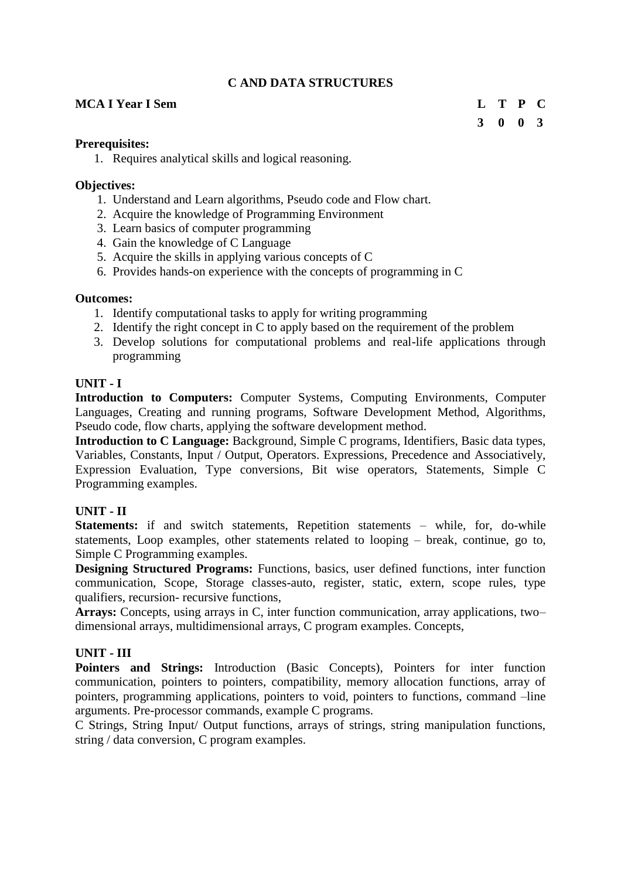# C AND DATA STRUCTURES

**MCA I Year I Sem**

| L | T | P | C |
|---|---|---|---|
| 3 | 0 | 0 | 3 |

**Prerequisites:**

1. Requires analytical skills and logical reasoning.

**Objectives:**

1. Understand and Learn algorithms, Pseudo code and Flow chart.
2. Acquire the knowledge of Programming Environment
3. Learn basics of computer programming
4. Gain the knowledge of C Language
5. Acquire the skills in applying various concepts of C
6. Provides hands-on experience with the concepts of programming in C

**Outcomes:**

1. Identify computational tasks to apply for writing programming
2. Identify the right concept in C to apply based on the requirement of the problem
3. Develop solutions for computational problems and real-life applications through programming

**UNIT - I**

**Introduction to Computers:** Computer Systems, Computing Environments, Computer Languages, Creating and running programs, Software Development Method, Algorithms, Pseudo code, flow charts, applying the software development method.

**Introduction to C Language:** Background, Simple C programs, Identifiers, Basic data types, Variables, Constants, Input / Output, Operators. Expressions, Precedence and Associatively, Expression Evaluation, Type conversions, Bit wise operators, Statements, Simple C Programming examples.

**UNIT - II**

**Statements:** if and switch statements, Repetition statements – while, for, do-while statements, Loop examples, other statements related to looping – break, continue, go to, Simple C Programming examples.

**Designing Structured Programs:** Functions, basics, user defined functions, inter function communication, Scope, Storage classes-auto, register, static, extern, scope rules, type qualifiers, recursion- recursive functions,

**Arrays:** Concepts, using arrays in C, inter function communication, array applications, two–dimensional arrays, multidimensional arrays, C program examples. Concepts,

**UNIT - III**

**Pointers and Strings:** Introduction (Basic Concepts), Pointers for inter function communication, pointers to pointers, compatibility, memory allocation functions, array of pointers, programming applications, pointers to void, pointers to functions, command –line arguments. Pre-processor commands, example C programs.

C Strings, String Input/ Output functions, arrays of strings, string manipulation functions, string / data conversion, C program examples.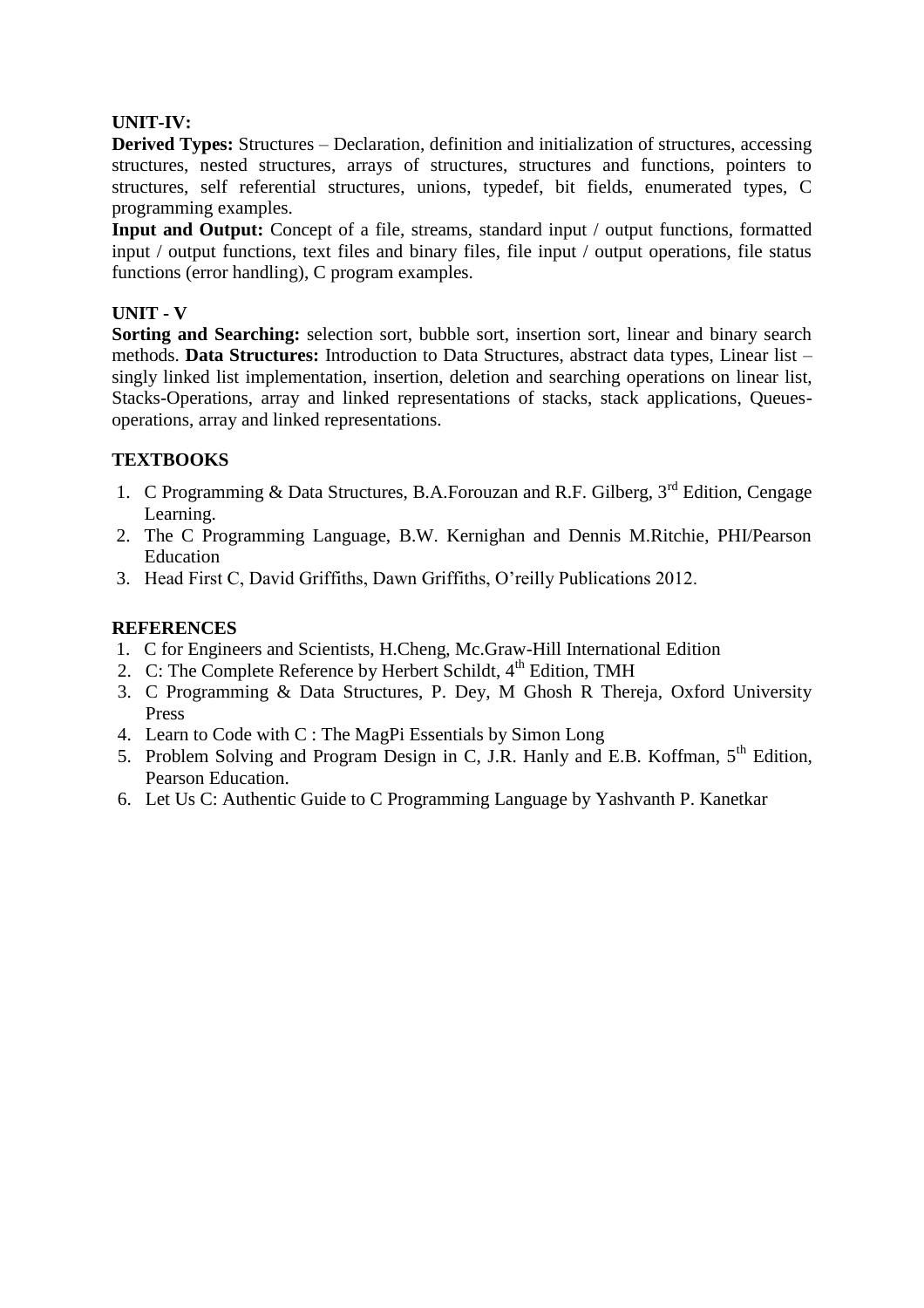**UNIT-IV:**

**Derived Types:** Structures – Declaration, definition and initialization of structures, accessing structures, nested structures, arrays of structures, structures and functions, pointers to structures, self referential structures, unions, typedef, bit fields, enumerated types, C programming examples.

**Input and Output:** Concept of a file, streams, standard input / output functions, formatted input / output functions, text files and binary files, file input / output operations, file status functions (error handling), C program examples.

**UNIT - V**

**Sorting and Searching:** selection sort, bubble sort, insertion sort, linear and binary search methods. **Data Structures:** Introduction to Data Structures, abstract data types, Linear list – singly linked list implementation, insertion, deletion and searching operations on linear list, Stacks-Operations, array and linked representations of stacks, stack applications, Queues-operations, array and linked representations.

**TEXTBOOKS**

1. C Programming & Data Structures, B.A.Forouzan and R.F. Gilberg, 3rd Edition, Cengage Learning.
2. The C Programming Language, B.W. Kernighan and Dennis M.Ritchie, PHI/Pearson Education
3. Head First C, David Griffiths, Dawn Griffiths, O'reilly Publications 2012.

**REFERENCES**

1. C for Engineers and Scientists, H.Cheng, Mc.Graw-Hill International Edition
2. C: The Complete Reference by Herbert Schildt, 4th Edition, TMH
3. C Programming & Data Structures, P. Dey, M Ghosh R Thereja, Oxford University Press
4. Learn to Code with C : The MagPi Essentials by Simon Long
5. Problem Solving and Program Design in C, J.R. Hanly and E.B. Koffman, 5th Edition, Pearson Education.
6. Let Us C: Authentic Guide to C Programming Language by Yashvanth P. Kanetkar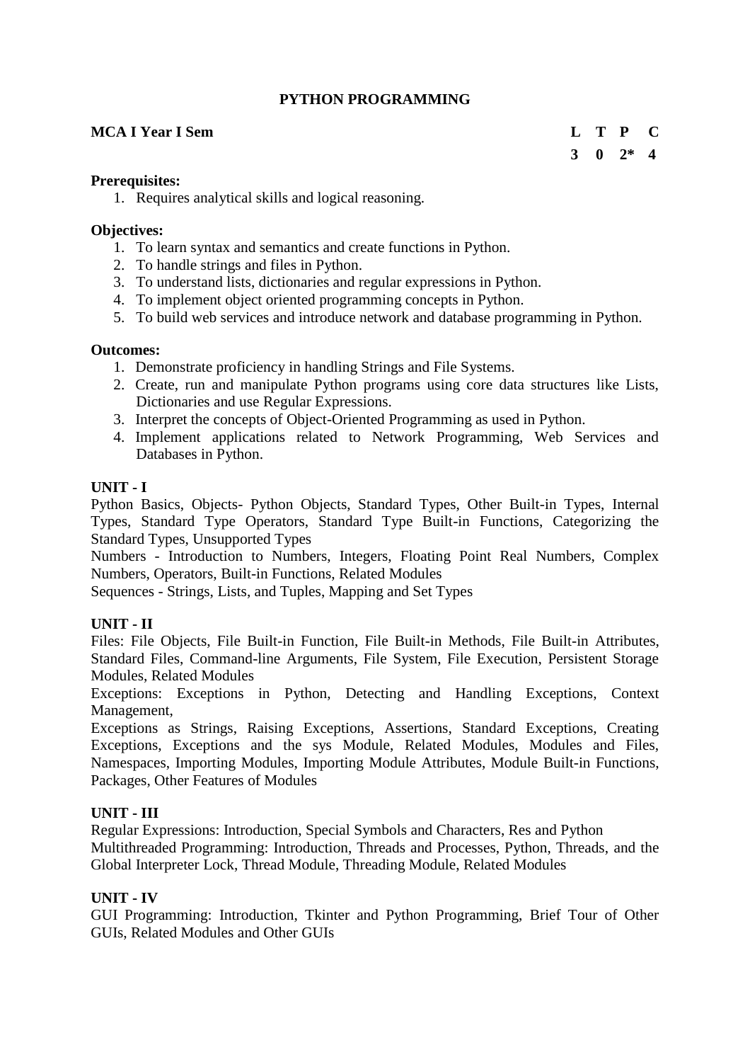# PYTHON PROGRAMMING

**MCA I Year I Sem**

| L | T | P | C |
|---|---|---|---|
| 3 | 0 | 2* | 4 |

**Prerequisites:**

1. Requires analytical skills and logical reasoning.

**Objectives:**

1. To learn syntax and semantics and create functions in Python.
2. To handle strings and files in Python.
3. To understand lists, dictionaries and regular expressions in Python.
4. To implement object oriented programming concepts in Python.
5. To build web services and introduce network and database programming in Python.

**Outcomes:**

1. Demonstrate proficiency in handling Strings and File Systems.
2. Create, run and manipulate Python programs using core data structures like Lists, Dictionaries and use Regular Expressions.
3. Interpret the concepts of Object-Oriented Programming as used in Python.
4. Implement applications related to Network Programming, Web Services and Databases in Python.

**UNIT - I**

Python Basics, Objects- Python Objects, Standard Types, Other Built-in Types, Internal Types, Standard Type Operators, Standard Type Built-in Functions, Categorizing the Standard Types, Unsupported Types

Numbers - Introduction to Numbers, Integers, Floating Point Real Numbers, Complex Numbers, Operators, Built-in Functions, Related Modules

Sequences - Strings, Lists, and Tuples, Mapping and Set Types

**UNIT - II**

Files: File Objects, File Built-in Function, File Built-in Methods, File Built-in Attributes, Standard Files, Command-line Arguments, File System, File Execution, Persistent Storage Modules, Related Modules

Exceptions: Exceptions in Python, Detecting and Handling Exceptions, Context Management,

Exceptions as Strings, Raising Exceptions, Assertions, Standard Exceptions, Creating Exceptions, Exceptions and the sys Module, Related Modules, Modules and Files, Namespaces, Importing Modules, Importing Module Attributes, Module Built-in Functions, Packages, Other Features of Modules

**UNIT - III**

Regular Expressions: Introduction, Special Symbols and Characters, Res and Python

Multithreaded Programming: Introduction, Threads and Processes, Python, Threads, and the Global Interpreter Lock, Thread Module, Threading Module, Related Modules

**UNIT - IV**

GUI Programming: Introduction, Tkinter and Python Programming, Brief Tour of Other GUIs, Related Modules and Other GUIs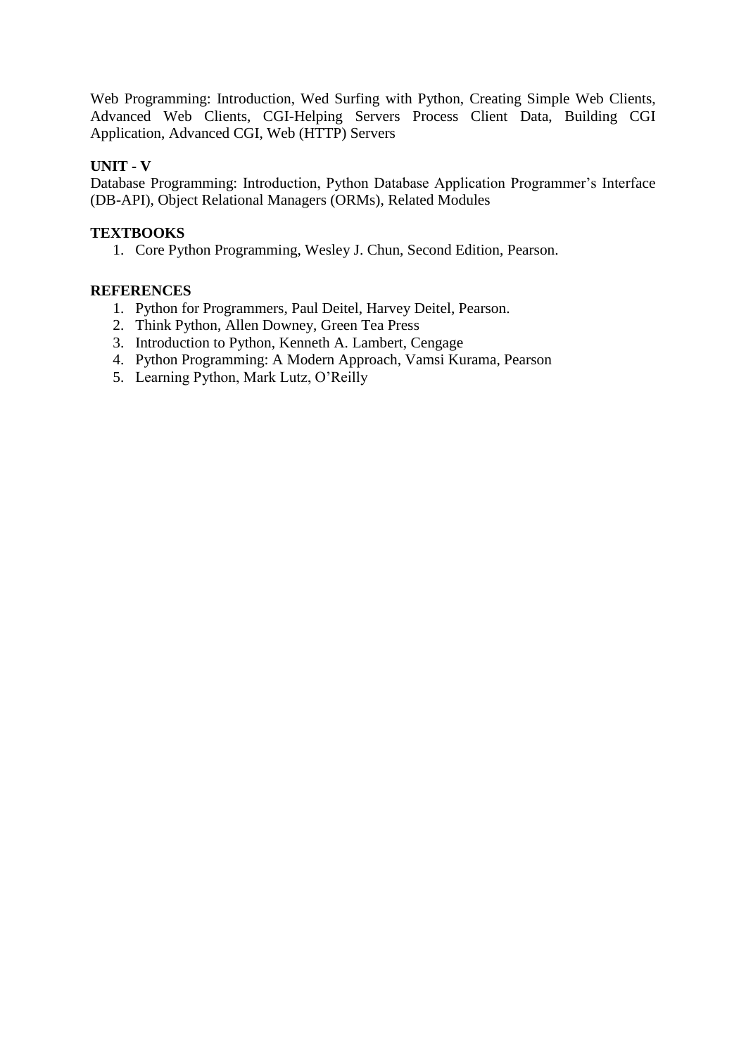Web Programming: Introduction, Wed Surfing with Python, Creating Simple Web Clients, Advanced Web Clients, CGI-Helping Servers Process Client Data, Building CGI Application, Advanced CGI, Web (HTTP) Servers

**UNIT - V**

Database Programming: Introduction, Python Database Application Programmer's Interface (DB-API), Object Relational Managers (ORMs), Related Modules

**TEXTBOOKS**

1. Core Python Programming, Wesley J. Chun, Second Edition, Pearson.

**REFERENCES**

1. Python for Programmers, Paul Deitel, Harvey Deitel, Pearson.
2. Think Python, Allen Downey, Green Tea Press
3. Introduction to Python, Kenneth A. Lambert, Cengage
4. Python Programming: A Modern Approach, Vamsi Kurama, Pearson
5. Learning Python, Mark Lutz, O'Reilly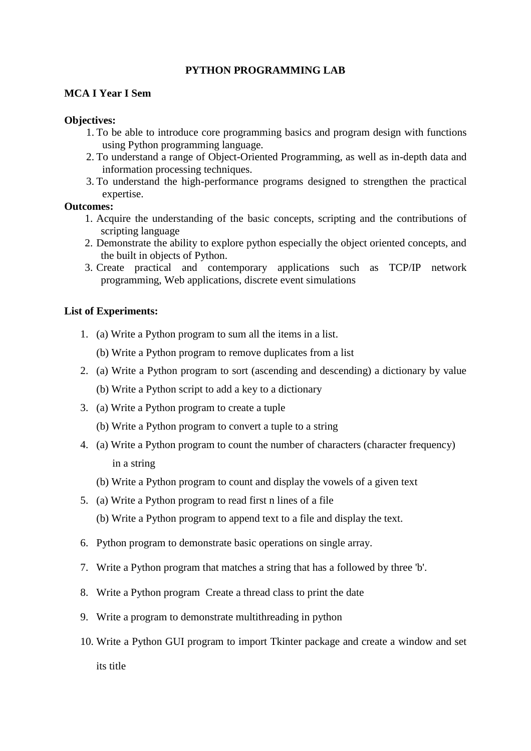# PYTHON PROGRAMMING LAB

**MCA I Year I Sem**

**Objectives:**

1. To be able to introduce core programming basics and program design with functions using Python programming language.
2. To understand a range of Object-Oriented Programming, as well as in-depth data and information processing techniques.
3. To understand the high-performance programs designed to strengthen the practical expertise.

**Outcomes:**

1. Acquire the understanding of the basic concepts, scripting and the contributions of scripting language
2. Demonstrate the ability to explore python especially the object oriented concepts, and the built in objects of Python.
3. Create practical and contemporary applications such as TCP/IP network programming, Web applications, discrete event simulations

**List of Experiments:**

1. (a) Write a Python program to sum all the items in a list.

   (b) Write a Python program to remove duplicates from a list
2. (a) Write a Python program to sort (ascending and descending) a dictionary by value

   (b) Write a Python script to add a key to a dictionary
3. (a) Write a Python program to create a tuple

   (b) Write a Python program to convert a tuple to a string
4. (a) Write a Python program to count the number of characters (character frequency) in a string

   (b) Write a Python program to count and display the vowels of a given text
5. (a) Write a Python program to read first n lines of a file

   (b) Write a Python program to append text to a file and display the text.
6. Python program to demonstrate basic operations on single array.
7. Write a Python program that matches a string that has a followed by three 'b'.
8. Write a Python program Create a thread class to print the date
9. Write a program to demonstrate multithreading in python
10. Write a Python GUI program to import Tkinter package and create a window and set its title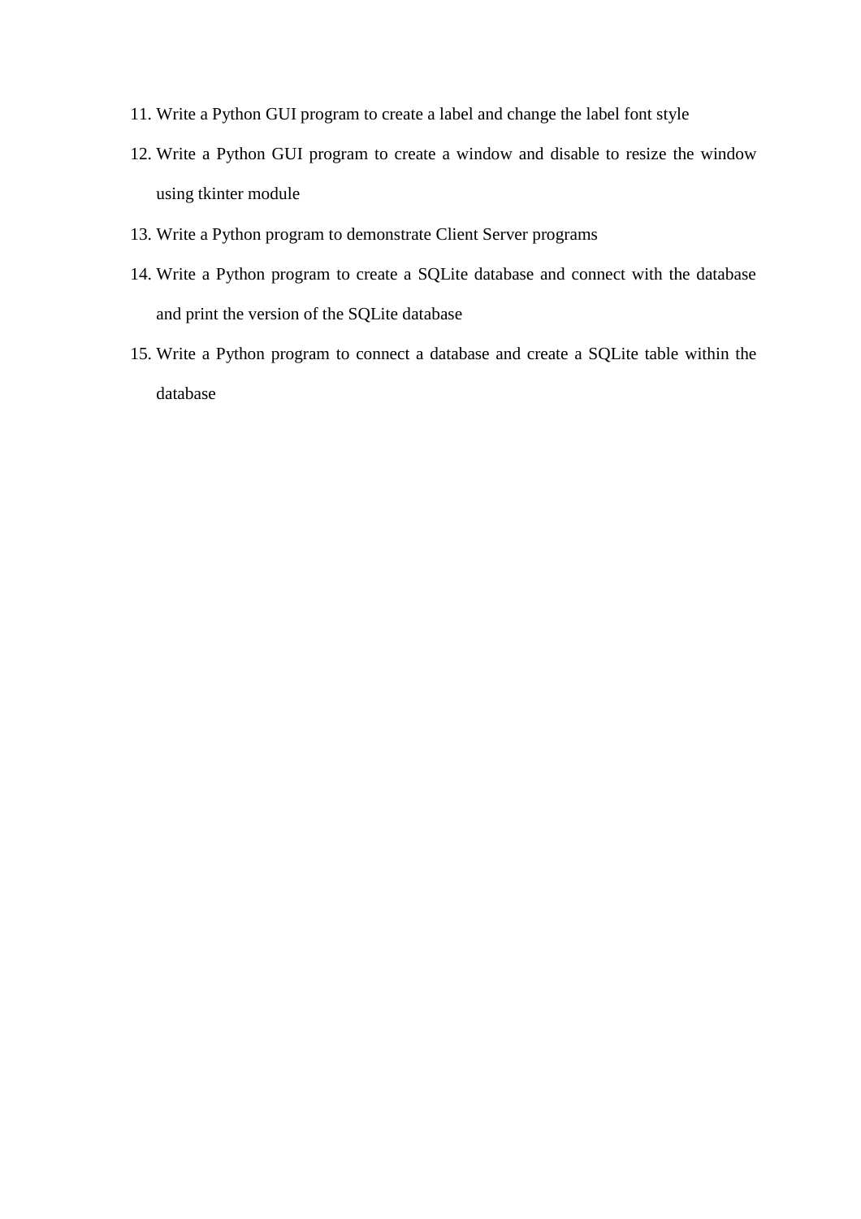11. Write a Python GUI program to create a label and change the label font style
12. Write a Python GUI program to create a window and disable to resize the window using tkinter module
13. Write a Python program to demonstrate Client Server programs
14. Write a Python program to create a SQLite database and connect with the database and print the version of the SQLite database
15. Write a Python program to connect a database and create a SQLite table within the database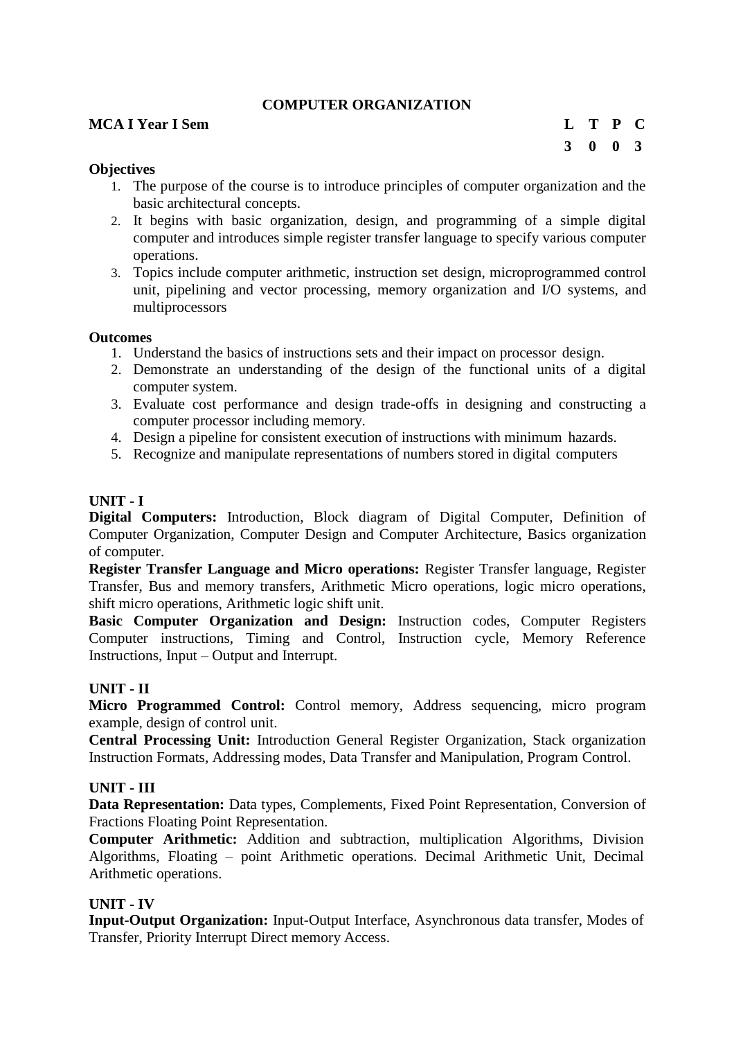# COMPUTER ORGANIZATION

**MCA I Year I Sem**

| L | T | P | C |
|---|---|---|---|
| 3 | 0 | 0 | 3 |

**Objectives**

1. The purpose of the course is to introduce principles of computer organization and the basic architectural concepts.
2. It begins with basic organization, design, and programming of a simple digital computer and introduces simple register transfer language to specify various computer operations.
3. Topics include computer arithmetic, instruction set design, microprogrammed control unit, pipelining and vector processing, memory organization and I/O systems, and multiprocessors

**Outcomes**

1. Understand the basics of instructions sets and their impact on processor design.
2. Demonstrate an understanding of the design of the functional units of a digital computer system.
3. Evaluate cost performance and design trade-offs in designing and constructing a computer processor including memory.
4. Design a pipeline for consistent execution of instructions with minimum hazards.
5. Recognize and manipulate representations of numbers stored in digital computers

**UNIT - I**

**Digital Computers:** Introduction, Block diagram of Digital Computer, Definition of Computer Organization, Computer Design and Computer Architecture, Basics organization of computer.

**Register Transfer Language and Micro operations:** Register Transfer language, Register Transfer, Bus and memory transfers, Arithmetic Micro operations, logic micro operations, shift micro operations, Arithmetic logic shift unit.

**Basic Computer Organization and Design:** Instruction codes, Computer Registers Computer instructions, Timing and Control, Instruction cycle, Memory Reference Instructions, Input – Output and Interrupt.

**UNIT - II**

**Micro Programmed Control:** Control memory, Address sequencing, micro program example, design of control unit.

**Central Processing Unit:** Introduction General Register Organization, Stack organization Instruction Formats, Addressing modes, Data Transfer and Manipulation, Program Control.

**UNIT - III**

**Data Representation:** Data types, Complements, Fixed Point Representation, Conversion of Fractions Floating Point Representation.

**Computer Arithmetic:** Addition and subtraction, multiplication Algorithms, Division Algorithms, Floating – point Arithmetic operations. Decimal Arithmetic Unit, Decimal Arithmetic operations.

**UNIT - IV**

**Input-Output Organization:** Input-Output Interface, Asynchronous data transfer, Modes of Transfer, Priority Interrupt Direct memory Access.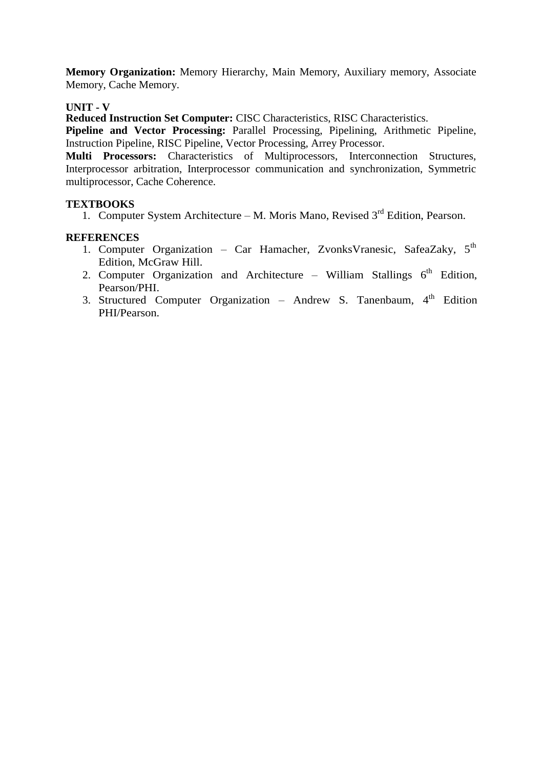**Memory Organization:** Memory Hierarchy, Main Memory, Auxiliary memory, Associate Memory, Cache Memory.

**UNIT - V**

**Reduced Instruction Set Computer:** CISC Characteristics, RISC Characteristics.

**Pipeline and Vector Processing:** Parallel Processing, Pipelining, Arithmetic Pipeline, Instruction Pipeline, RISC Pipeline, Vector Processing, Arrey Processor.

**Multi Processors:** Characteristics of Multiprocessors, Interconnection Structures, Interprocessor arbitration, Interprocessor communication and synchronization, Symmetric multiprocessor, Cache Coherence.

**TEXTBOOKS**

1. Computer System Architecture – M. Moris Mano, Revised 3rd Edition, Pearson.

**REFERENCES**

1. Computer Organization – Car Hamacher, ZvonksVranesic, SafeaZaky, 5th Edition, McGraw Hill.
2. Computer Organization and Architecture – William Stallings 6th Edition, Pearson/PHI.
3. Structured Computer Organization – Andrew S. Tanenbaum, 4th Edition PHI/Pearson.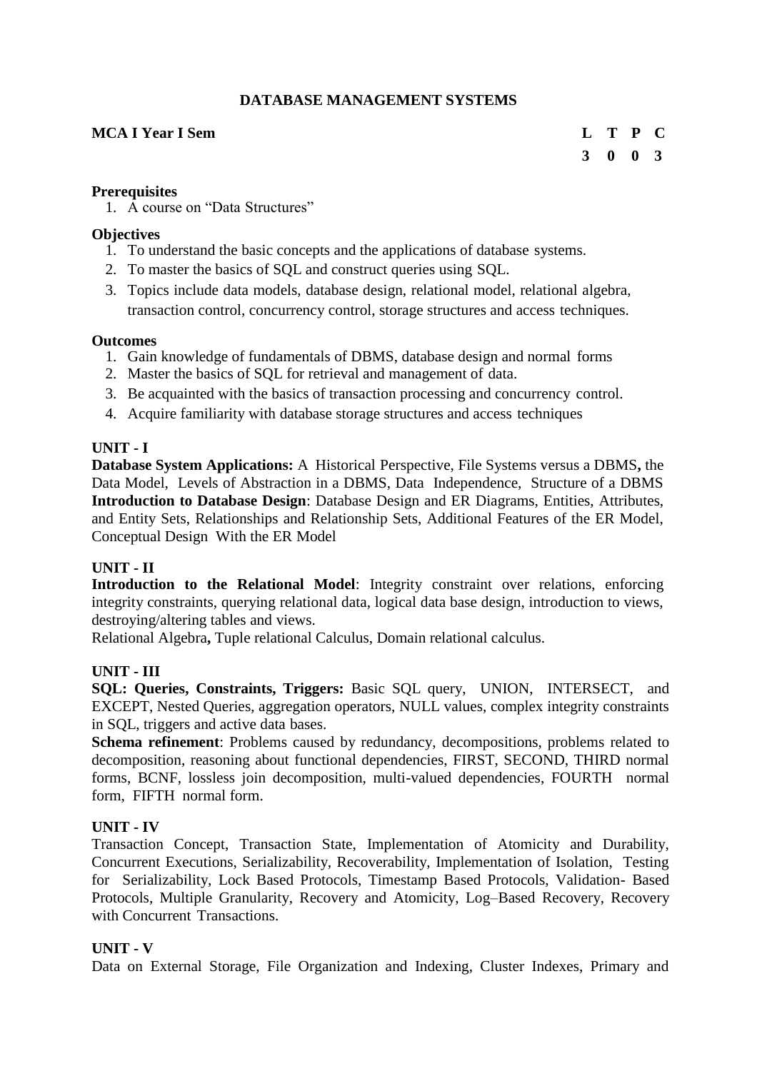# DATABASE MANAGEMENT SYSTEMS

**MCA I Year I Sem**

| L | T | P | C |
|---|---|---|---|
| 3 | 0 | 0 | 3 |

**Prerequisites**

1. A course on "Data Structures"

**Objectives**

1. To understand the basic concepts and the applications of database systems.
2. To master the basics of SQL and construct queries using SQL.
3. Topics include data models, database design, relational model, relational algebra, transaction control, concurrency control, storage structures and access techniques.

**Outcomes**

1. Gain knowledge of fundamentals of DBMS, database design and normal forms
2. Master the basics of SQL for retrieval and management of data.
3. Be acquainted with the basics of transaction processing and concurrency control.
4. Acquire familiarity with database storage structures and access techniques

**UNIT - I**

**Database System Applications:** A Historical Perspective, File Systems versus a DBMS**,** the Data Model, Levels of Abstraction in a DBMS, Data Independence, Structure of a DBMS
**Introduction to Database Design**: Database Design and ER Diagrams, Entities, Attributes, and Entity Sets, Relationships and Relationship Sets, Additional Features of the ER Model, Conceptual Design With the ER Model

**UNIT - II**

**Introduction to the Relational Model**: Integrity constraint over relations, enforcing integrity constraints, querying relational data, logical data base design, introduction to views, destroying/altering tables and views.
Relational Algebra**,** Tuple relational Calculus, Domain relational calculus.

**UNIT - III**

**SQL: Queries, Constraints, Triggers:** Basic SQL query, UNION, INTERSECT, and EXCEPT, Nested Queries, aggregation operators, NULL values, complex integrity constraints in SQL, triggers and active data bases.
**Schema refinement**: Problems caused by redundancy, decompositions, problems related to decomposition, reasoning about functional dependencies, FIRST, SECOND, THIRD normal forms, BCNF, lossless join decomposition, multi-valued dependencies, FOURTH normal form, FIFTH normal form.

**UNIT - IV**

Transaction Concept, Transaction State, Implementation of Atomicity and Durability, Concurrent Executions, Serializability, Recoverability, Implementation of Isolation, Testing for Serializability, Lock Based Protocols, Timestamp Based Protocols, Validation- Based Protocols, Multiple Granularity, Recovery and Atomicity, Log–Based Recovery, Recovery with Concurrent Transactions.

**UNIT - V**

Data on External Storage, File Organization and Indexing, Cluster Indexes, Primary and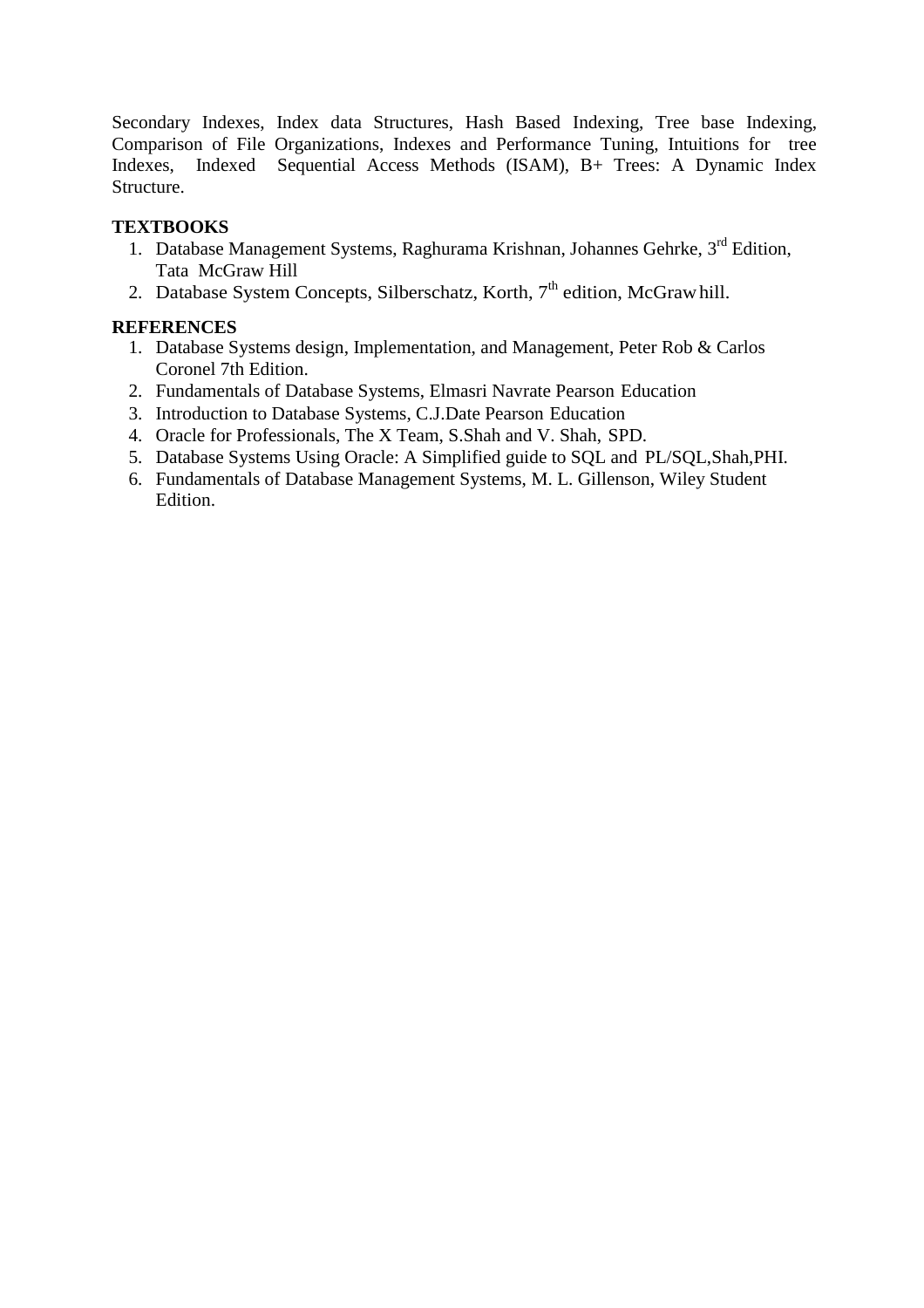Secondary Indexes, Index data Structures, Hash Based Indexing, Tree base Indexing, Comparison of File Organizations, Indexes and Performance Tuning, Intuitions for tree Indexes, Indexed Sequential Access Methods (ISAM), B+ Trees: A Dynamic Index Structure.

**TEXTBOOKS**

1. Database Management Systems, Raghurama Krishnan, Johannes Gehrke, 3rd Edition, Tata McGraw Hill
2. Database System Concepts, Silberschatz, Korth, 7th edition, McGraw hill.

**REFERENCES**

1. Database Systems design, Implementation, and Management, Peter Rob & Carlos Coronel 7th Edition.
2. Fundamentals of Database Systems, Elmasri Navrate Pearson Education
3. Introduction to Database Systems, C.J.Date Pearson Education
4. Oracle for Professionals, The X Team, S.Shah and V. Shah, SPD.
5. Database Systems Using Oracle: A Simplified guide to SQL and PL/SQL,Shah,PHI.
6. Fundamentals of Database Management Systems, M. L. Gillenson, Wiley Student Edition.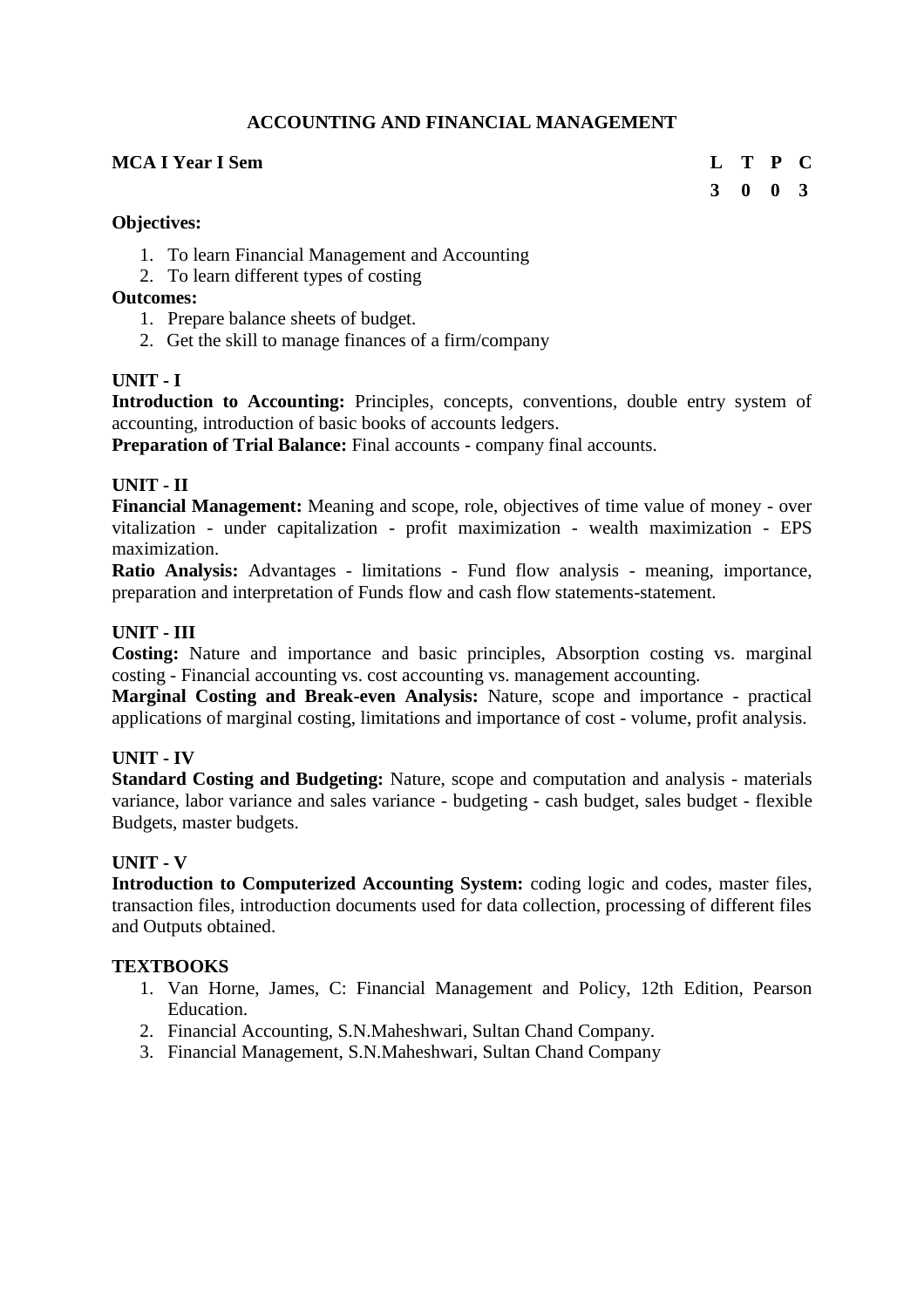## ACCOUNTING AND FINANCIAL MANAGEMENT

**MCA I Year I Sem**

| L | T | P | C |
|---|---|---|---|
| 3 | 0 | 0 | 3 |

**Objectives:**

1. To learn Financial Management and Accounting
2. To learn different types of costing

**Outcomes:**

1. Prepare balance sheets of budget.
2. Get the skill to manage finances of a firm/company

**UNIT - I**

**Introduction to Accounting:** Principles, concepts, conventions, double entry system of accounting, introduction of basic books of accounts ledgers.

**Preparation of Trial Balance:** Final accounts - company final accounts.

**UNIT - II**

**Financial Management:** Meaning and scope, role, objectives of time value of money - over vitalization - under capitalization - profit maximization - wealth maximization - EPS maximization.

**Ratio Analysis:** Advantages - limitations - Fund flow analysis - meaning, importance, preparation and interpretation of Funds flow and cash flow statements-statement.

**UNIT - III**

**Costing:** Nature and importance and basic principles, Absorption costing vs. marginal costing - Financial accounting vs. cost accounting vs. management accounting.

**Marginal Costing and Break-even Analysis:** Nature, scope and importance - practical applications of marginal costing, limitations and importance of cost - volume, profit analysis.

**UNIT - IV**

**Standard Costing and Budgeting:** Nature, scope and computation and analysis - materials variance, labor variance and sales variance - budgeting - cash budget, sales budget - flexible Budgets, master budgets.

**UNIT - V**

**Introduction to Computerized Accounting System:** coding logic and codes, master files, transaction files, introduction documents used for data collection, processing of different files and Outputs obtained.

**TEXTBOOKS**

1. Van Horne, James, C: Financial Management and Policy, 12th Edition, Pearson Education.
2. Financial Accounting, S.N.Maheshwari, Sultan Chand Company.
3. Financial Management, S.N.Maheshwari, Sultan Chand Company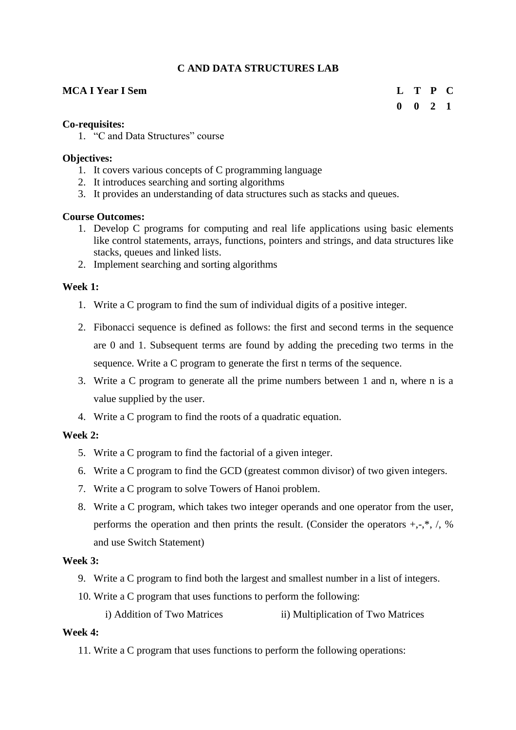## C AND DATA STRUCTURES LAB

**MCA I Year I Sem**

| L | T | P | C |
|---|---|---|---|
| 0 | 0 | 2 | 1 |

**Co-requisites:**

1. "C and Data Structures" course

**Objectives:**

1. It covers various concepts of C programming language
2. It introduces searching and sorting algorithms
3. It provides an understanding of data structures such as stacks and queues.

**Course Outcomes:**

1. Develop C programs for computing and real life applications using basic elements like control statements, arrays, functions, pointers and strings, and data structures like stacks, queues and linked lists.
2. Implement searching and sorting algorithms

**Week 1:**

1. Write a C program to find the sum of individual digits of a positive integer.
2. Fibonacci sequence is defined as follows: the first and second terms in the sequence are 0 and 1. Subsequent terms are found by adding the preceding two terms in the sequence. Write a C program to generate the first n terms of the sequence.
3. Write a C program to generate all the prime numbers between 1 and n, where n is a value supplied by the user.
4. Write a C program to find the roots of a quadratic equation.

**Week 2:**

5. Write a C program to find the factorial of a given integer.
6. Write a C program to find the GCD (greatest common divisor) of two given integers.
7. Write a C program to solve Towers of Hanoi problem.
8. Write a C program, which takes two integer operands and one operator from the user, performs the operation and then prints the result. (Consider the operators +,-,*, /, % and use Switch Statement)

**Week 3:**

9. Write a C program to find both the largest and smallest number in a list of integers.
10. Write a C program that uses functions to perform the following:

    i) Addition of Two Matrices ii) Multiplication of Two Matrices

**Week 4:**

11. Write a C program that uses functions to perform the following operations: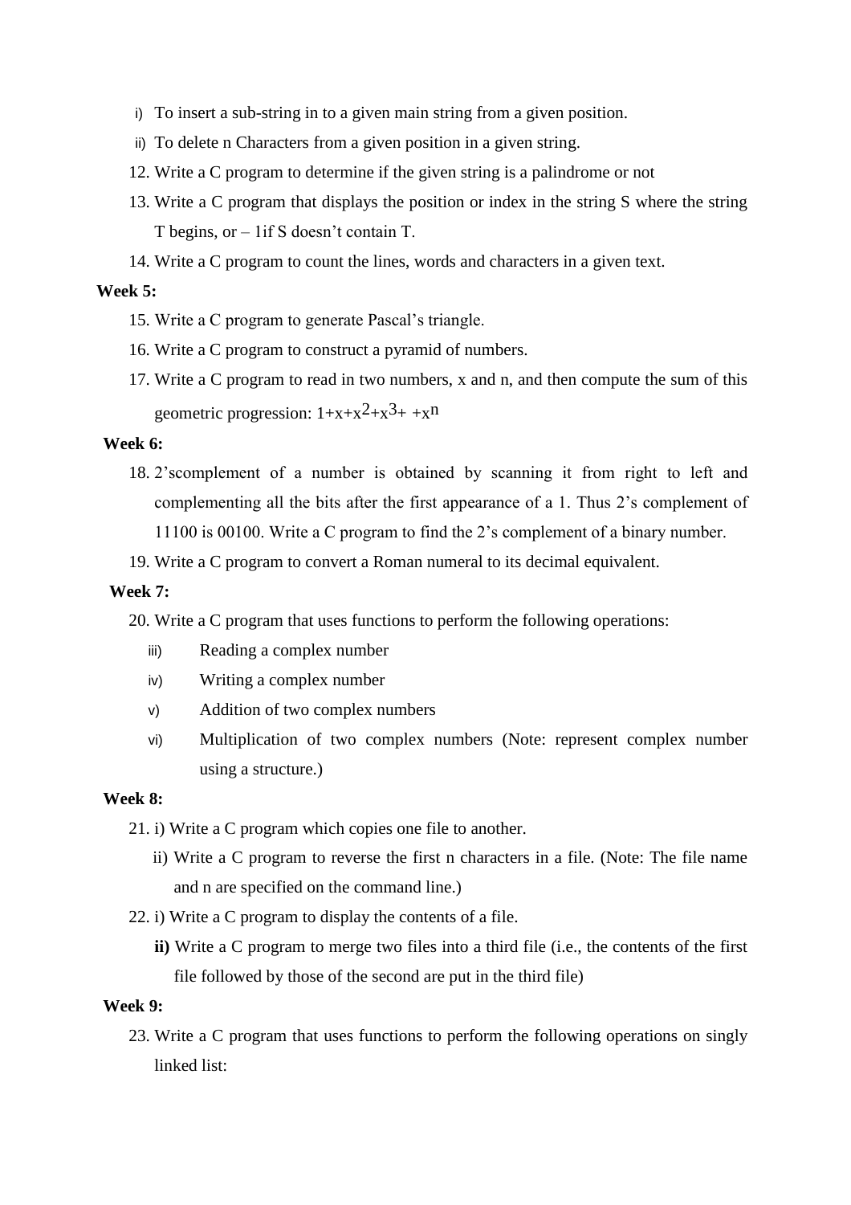i) To insert a sub-string in to a given main string from a given position.

ii) To delete n Characters from a given position in a given string.

12. Write a C program to determine if the given string is a palindrome or not
13. Write a C program that displays the position or index in the string S where the string T begins, or – 1if S doesn't contain T.
14. Write a C program to count the lines, words and characters in a given text.

**Week 5:**

15. Write a C program to generate Pascal's triangle.
16. Write a C program to construct a pyramid of numbers.
17. Write a C program to read in two numbers, x and n, and then compute the sum of this geometric progression: $1+x+x^2+x^3+ +x^n$

**Week 6:**

18. 2'scomplement of a number is obtained by scanning it from right to left and complementing all the bits after the first appearance of a 1. Thus 2's complement of 11100 is 00100. Write a C program to find the 2's complement of a binary number.
19. Write a C program to convert a Roman numeral to its decimal equivalent.

**Week 7:**

20. Write a C program that uses functions to perform the following operations:

    iii) Reading a complex number

    iv) Writing a complex number

    v) Addition of two complex numbers

    vi) Multiplication of two complex numbers (Note: represent complex number using a structure.)

**Week 8:**

21. i) Write a C program which copies one file to another.

    ii) Write a C program to reverse the first n characters in a file. (Note: The file name and n are specified on the command line.)

22. i) Write a C program to display the contents of a file.

    **ii)** Write a C program to merge two files into a third file (i.e., the contents of the first file followed by those of the second are put in the third file)

**Week 9:**

23. Write a C program that uses functions to perform the following operations on singly linked list: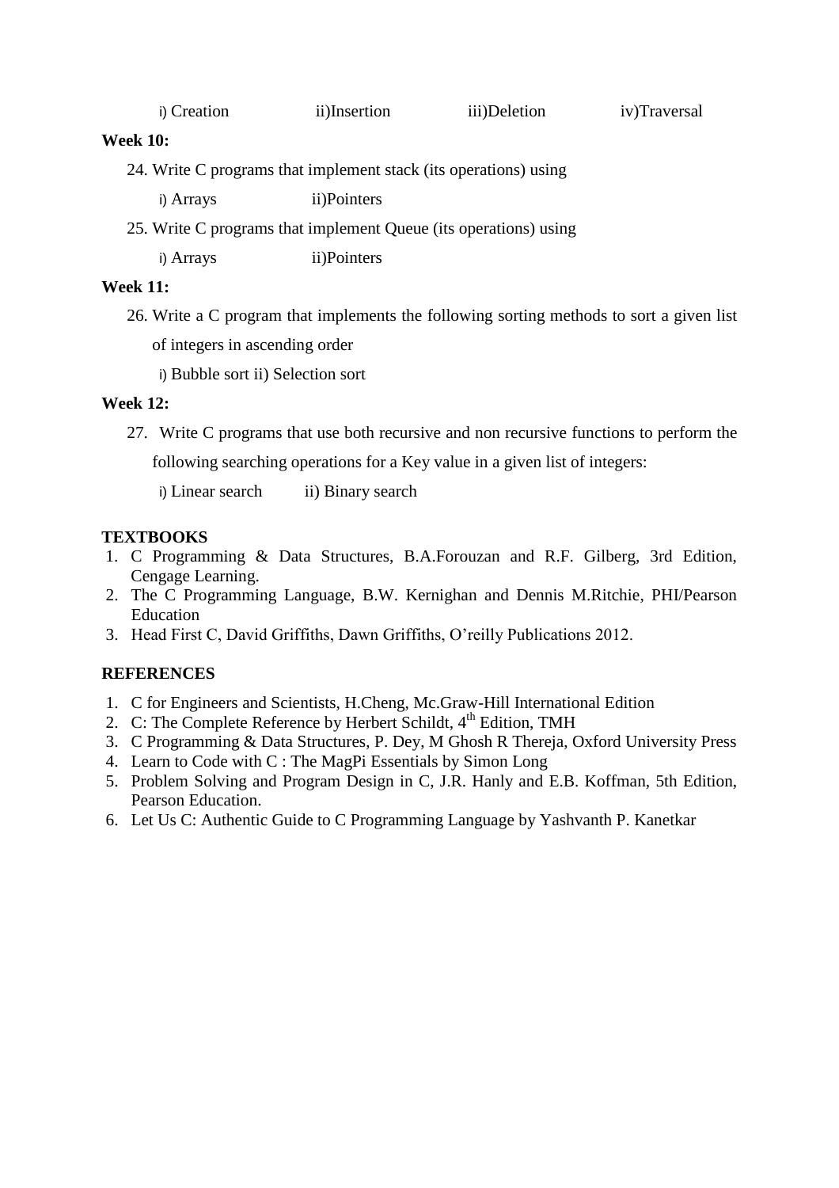i) Creation ii)Insertion iii)Deletion iv)Traversal

**Week 10:**

24. Write C programs that implement stack (its operations) using

    i) Arrays ii)Pointers

25. Write C programs that implement Queue (its operations) using

    i) Arrays ii)Pointers

**Week 11:**

26. Write a C program that implements the following sorting methods to sort a given list of integers in ascending order

    i) Bubble sort ii) Selection sort

**Week 12:**

27. Write C programs that use both recursive and non recursive functions to perform the following searching operations for a Key value in a given list of integers:

    i) Linear search ii) Binary search

**TEXTBOOKS**

1. C Programming & Data Structures, B.A.Forouzan and R.F. Gilberg, 3rd Edition, Cengage Learning.
2. The C Programming Language, B.W. Kernighan and Dennis M.Ritchie, PHI/Pearson Education
3. Head First C, David Griffiths, Dawn Griffiths, O'reilly Publications 2012.

**REFERENCES**

1. C for Engineers and Scientists, H.Cheng, Mc.Graw-Hill International Edition
2. C: The Complete Reference by Herbert Schildt, 4th Edition, TMH
3. C Programming & Data Structures, P. Dey, M Ghosh R Thereja, Oxford University Press
4. Learn to Code with C : The MagPi Essentials by Simon Long
5. Problem Solving and Program Design in C, J.R. Hanly and E.B. Koffman, 5th Edition, Pearson Education.
6. Let Us C: Authentic Guide to C Programming Language by Yashvanth P. Kanetkar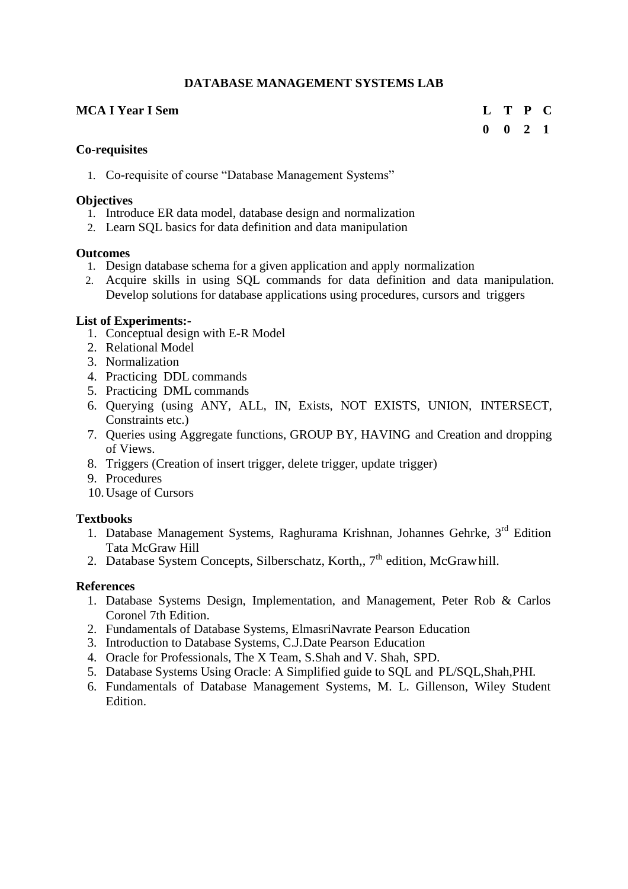# DATABASE MANAGEMENT SYSTEMS LAB

**MCA I Year I Sem**

| L | T | P | C |
|---|---|---|---|
| 0 | 0 | 2 | 1 |

## Co-requisites

1. Co-requisite of course "Database Management Systems"

## Objectives

1. Introduce ER data model, database design and normalization
2. Learn SQL basics for data definition and data manipulation

## Outcomes

1. Design database schema for a given application and apply normalization
2. Acquire skills in using SQL commands for data definition and data manipulation. Develop solutions for database applications using procedures, cursors and triggers

## List of Experiments:-

1. Conceptual design with E-R Model
2. Relational Model
3. Normalization
4. Practicing DDL commands
5. Practicing DML commands
6. Querying (using ANY, ALL, IN, Exists, NOT EXISTS, UNION, INTERSECT, Constraints etc.)
7. Queries using Aggregate functions, GROUP BY, HAVING and Creation and dropping of Views.
8. Triggers (Creation of insert trigger, delete trigger, update trigger)
9. Procedures
10. Usage of Cursors

## Textbooks

1. Database Management Systems, Raghurama Krishnan, Johannes Gehrke, 3rd Edition Tata McGraw Hill
2. Database System Concepts, Silberschatz, Korth,, 7th edition, McGrawhill.

## References

1. Database Systems Design, Implementation, and Management, Peter Rob & Carlos Coronel 7th Edition.
2. Fundamentals of Database Systems, ElmasriNavrate Pearson Education
3. Introduction to Database Systems, C.J.Date Pearson Education
4. Oracle for Professionals, The X Team, S.Shah and V. Shah, SPD.
5. Database Systems Using Oracle: A Simplified guide to SQL and PL/SQL,Shah,PHI.
6. Fundamentals of Database Management Systems, M. L. Gillenson, Wiley Student Edition.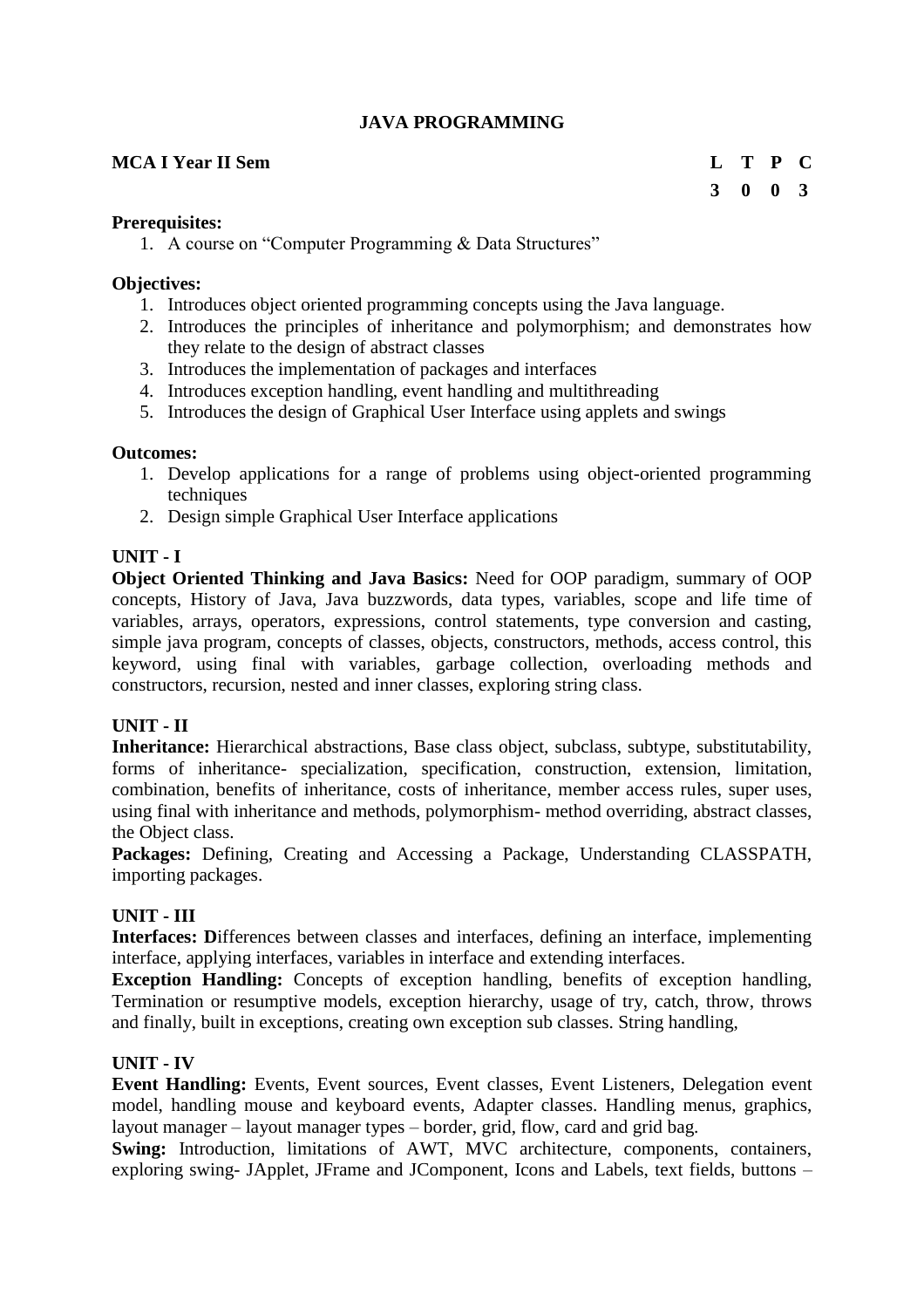# JAVA PROGRAMMING

**MCA I Year II Sem**

| L | T | P | C |
|---|---|---|---|
| 3 | 0 | 0 | 3 |

**Prerequisites:**

1. A course on "Computer Programming & Data Structures"

**Objectives:**

1. Introduces object oriented programming concepts using the Java language.
2. Introduces the principles of inheritance and polymorphism; and demonstrates how they relate to the design of abstract classes
3. Introduces the implementation of packages and interfaces
4. Introduces exception handling, event handling and multithreading
5. Introduces the design of Graphical User Interface using applets and swings

**Outcomes:**

1. Develop applications for a range of problems using object-oriented programming techniques
2. Design simple Graphical User Interface applications

**UNIT - I**

**Object Oriented Thinking and Java Basics:** Need for OOP paradigm, summary of OOP concepts, History of Java, Java buzzwords, data types, variables, scope and life time of variables, arrays, operators, expressions, control statements, type conversion and casting, simple java program, concepts of classes, objects, constructors, methods, access control, this keyword, using final with variables, garbage collection, overloading methods and constructors, recursion, nested and inner classes, exploring string class.

**UNIT - II**

**Inheritance:** Hierarchical abstractions, Base class object, subclass, subtype, substitutability, forms of inheritance- specialization, specification, construction, extension, limitation, combination, benefits of inheritance, costs of inheritance, member access rules, super uses, using final with inheritance and methods, polymorphism- method overriding, abstract classes, the Object class.

**Packages:** Defining, Creating and Accessing a Package, Understanding CLASSPATH, importing packages.

**UNIT - III**

**Interfaces: D**ifferences between classes and interfaces, defining an interface, implementing interface, applying interfaces, variables in interface and extending interfaces.

**Exception Handling:** Concepts of exception handling, benefits of exception handling, Termination or resumptive models, exception hierarchy, usage of try, catch, throw, throws and finally, built in exceptions, creating own exception sub classes. String handling,

**UNIT - IV**

**Event Handling:** Events, Event sources, Event classes, Event Listeners, Delegation event model, handling mouse and keyboard events, Adapter classes. Handling menus, graphics, layout manager – layout manager types – border, grid, flow, card and grid bag.

**Swing:** Introduction, limitations of AWT, MVC architecture, components, containers, exploring swing- JApplet, JFrame and JComponent, Icons and Labels, text fields, buttons –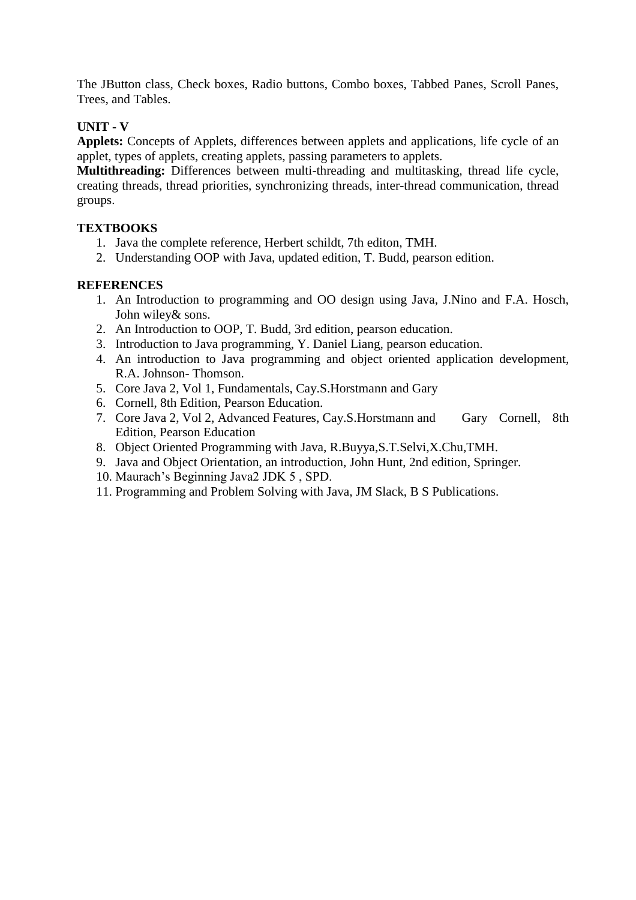The JButton class, Check boxes, Radio buttons, Combo boxes, Tabbed Panes, Scroll Panes, Trees, and Tables.

**UNIT - V**

**Applets:** Concepts of Applets, differences between applets and applications, life cycle of an applet, types of applets, creating applets, passing parameters to applets.

**Multithreading:** Differences between multi-threading and multitasking, thread life cycle, creating threads, thread priorities, synchronizing threads, inter-thread communication, thread groups.

**TEXTBOOKS**

1. Java the complete reference, Herbert schildt, 7th editon, TMH.
2. Understanding OOP with Java, updated edition, T. Budd, pearson edition.

**REFERENCES**

1. An Introduction to programming and OO design using Java, J.Nino and F.A. Hosch, John wiley& sons.
2. An Introduction to OOP, T. Budd, 3rd edition, pearson education.
3. Introduction to Java programming, Y. Daniel Liang, pearson education.
4. An introduction to Java programming and object oriented application development, R.A. Johnson- Thomson.
5. Core Java 2, Vol 1, Fundamentals, Cay.S.Horstmann and Gary
6. Cornell, 8th Edition, Pearson Education.
7. Core Java 2, Vol 2, Advanced Features, Cay.S.Horstmann and Gary Cornell, 8th Edition, Pearson Education
8. Object Oriented Programming with Java, R.Buyya,S.T.Selvi,X.Chu,TMH.
9. Java and Object Orientation, an introduction, John Hunt, 2nd edition, Springer.
10. Maurach's Beginning Java2 JDK 5 , SPD.
11. Programming and Problem Solving with Java, JM Slack, B S Publications.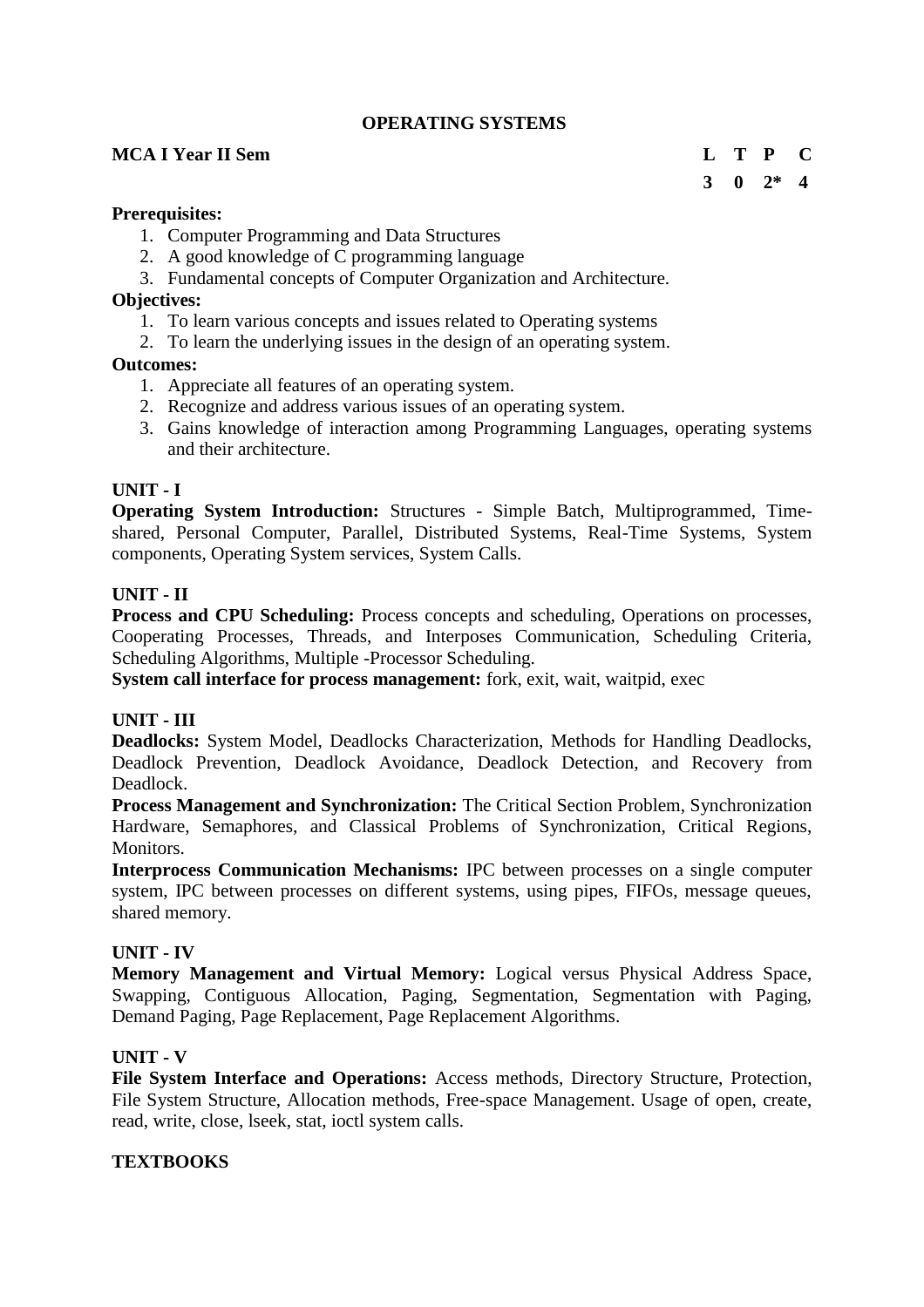# OPERATING SYSTEMS

**MCA I Year II Sem**

| L | T | P | C |
|---|---|---|---|
| 3 | 0 | 2* | 4 |

**Prerequisites:**

1. Computer Programming and Data Structures
2. A good knowledge of C programming language
3. Fundamental concepts of Computer Organization and Architecture.

**Objectives:**

1. To learn various concepts and issues related to Operating systems
2. To learn the underlying issues in the design of an operating system.

**Outcomes:**

1. Appreciate all features of an operating system.
2. Recognize and address various issues of an operating system.
3. Gains knowledge of interaction among Programming Languages, operating systems and their architecture.

**UNIT - I**

**Operating System Introduction:** Structures - Simple Batch, Multiprogrammed, Time-shared, Personal Computer, Parallel, Distributed Systems, Real-Time Systems, System components, Operating System services, System Calls.

**UNIT - II**

**Process and CPU Scheduling:** Process concepts and scheduling, Operations on processes, Cooperating Processes, Threads, and Interposes Communication, Scheduling Criteria, Scheduling Algorithms, Multiple -Processor Scheduling.

**System call interface for process management:** fork, exit, wait, waitpid, exec

**UNIT - III**

**Deadlocks:** System Model, Deadlocks Characterization, Methods for Handling Deadlocks, Deadlock Prevention, Deadlock Avoidance, Deadlock Detection, and Recovery from Deadlock.

**Process Management and Synchronization:** The Critical Section Problem, Synchronization Hardware, Semaphores, and Classical Problems of Synchronization, Critical Regions, Monitors.

**Interprocess Communication Mechanisms:** IPC between processes on a single computer system, IPC between processes on different systems, using pipes, FIFOs, message queues, shared memory.

**UNIT - IV**

**Memory Management and Virtual Memory:** Logical versus Physical Address Space, Swapping, Contiguous Allocation, Paging, Segmentation, Segmentation with Paging, Demand Paging, Page Replacement, Page Replacement Algorithms.

**UNIT - V**

**File System Interface and Operations:** Access methods, Directory Structure, Protection, File System Structure, Allocation methods, Free-space Management. Usage of open, create, read, write, close, lseek, stat, ioctl system calls.

**TEXTBOOKS**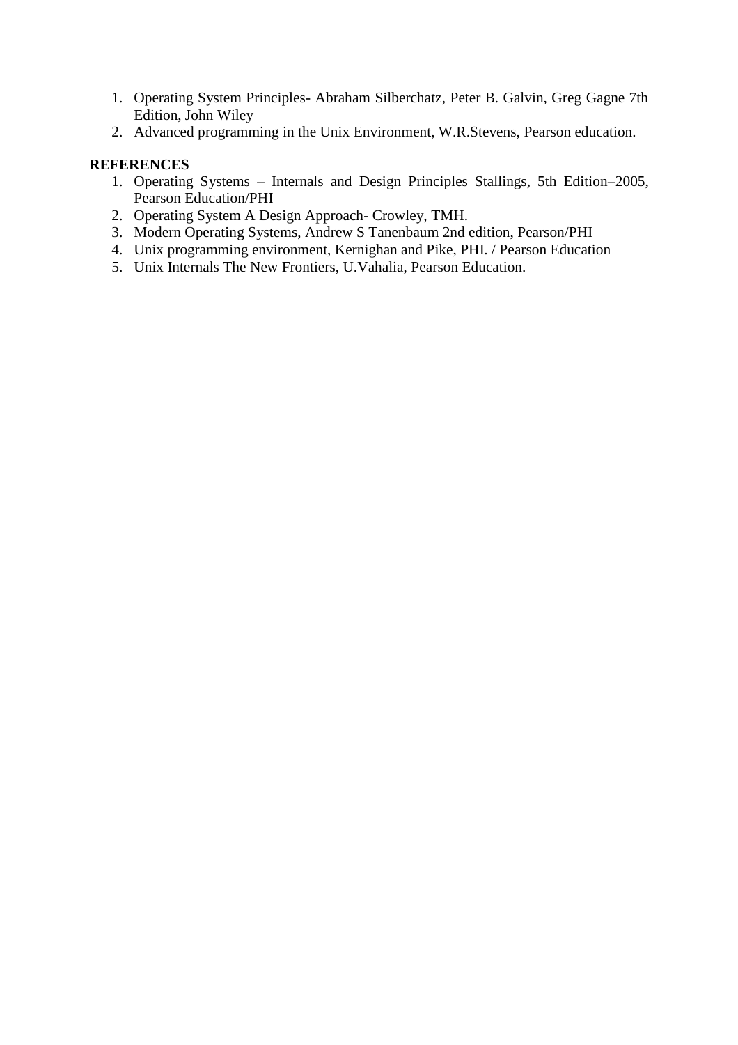1. Operating System Principles- Abraham Silberchatz, Peter B. Galvin, Greg Gagne 7th Edition, John Wiley
2. Advanced programming in the Unix Environment, W.R.Stevens, Pearson education.

**REFERENCES**

1. Operating Systems – Internals and Design Principles Stallings, 5th Edition–2005, Pearson Education/PHI
2. Operating System A Design Approach- Crowley, TMH.
3. Modern Operating Systems, Andrew S Tanenbaum 2nd edition, Pearson/PHI
4. Unix programming environment, Kernighan and Pike, PHI. / Pearson Education
5. Unix Internals The New Frontiers, U.Vahalia, Pearson Education.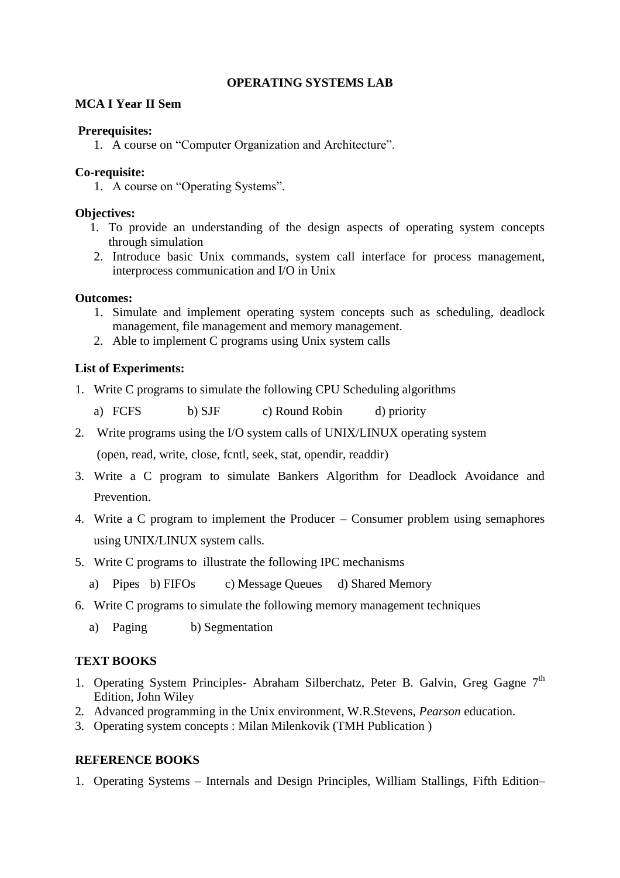# OPERATING SYSTEMS LAB

**MCA I Year II Sem**

**Prerequisites:**

1. A course on "Computer Organization and Architecture".

**Co-requisite:**

1. A course on "Operating Systems".

**Objectives:**

1. To provide an understanding of the design aspects of operating system concepts through simulation
2. Introduce basic Unix commands, system call interface for process management, interprocess communication and I/O in Unix

**Outcomes:**

1. Simulate and implement operating system concepts such as scheduling, deadlock management, file management and memory management.
2. Able to implement C programs using Unix system calls

**List of Experiments:**

1. Write C programs to simulate the following CPU Scheduling algorithms
   a) FCFS b) SJF c) Round Robin d) priority
2. Write programs using the I/O system calls of UNIX/LINUX operating system
   (open, read, write, close, fcntl, seek, stat, opendir, readdir)
3. Write a C program to simulate Bankers Algorithm for Deadlock Avoidance and Prevention.
4. Write a C program to implement the Producer – Consumer problem using semaphores using UNIX/LINUX system calls.
5. Write C programs to illustrate the following IPC mechanisms
   a) Pipes b) FIFOs c) Message Queues d) Shared Memory
6. Write C programs to simulate the following memory management techniques
   a) Paging b) Segmentation

## TEXT BOOKS

1. Operating System Principles- Abraham Silberchatz, Peter B. Galvin, Greg Gagne 7th Edition, John Wiley
2. Advanced programming in the Unix environment, W.R.Stevens, *Pearson* education.
3. Operating system concepts : Milan Milenkovik (TMH Publication )

## REFERENCE BOOKS

1. Operating Systems – Internals and Design Principles, William Stallings, Fifth Edition–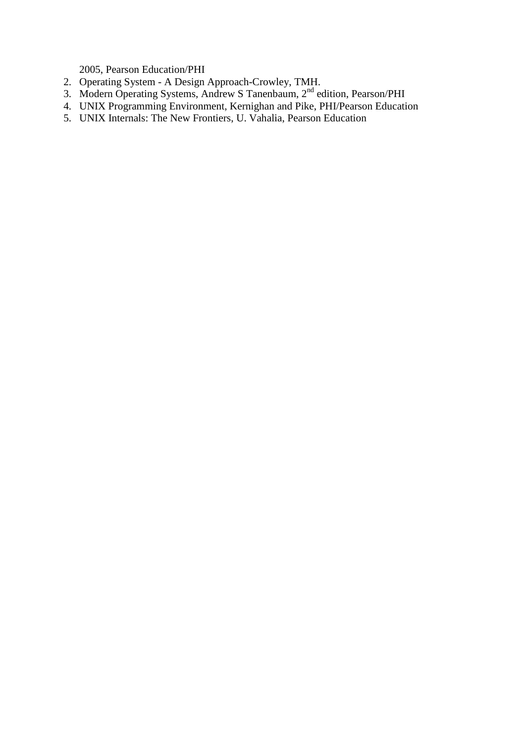2005, Pearson Education/PHI

2. Operating System - A Design Approach-Crowley, TMH.
3. Modern Operating Systems, Andrew S Tanenbaum, $2^{nd}$ edition, Pearson/PHI
4. UNIX Programming Environment, Kernighan and Pike, PHI/Pearson Education
5. UNIX Internals: The New Frontiers, U. Vahalia, Pearson Education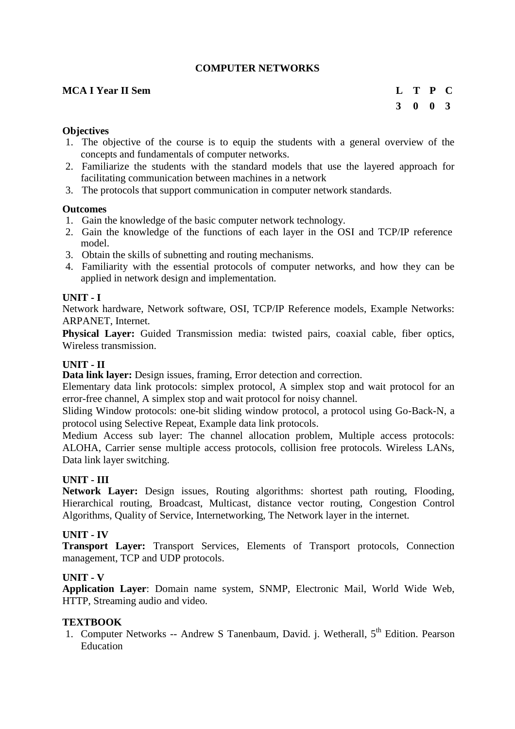# COMPUTER NETWORKS

| **MCA I Year II Sem** | **L** | **T** | **P** | **C** |
|---|---|---|---|---|
| | **3** | **0** | **0** | **3** |

**Objectives**

1. The objective of the course is to equip the students with a general overview of the concepts and fundamentals of computer networks.
2. Familiarize the students with the standard models that use the layered approach for facilitating communication between machines in a network
3. The protocols that support communication in computer network standards.

**Outcomes**

1. Gain the knowledge of the basic computer network technology.
2. Gain the knowledge of the functions of each layer in the OSI and TCP/IP reference model.
3. Obtain the skills of subnetting and routing mechanisms.
4. Familiarity with the essential protocols of computer networks, and how they can be applied in network design and implementation.

**UNIT - I**

Network hardware, Network software, OSI, TCP/IP Reference models, Example Networks: ARPANET, Internet.

**Physical Layer:** Guided Transmission media: twisted pairs, coaxial cable, fiber optics, Wireless transmission.

**UNIT - II**

**Data link layer:** Design issues, framing, Error detection and correction.

Elementary data link protocols: simplex protocol, A simplex stop and wait protocol for an error-free channel, A simplex stop and wait protocol for noisy channel.

Sliding Window protocols: one-bit sliding window protocol, a protocol using Go-Back-N, a protocol using Selective Repeat, Example data link protocols.

Medium Access sub layer: The channel allocation problem, Multiple access protocols: ALOHA, Carrier sense multiple access protocols, collision free protocols. Wireless LANs, Data link layer switching.

**UNIT - III**

**Network Layer:** Design issues, Routing algorithms: shortest path routing, Flooding, Hierarchical routing, Broadcast, Multicast, distance vector routing, Congestion Control Algorithms, Quality of Service, Internetworking, The Network layer in the internet.

**UNIT - IV**

**Transport Layer:** Transport Services, Elements of Transport protocols, Connection management, TCP and UDP protocols.

**UNIT - V**

**Application Layer**: Domain name system, SNMP, Electronic Mail, World Wide Web, HTTP, Streaming audio and video.

**TEXTBOOK**

1. Computer Networks -- Andrew S Tanenbaum, David. j. Wetherall, 5th Edition. Pearson Education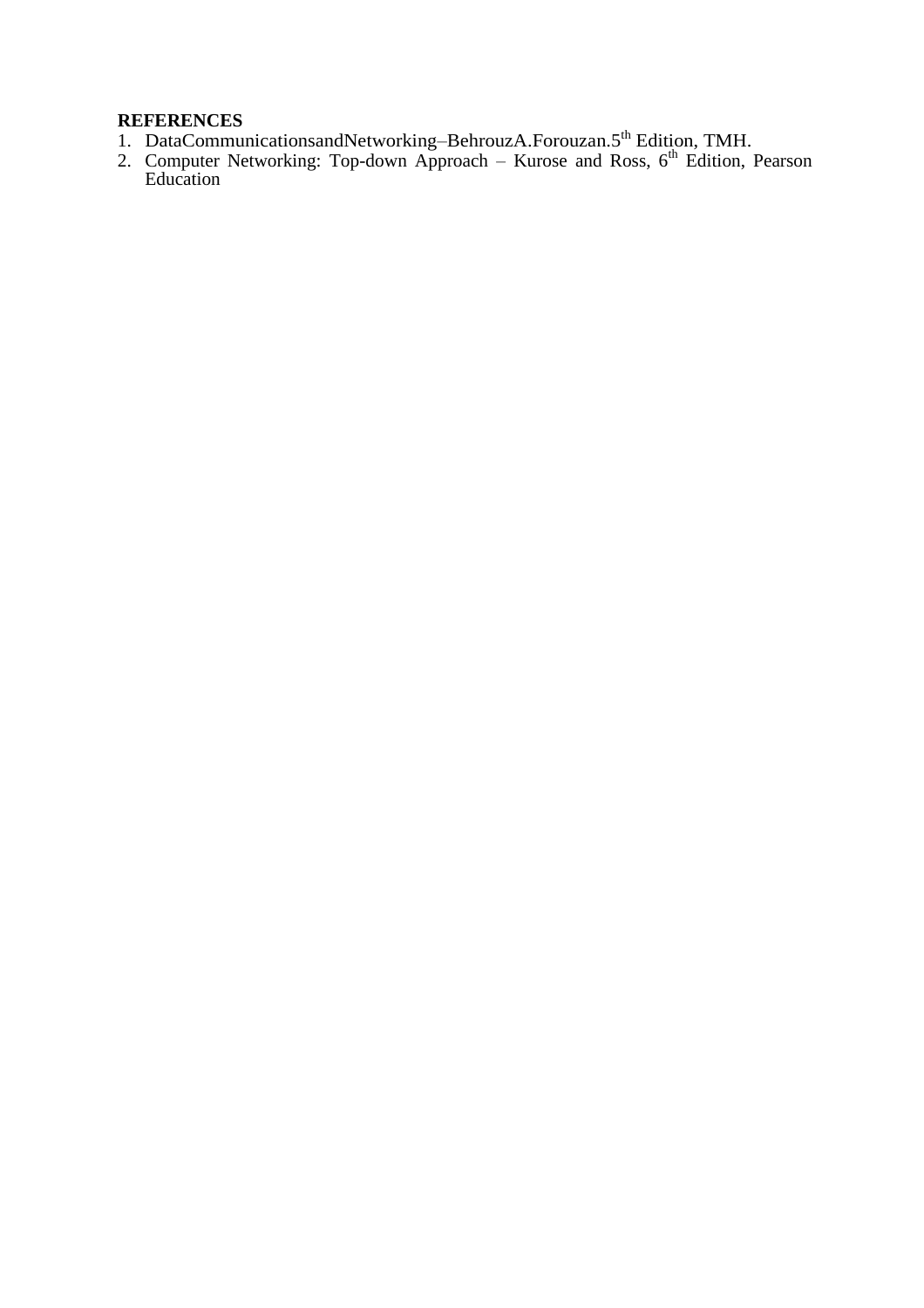**REFERENCES**

1. DataCommunicationsandNetworking–BehrouzA.Forouzan.5th Edition, TMH.
2. Computer Networking: Top-down Approach – Kurose and Ross, 6th Edition, Pearson Education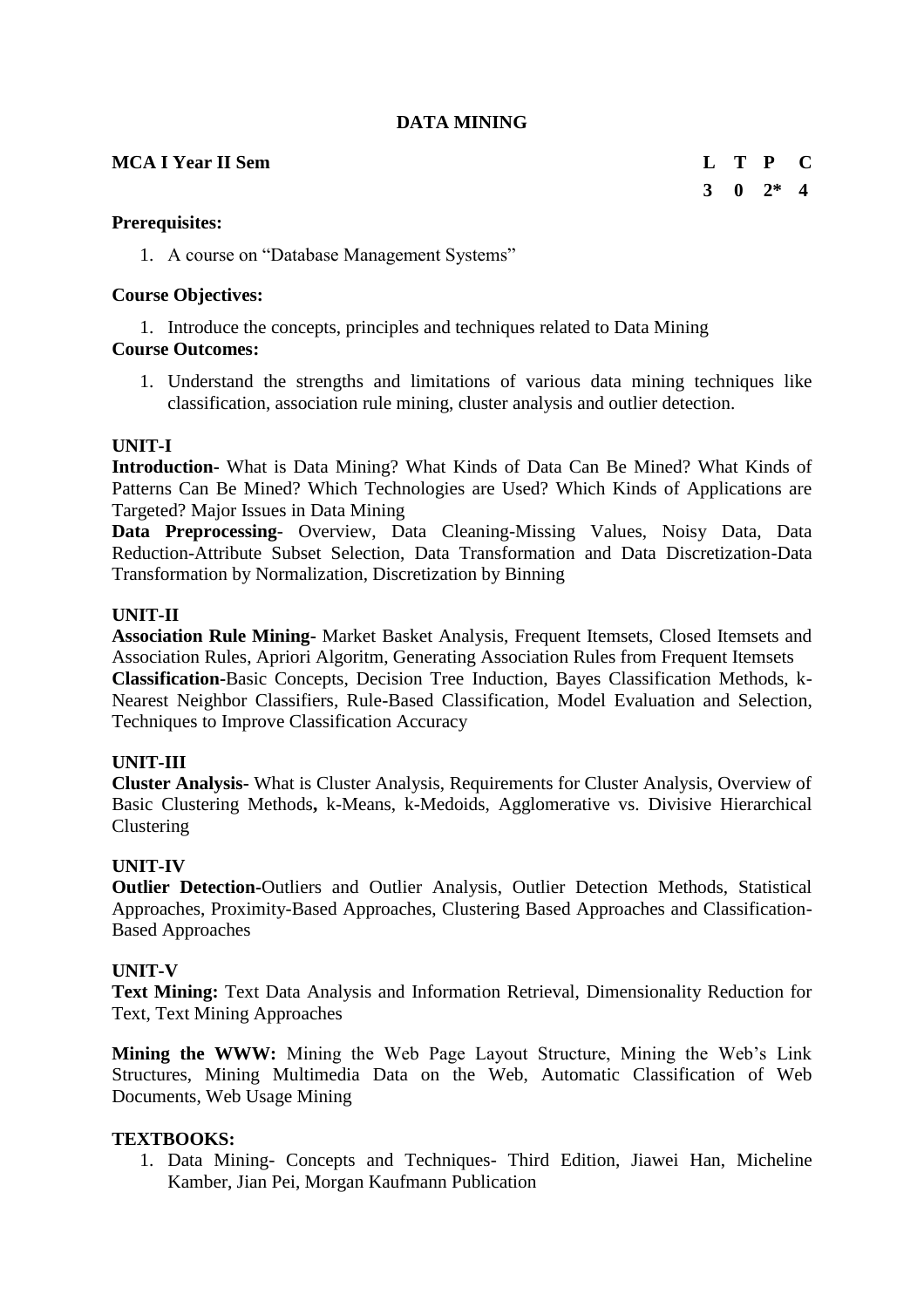# DATA MINING

**MCA I Year II Sem**

| L | T | P | C |
|---|---|---|---|
| 3 | 0 | 2* | 4 |

**Prerequisites:**

1. A course on "Database Management Systems"

**Course Objectives:**

1. Introduce the concepts, principles and techniques related to Data Mining

**Course Outcomes:**

1. Understand the strengths and limitations of various data mining techniques like classification, association rule mining, cluster analysis and outlier detection.

**UNIT-I**

**Introduction-** What is Data Mining? What Kinds of Data Can Be Mined? What Kinds of Patterns Can Be Mined? Which Technologies are Used? Which Kinds of Applications are Targeted? Major Issues in Data Mining

**Data Preprocessing**- Overview, Data Cleaning-Missing Values, Noisy Data, Data Reduction-Attribute Subset Selection, Data Transformation and Data Discretization-Data Transformation by Normalization, Discretization by Binning

**UNIT-II**

**Association Rule Mining**- Market Basket Analysis, Frequent Itemsets, Closed Itemsets and Association Rules, Apriori Algoritm, Generating Association Rules from Frequent Itemsets

**Classification-**Basic Concepts, Decision Tree Induction, Bayes Classification Methods, k-Nearest Neighbor Classifiers, Rule-Based Classification, Model Evaluation and Selection, Techniques to Improve Classification Accuracy

**UNIT-III**

**Cluster Analysis-** What is Cluster Analysis, Requirements for Cluster Analysis, Overview of Basic Clustering Methods**,** k-Means, k-Medoids, Agglomerative vs. Divisive Hierarchical Clustering

**UNIT-IV**

**Outlier Detection-**Outliers and Outlier Analysis, Outlier Detection Methods, Statistical Approaches, Proximity-Based Approaches, Clustering Based Approaches and Classification-Based Approaches

**UNIT-V**

**Text Mining:** Text Data Analysis and Information Retrieval, Dimensionality Reduction for Text, Text Mining Approaches

**Mining the WWW:** Mining the Web Page Layout Structure, Mining the Web's Link Structures, Mining Multimedia Data on the Web, Automatic Classification of Web Documents, Web Usage Mining

**TEXTBOOKS:**

1. Data Mining- Concepts and Techniques- Third Edition, Jiawei Han, Micheline Kamber, Jian Pei, Morgan Kaufmann Publication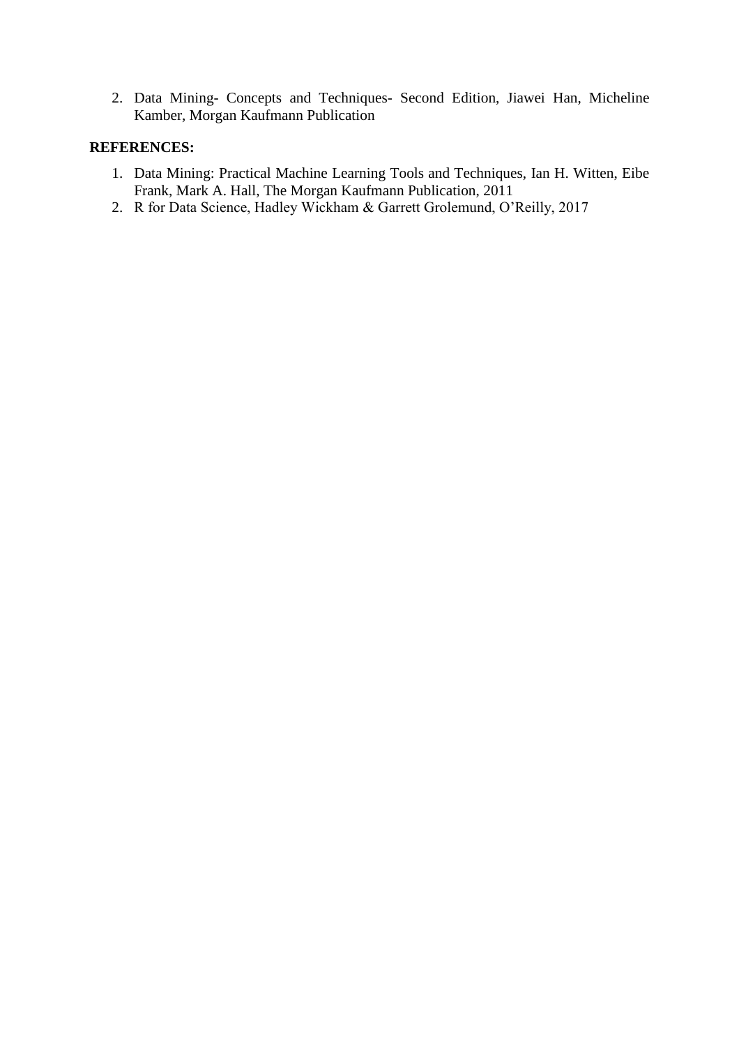2. Data Mining- Concepts and Techniques- Second Edition, Jiawei Han, Micheline Kamber, Morgan Kaufmann Publication

**REFERENCES:**

1. Data Mining: Practical Machine Learning Tools and Techniques, Ian H. Witten, Eibe Frank, Mark A. Hall, The Morgan Kaufmann Publication, 2011
2. R for Data Science, Hadley Wickham & Garrett Grolemund, O'Reilly, 2017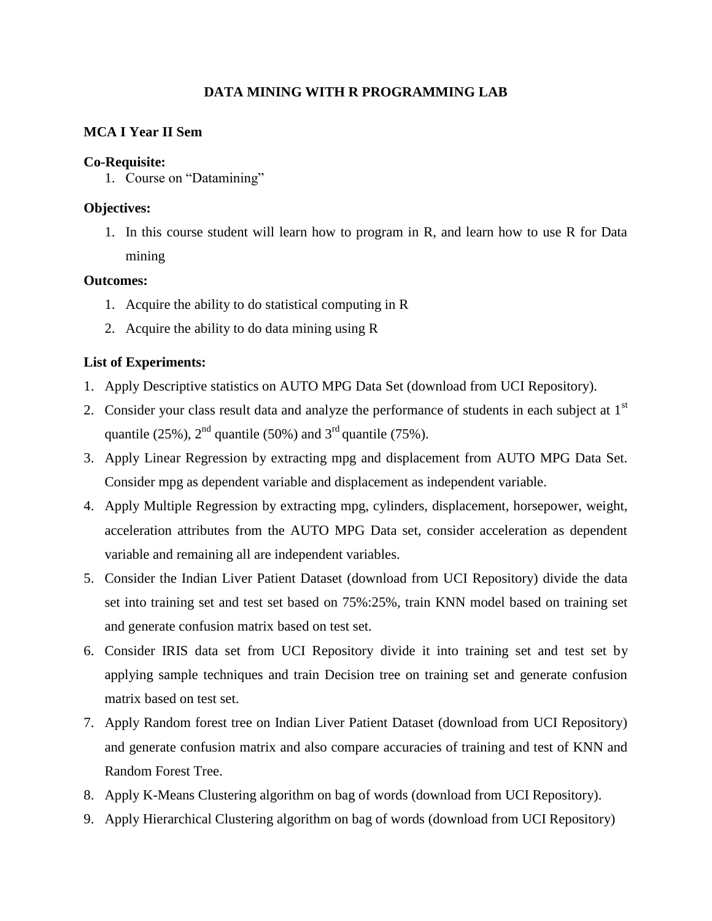# DATA MINING WITH R PROGRAMMING LAB

**MCA I Year II Sem**

**Co-Requisite:**

1. Course on "Datamining"

**Objectives:**

1. In this course student will learn how to program in R, and learn how to use R for Data mining

**Outcomes:**

1. Acquire the ability to do statistical computing in R
2. Acquire the ability to do data mining using R

**List of Experiments:**

1. Apply Descriptive statistics on AUTO MPG Data Set (download from UCI Repository).
2. Consider your class result data and analyze the performance of students in each subject at 1st quantile (25%), 2nd quantile (50%) and 3rd quantile (75%).
3. Apply Linear Regression by extracting mpg and displacement from AUTO MPG Data Set. Consider mpg as dependent variable and displacement as independent variable.
4. Apply Multiple Regression by extracting mpg, cylinders, displacement, horsepower, weight, acceleration attributes from the AUTO MPG Data set, consider acceleration as dependent variable and remaining all are independent variables.
5. Consider the Indian Liver Patient Dataset (download from UCI Repository) divide the data set into training set and test set based on 75%:25%, train KNN model based on training set and generate confusion matrix based on test set.
6. Consider IRIS data set from UCI Repository divide it into training set and test set by applying sample techniques and train Decision tree on training set and generate confusion matrix based on test set.
7. Apply Random forest tree on Indian Liver Patient Dataset (download from UCI Repository) and generate confusion matrix and also compare accuracies of training and test of KNN and Random Forest Tree.
8. Apply K-Means Clustering algorithm on bag of words (download from UCI Repository).
9. Apply Hierarchical Clustering algorithm on bag of words (download from UCI Repository)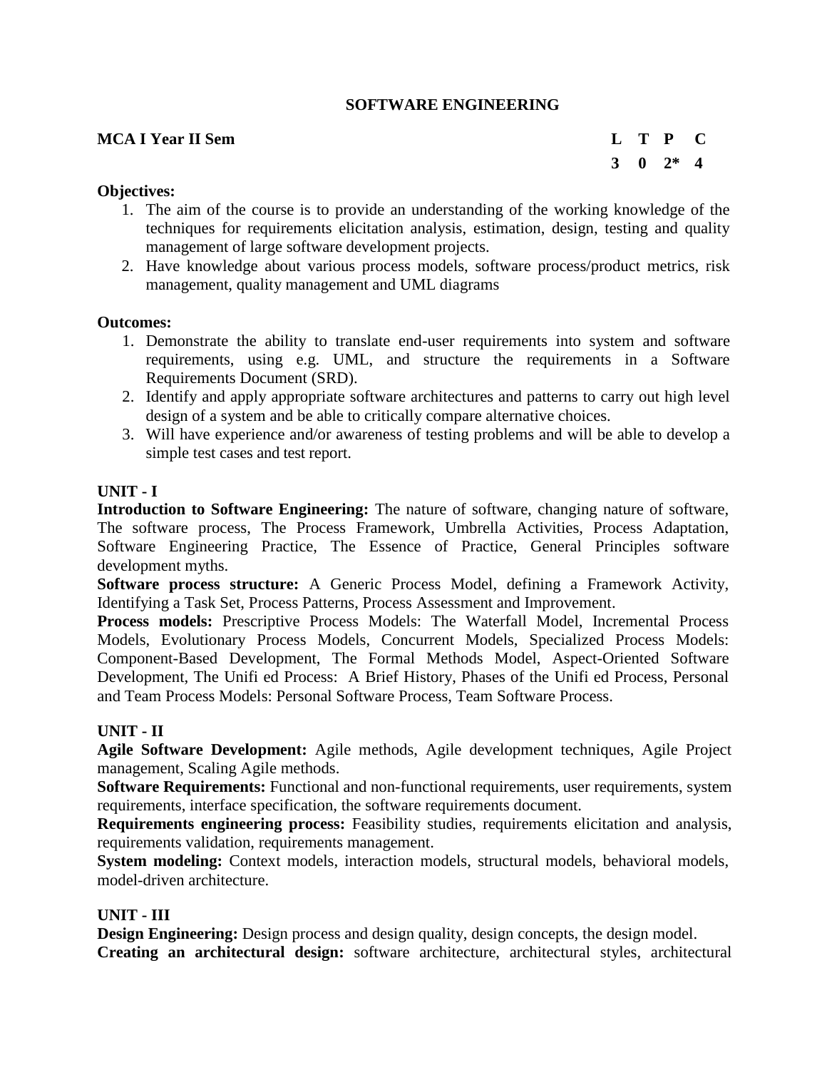## SOFTWARE ENGINEERING

**MCA I Year II Sem**

| L | T | P | C |
|---|---|---|---|
| 3 | 0 | 2* | 4 |

**Objectives:**

1. The aim of the course is to provide an understanding of the working knowledge of the techniques for requirements elicitation analysis, estimation, design, testing and quality management of large software development projects.
2. Have knowledge about various process models, software process/product metrics, risk management, quality management and UML diagrams

**Outcomes:**

1. Demonstrate the ability to translate end-user requirements into system and software requirements, using e.g. UML, and structure the requirements in a Software Requirements Document (SRD).
2. Identify and apply appropriate software architectures and patterns to carry out high level design of a system and be able to critically compare alternative choices.
3. Will have experience and/or awareness of testing problems and will be able to develop a simple test cases and test report.

**UNIT - I**

**Introduction to Software Engineering:** The nature of software, changing nature of software, The software process, The Process Framework, Umbrella Activities, Process Adaptation, Software Engineering Practice, The Essence of Practice, General Principles software development myths.

**Software process structure:** A Generic Process Model, defining a Framework Activity, Identifying a Task Set, Process Patterns, Process Assessment and Improvement.

**Process models:** Prescriptive Process Models: The Waterfall Model, Incremental Process Models, Evolutionary Process Models, Concurrent Models, Specialized Process Models: Component-Based Development, The Formal Methods Model, Aspect-Oriented Software Development, The Unifi ed Process: A Brief History, Phases of the Unifi ed Process, Personal and Team Process Models: Personal Software Process, Team Software Process.

**UNIT - II**

**Agile Software Development:** Agile methods, Agile development techniques, Agile Project management, Scaling Agile methods.

**Software Requirements:** Functional and non-functional requirements, user requirements, system requirements, interface specification, the software requirements document.

**Requirements engineering process:** Feasibility studies, requirements elicitation and analysis, requirements validation, requirements management.

**System modeling:** Context models, interaction models, structural models, behavioral models, model-driven architecture.

**UNIT - III**

**Design Engineering:** Design process and design quality, design concepts, the design model.

**Creating an architectural design:** software architecture, architectural styles, architectural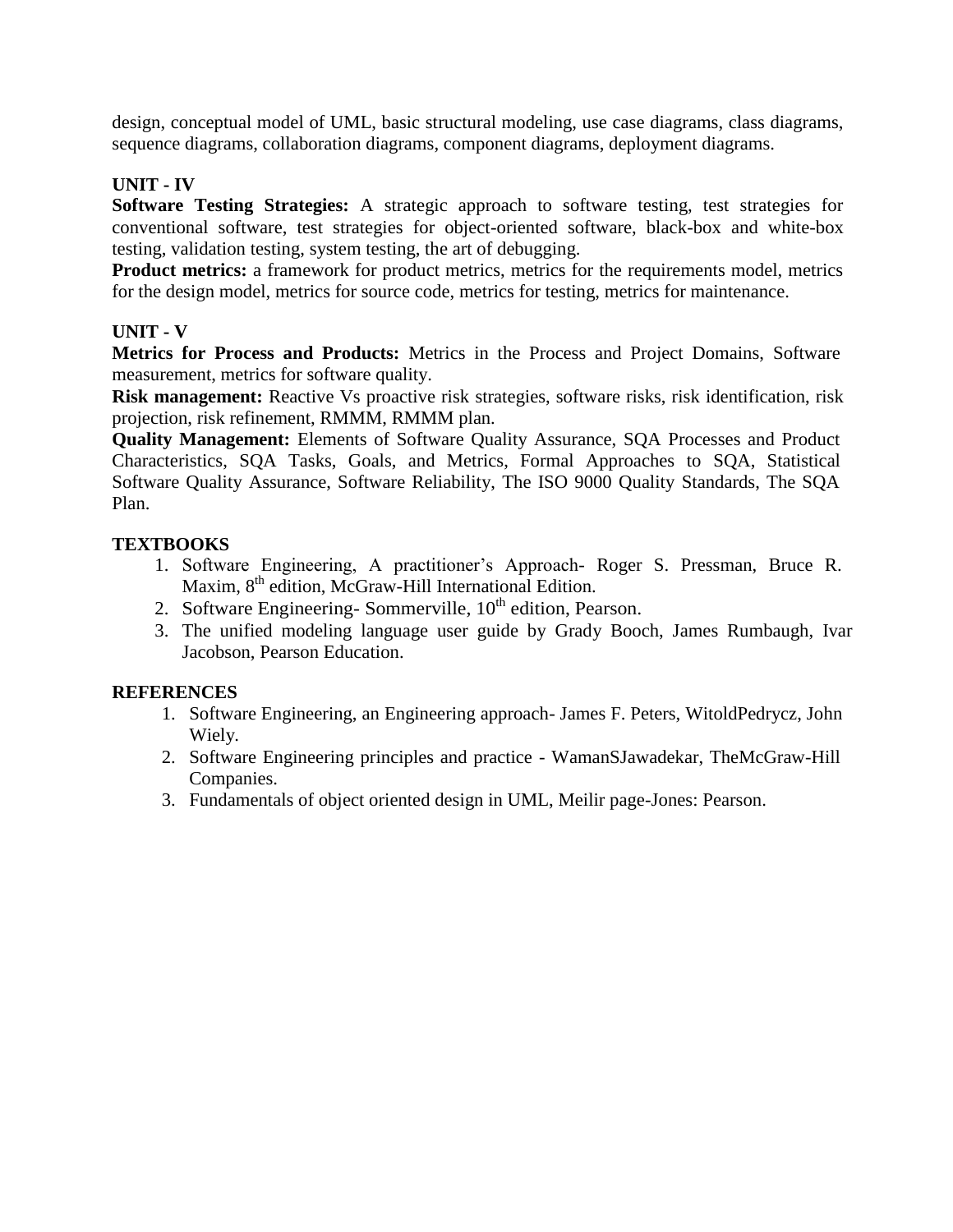design, conceptual model of UML, basic structural modeling, use case diagrams, class diagrams, sequence diagrams, collaboration diagrams, component diagrams, deployment diagrams.

**UNIT - IV**

**Software Testing Strategies:** A strategic approach to software testing, test strategies for conventional software, test strategies for object-oriented software, black-box and white-box testing, validation testing, system testing, the art of debugging.

**Product metrics:** a framework for product metrics, metrics for the requirements model, metrics for the design model, metrics for source code, metrics for testing, metrics for maintenance.

**UNIT - V**

**Metrics for Process and Products:** Metrics in the Process and Project Domains, Software measurement, metrics for software quality.

**Risk management:** Reactive Vs proactive risk strategies, software risks, risk identification, risk projection, risk refinement, RMMM, RMMM plan.

**Quality Management:** Elements of Software Quality Assurance, SQA Processes and Product Characteristics, SQA Tasks, Goals, and Metrics, Formal Approaches to SQA, Statistical Software Quality Assurance, Software Reliability, The ISO 9000 Quality Standards, The SQA Plan.

**TEXTBOOKS**

1. Software Engineering, A practitioner's Approach- Roger S. Pressman, Bruce R. Maxim, 8th edition, McGraw-Hill International Edition.
2. Software Engineering- Sommerville, 10th edition, Pearson.
3. The unified modeling language user guide by Grady Booch, James Rumbaugh, Ivar Jacobson, Pearson Education.

**REFERENCES**

1. Software Engineering, an Engineering approach- James F. Peters, WitoldPedrycz, John Wiely.
2. Software Engineering principles and practice - WamanSJawadekar, TheMcGraw-Hill Companies.
3. Fundamentals of object oriented design in UML, Meilir page-Jones: Pearson.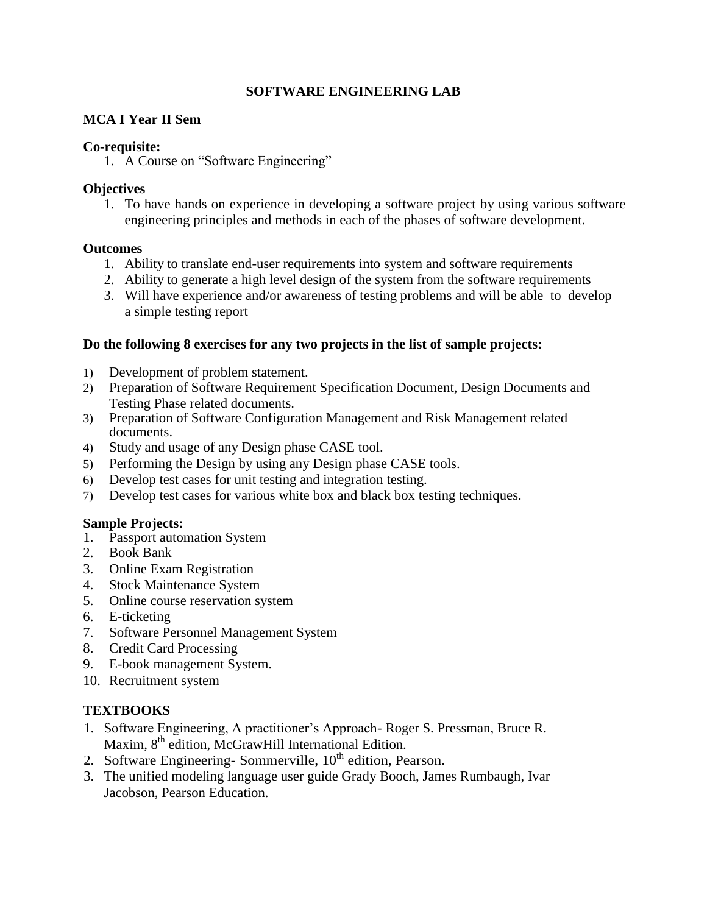# SOFTWARE ENGINEERING LAB

**MCA I Year II Sem**

**Co-requisite:**

1. A Course on "Software Engineering"

**Objectives**

1. To have hands on experience in developing a software project by using various software engineering principles and methods in each of the phases of software development.

**Outcomes**

1. Ability to translate end-user requirements into system and software requirements
2. Ability to generate a high level design of the system from the software requirements
3. Will have experience and/or awareness of testing problems and will be able to develop a simple testing report

**Do the following 8 exercises for any two projects in the list of sample projects:**

1) Development of problem statement.
2) Preparation of Software Requirement Specification Document, Design Documents and Testing Phase related documents.
3) Preparation of Software Configuration Management and Risk Management related documents.
4) Study and usage of any Design phase CASE tool.
5) Performing the Design by using any Design phase CASE tools.
6) Develop test cases for unit testing and integration testing.
7) Develop test cases for various white box and black box testing techniques.

**Sample Projects:**

1. Passport automation System
2. Book Bank
3. Online Exam Registration
4. Stock Maintenance System
5. Online course reservation system
6. E-ticketing
7. Software Personnel Management System
8. Credit Card Processing
9. E-book management System.
10. Recruitment system

## TEXTBOOKS

1. Software Engineering, A practitioner's Approach- Roger S. Pressman, Bruce R. Maxim, 8th edition, McGrawHill International Edition.
2. Software Engineering- Sommerville, 10th edition, Pearson.
3. The unified modeling language user guide Grady Booch, James Rumbaugh, Ivar Jacobson, Pearson Education.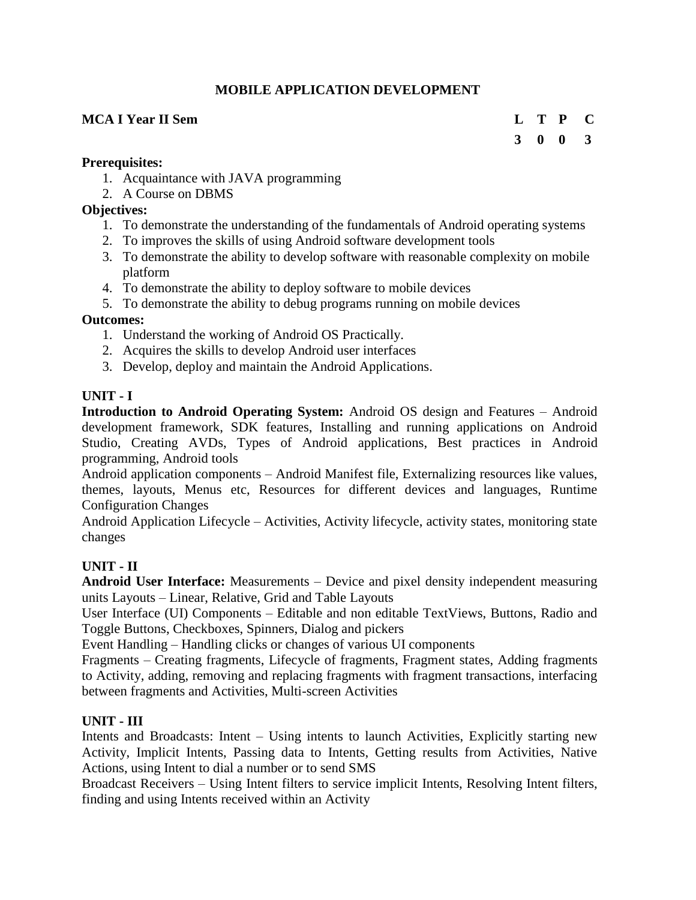## MOBILE APPLICATION DEVELOPMENT

**MCA I Year II Sem**

| L | T | P | C |
|---|---|---|---|
| 3 | 0 | 0 | 3 |

**Prerequisites:**

1. Acquaintance with JAVA programming
2. A Course on DBMS

**Objectives:**

1. To demonstrate the understanding of the fundamentals of Android operating systems
2. To improves the skills of using Android software development tools
3. To demonstrate the ability to develop software with reasonable complexity on mobile platform
4. To demonstrate the ability to deploy software to mobile devices
5. To demonstrate the ability to debug programs running on mobile devices

**Outcomes:**

1. Understand the working of Android OS Practically.
2. Acquires the skills to develop Android user interfaces
3. Develop, deploy and maintain the Android Applications.

**UNIT - I**

**Introduction to Android Operating System:** Android OS design and Features – Android development framework, SDK features, Installing and running applications on Android Studio, Creating AVDs, Types of Android applications, Best practices in Android programming, Android tools

Android application components – Android Manifest file, Externalizing resources like values, themes, layouts, Menus etc, Resources for different devices and languages, Runtime Configuration Changes

Android Application Lifecycle – Activities, Activity lifecycle, activity states, monitoring state changes

**UNIT - II**

**Android User Interface:** Measurements – Device and pixel density independent measuring units Layouts – Linear, Relative, Grid and Table Layouts

User Interface (UI) Components – Editable and non editable TextViews, Buttons, Radio and Toggle Buttons, Checkboxes, Spinners, Dialog and pickers

Event Handling – Handling clicks or changes of various UI components

Fragments – Creating fragments, Lifecycle of fragments, Fragment states, Adding fragments to Activity, adding, removing and replacing fragments with fragment transactions, interfacing between fragments and Activities, Multi-screen Activities

**UNIT - III**

Intents and Broadcasts: Intent – Using intents to launch Activities, Explicitly starting new Activity, Implicit Intents, Passing data to Intents, Getting results from Activities, Native Actions, using Intent to dial a number or to send SMS

Broadcast Receivers – Using Intent filters to service implicit Intents, Resolving Intent filters, finding and using Intents received within an Activity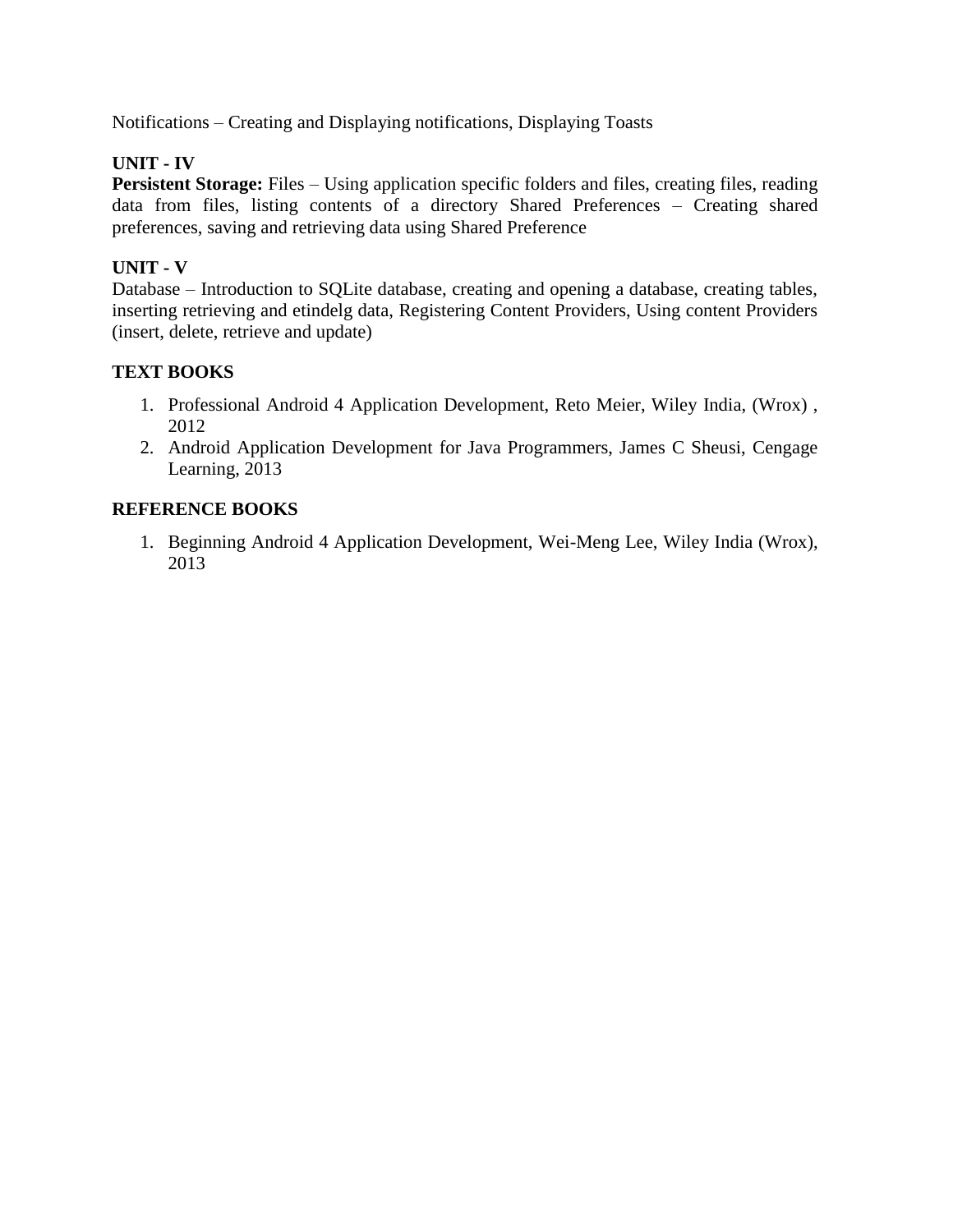Notifications – Creating and Displaying notifications, Displaying Toasts

**UNIT - IV**
**Persistent Storage:** Files – Using application specific folders and files, creating files, reading data from files, listing contents of a directory Shared Preferences – Creating shared preferences, saving and retrieving data using Shared Preference

**UNIT - V**
Database – Introduction to SQLite database, creating and opening a database, creating tables, inserting retrieving and etindelg data, Registering Content Providers, Using content Providers (insert, delete, retrieve and update)

**TEXT BOOKS**

1. Professional Android 4 Application Development, Reto Meier, Wiley India, (Wrox) , 2012
2. Android Application Development for Java Programmers, James C Sheusi, Cengage Learning, 2013

**REFERENCE BOOKS**

1. Beginning Android 4 Application Development, Wei-Meng Lee, Wiley India (Wrox), 2013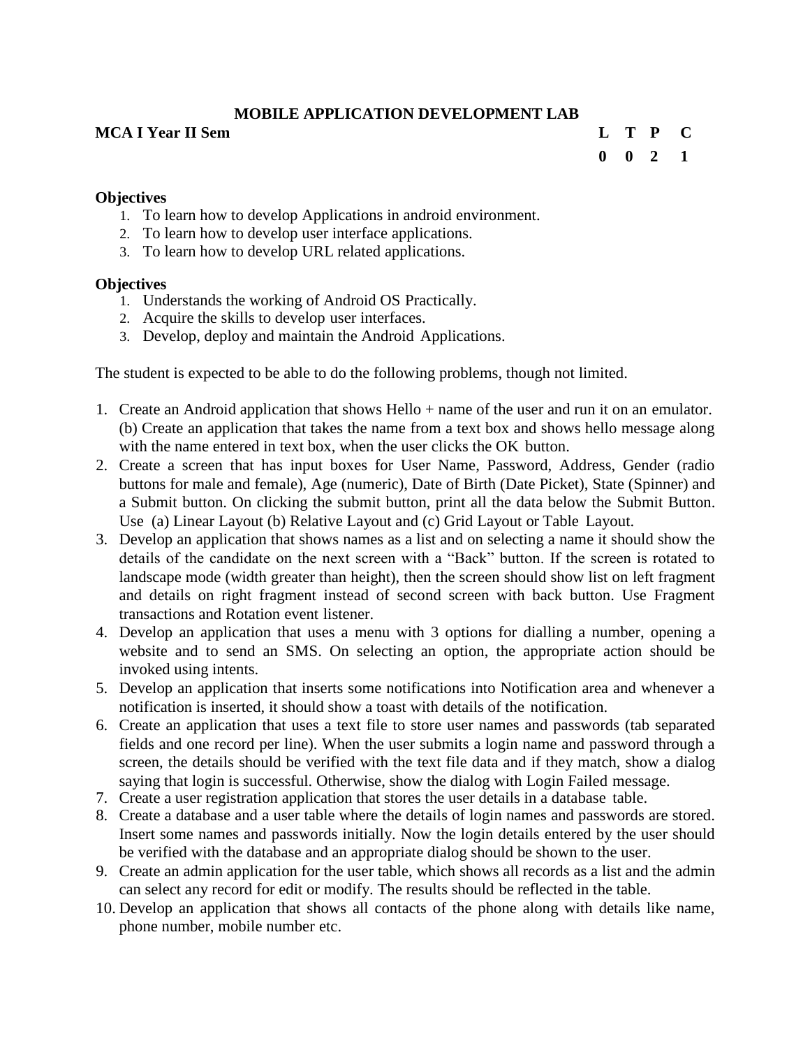# MOBILE APPLICATION DEVELOPMENT LAB

**MCA I Year II Sem**

| L | T | P | C |
|---|---|---|---|
| 0 | 0 | 2 | 1 |

**Objectives**

1. To learn how to develop Applications in android environment.
2. To learn how to develop user interface applications.
3. To learn how to develop URL related applications.

**Objectives**

1. Understands the working of Android OS Practically.
2. Acquire the skills to develop user interfaces.
3. Develop, deploy and maintain the Android Applications.

The student is expected to be able to do the following problems, though not limited.

1. Create an Android application that shows Hello + name of the user and run it on an emulator. (b) Create an application that takes the name from a text box and shows hello message along with the name entered in text box, when the user clicks the OK button.
2. Create a screen that has input boxes for User Name, Password, Address, Gender (radio buttons for male and female), Age (numeric), Date of Birth (Date Picket), State (Spinner) and a Submit button. On clicking the submit button, print all the data below the Submit Button. Use (a) Linear Layout (b) Relative Layout and (c) Grid Layout or Table Layout.
3. Develop an application that shows names as a list and on selecting a name it should show the details of the candidate on the next screen with a "Back" button. If the screen is rotated to landscape mode (width greater than height), then the screen should show list on left fragment and details on right fragment instead of second screen with back button. Use Fragment transactions and Rotation event listener.
4. Develop an application that uses a menu with 3 options for dialling a number, opening a website and to send an SMS. On selecting an option, the appropriate action should be invoked using intents.
5. Develop an application that inserts some notifications into Notification area and whenever a notification is inserted, it should show a toast with details of the notification.
6. Create an application that uses a text file to store user names and passwords (tab separated fields and one record per line). When the user submits a login name and password through a screen, the details should be verified with the text file data and if they match, show a dialog saying that login is successful. Otherwise, show the dialog with Login Failed message.
7. Create a user registration application that stores the user details in a database table.
8. Create a database and a user table where the details of login names and passwords are stored. Insert some names and passwords initially. Now the login details entered by the user should be verified with the database and an appropriate dialog should be shown to the user.
9. Create an admin application for the user table, which shows all records as a list and the admin can select any record for edit or modify. The results should be reflected in the table.
10. Develop an application that shows all contacts of the phone along with details like name, phone number, mobile number etc.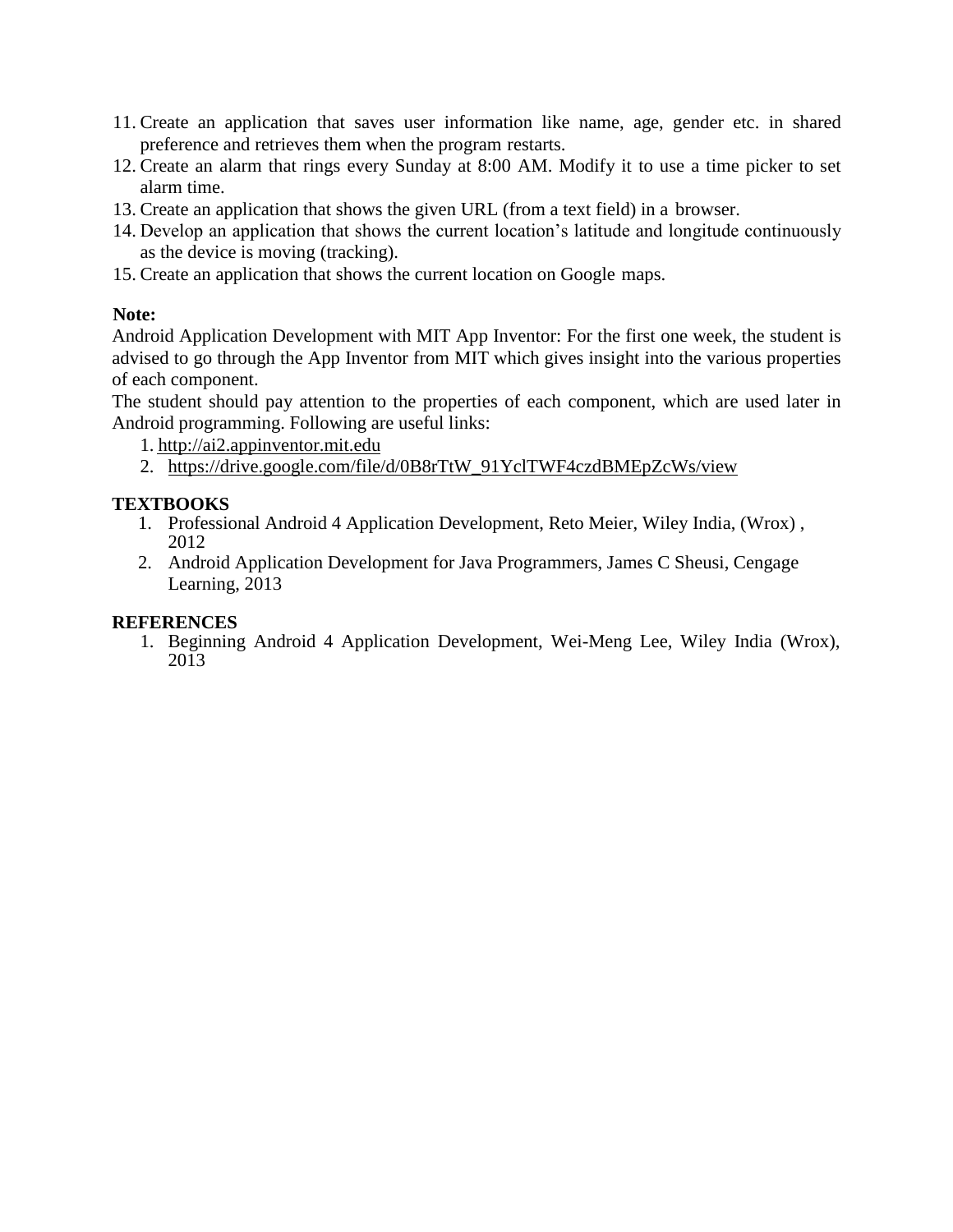11. Create an application that saves user information like name, age, gender etc. in shared preference and retrieves them when the program restarts.
12. Create an alarm that rings every Sunday at 8:00 AM. Modify it to use a time picker to set alarm time.
13. Create an application that shows the given URL (from a text field) in a browser.
14. Develop an application that shows the current location's latitude and longitude continuously as the device is moving (tracking).
15. Create an application that shows the current location on Google maps.

**Note:**

Android Application Development with MIT App Inventor: For the first one week, the student is advised to go through the App Inventor from MIT which gives insight into the various properties of each component.

The student should pay attention to the properties of each component, which are used later in Android programming. Following are useful links:

1. http://ai2.appinventor.mit.edu
2. https://drive.google.com/file/d/0B8rTtW_91YclTWF4czdBMEpZcWs/view

**TEXTBOOKS**

1. Professional Android 4 Application Development, Reto Meier, Wiley India, (Wrox) , 2012
2. Android Application Development for Java Programmers, James C Sheusi, Cengage Learning, 2013

**REFERENCES**

1. Beginning Android 4 Application Development, Wei-Meng Lee, Wiley India (Wrox), 2013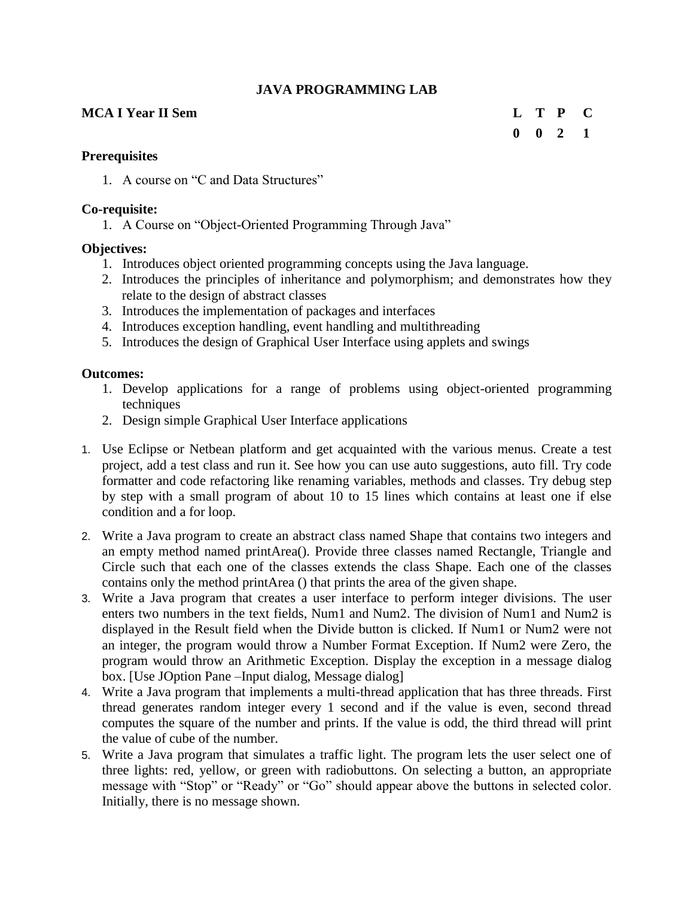# JAVA PROGRAMMING LAB

**MCA I Year II Sem**

| L | T | P | C |
|---|---|---|---|
| 0 | 0 | 2 | 1 |

**Prerequisites**

1. A course on "C and Data Structures"

**Co-requisite:**

1. A Course on "Object-Oriented Programming Through Java"

**Objectives:**

1. Introduces object oriented programming concepts using the Java language.
2. Introduces the principles of inheritance and polymorphism; and demonstrates how they relate to the design of abstract classes
3. Introduces the implementation of packages and interfaces
4. Introduces exception handling, event handling and multithreading
5. Introduces the design of Graphical User Interface using applets and swings

**Outcomes:**

1. Develop applications for a range of problems using object-oriented programming techniques
2. Design simple Graphical User Interface applications

1. Use Eclipse or Netbean platform and get acquainted with the various menus. Create a test project, add a test class and run it. See how you can use auto suggestions, auto fill. Try code formatter and code refactoring like renaming variables, methods and classes. Try debug step by step with a small program of about 10 to 15 lines which contains at least one if else condition and a for loop.
2. Write a Java program to create an abstract class named Shape that contains two integers and an empty method named printArea(). Provide three classes named Rectangle, Triangle and Circle such that each one of the classes extends the class Shape. Each one of the classes contains only the method printArea () that prints the area of the given shape.
3. Write a Java program that creates a user interface to perform integer divisions. The user enters two numbers in the text fields, Num1 and Num2. The division of Num1 and Num2 is displayed in the Result field when the Divide button is clicked. If Num1 or Num2 were not an integer, the program would throw a Number Format Exception. If Num2 were Zero, the program would throw an Arithmetic Exception. Display the exception in a message dialog box. [Use JOption Pane –Input dialog, Message dialog]
4. Write a Java program that implements a multi-thread application that has three threads. First thread generates random integer every 1 second and if the value is even, second thread computes the square of the number and prints. If the value is odd, the third thread will print the value of cube of the number.
5. Write a Java program that simulates a traffic light. The program lets the user select one of three lights: red, yellow, or green with radiobuttons. On selecting a button, an appropriate message with "Stop" or "Ready" or "Go" should appear above the buttons in selected color. Initially, there is no message shown.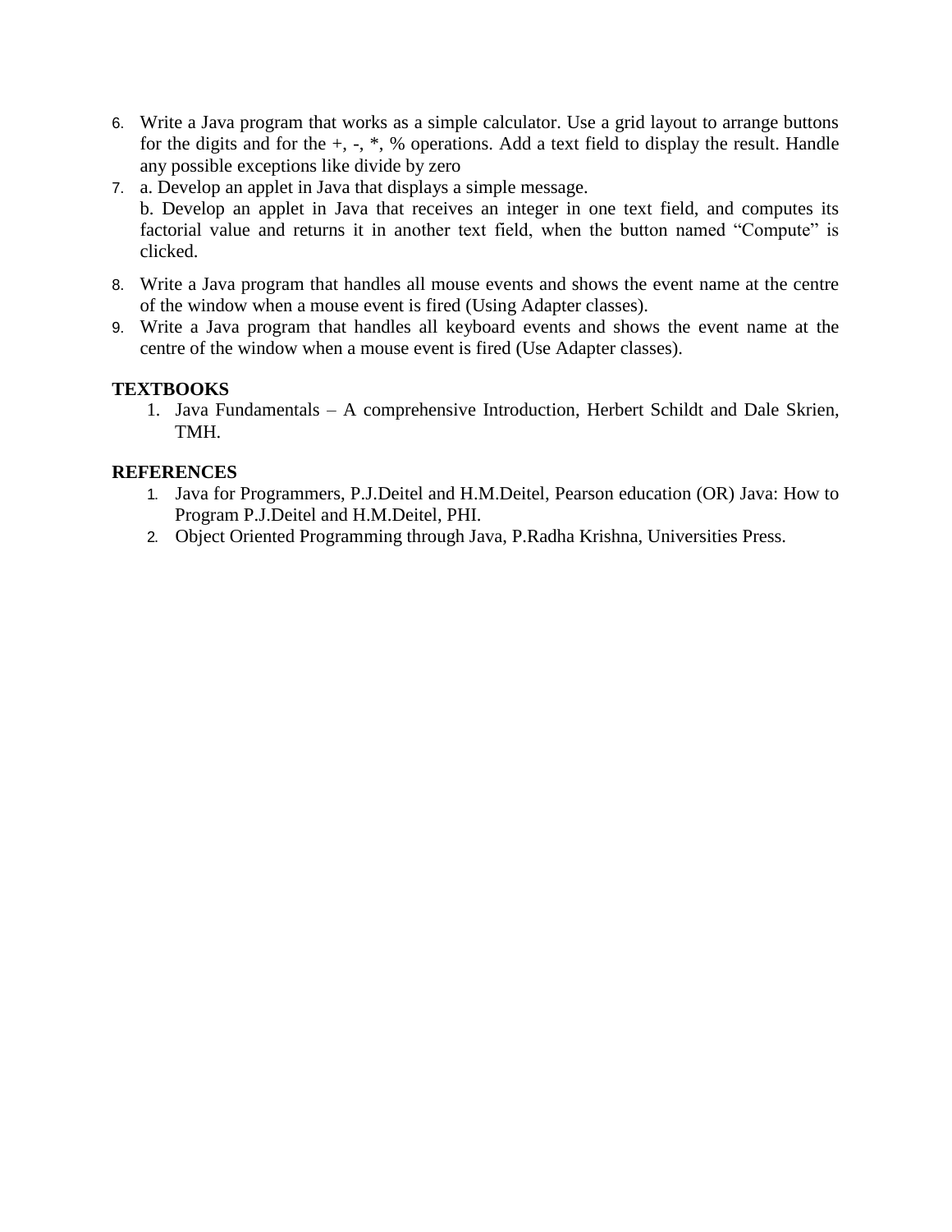6. Write a Java program that works as a simple calculator. Use a grid layout to arrange buttons for the digits and for the +, -, *, % operations. Add a text field to display the result. Handle any possible exceptions like divide by zero
7. a. Develop an applet in Java that displays a simple message.
   b. Develop an applet in Java that receives an integer in one text field, and computes its factorial value and returns it in another text field, when the button named “Compute” is clicked.
8. Write a Java program that handles all mouse events and shows the event name at the centre of the window when a mouse event is fired (Using Adapter classes).
9. Write a Java program that handles all keyboard events and shows the event name at the centre of the window when a mouse event is fired (Use Adapter classes).

**TEXTBOOKS**

1. Java Fundamentals – A comprehensive Introduction, Herbert Schildt and Dale Skrien, TMH.

**REFERENCES**

1. Java for Programmers, P.J.Deitel and H.M.Deitel, Pearson education (OR) Java: How to Program P.J.Deitel and H.M.Deitel, PHI.
2. Object Oriented Programming through Java, P.Radha Krishna, Universities Press.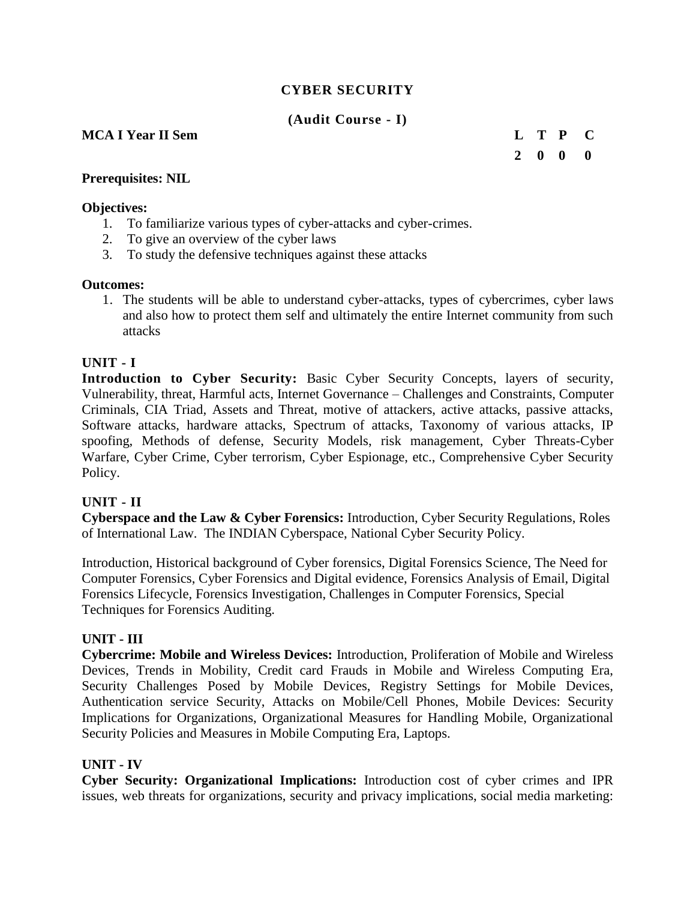# CYBER SECURITY

## (Audit Course - I)

**MCA I Year II Sem**

| L | T | P | C |
|---|---|---|---|
| 2 | 0 | 0 | 0 |

**Prerequisites: NIL**

**Objectives:**

1. To familiarize various types of cyber-attacks and cyber-crimes.
2. To give an overview of the cyber laws
3. To study the defensive techniques against these attacks

**Outcomes:**

1. The students will be able to understand cyber-attacks, types of cybercrimes, cyber laws and also how to protect them self and ultimately the entire Internet community from such attacks

**UNIT - I**

**Introduction to Cyber Security:** Basic Cyber Security Concepts, layers of security, Vulnerability, threat, Harmful acts, Internet Governance – Challenges and Constraints, Computer Criminals, CIA Triad, Assets and Threat, motive of attackers, active attacks, passive attacks, Software attacks, hardware attacks, Spectrum of attacks, Taxonomy of various attacks, IP spoofing, Methods of defense, Security Models, risk management, Cyber Threats-Cyber Warfare, Cyber Crime, Cyber terrorism, Cyber Espionage, etc., Comprehensive Cyber Security Policy.

**UNIT - II**

**Cyberspace and the Law & Cyber Forensics:** Introduction, Cyber Security Regulations, Roles of International Law. The INDIAN Cyberspace, National Cyber Security Policy.

Introduction, Historical background of Cyber forensics, Digital Forensics Science, The Need for Computer Forensics, Cyber Forensics and Digital evidence, Forensics Analysis of Email, Digital Forensics Lifecycle, Forensics Investigation, Challenges in Computer Forensics, Special Techniques for Forensics Auditing.

**UNIT - III**

**Cybercrime: Mobile and Wireless Devices:** Introduction, Proliferation of Mobile and Wireless Devices, Trends in Mobility, Credit card Frauds in Mobile and Wireless Computing Era, Security Challenges Posed by Mobile Devices, Registry Settings for Mobile Devices, Authentication service Security, Attacks on Mobile/Cell Phones, Mobile Devices: Security Implications for Organizations, Organizational Measures for Handling Mobile, Organizational Security Policies and Measures in Mobile Computing Era, Laptops.

**UNIT - IV**

**Cyber Security: Organizational Implications:** Introduction cost of cyber crimes and IPR issues, web threats for organizations, security and privacy implications, social media marketing: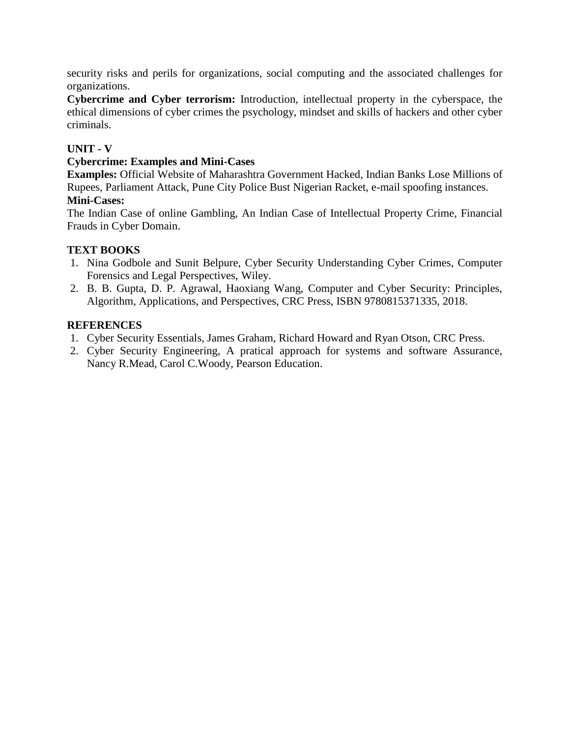security risks and perils for organizations, social computing and the associated challenges for organizations.

**Cybercrime and Cyber terrorism:** Introduction, intellectual property in the cyberspace, the ethical dimensions of cyber crimes the psychology, mindset and skills of hackers and other cyber criminals.

**UNIT - V**

**Cybercrime: Examples and Mini-Cases**

**Examples:** Official Website of Maharashtra Government Hacked, Indian Banks Lose Millions of Rupees, Parliament Attack, Pune City Police Bust Nigerian Racket, e-mail spoofing instances.

**Mini-Cases:**

The Indian Case of online Gambling, An Indian Case of Intellectual Property Crime, Financial Frauds in Cyber Domain.

**TEXT BOOKS**

1. Nina Godbole and Sunit Belpure, Cyber Security Understanding Cyber Crimes, Computer Forensics and Legal Perspectives, Wiley.
2. B. B. Gupta, D. P. Agrawal, Haoxiang Wang, Computer and Cyber Security: Principles, Algorithm, Applications, and Perspectives, CRC Press, ISBN 9780815371335, 2018.

**REFERENCES**

1. Cyber Security Essentials, James Graham, Richard Howard and Ryan Otson, CRC Press.
2. Cyber Security Engineering, A pratical approach for systems and software Assurance, Nancy R.Mead, Carol C.Woody, Pearson Education.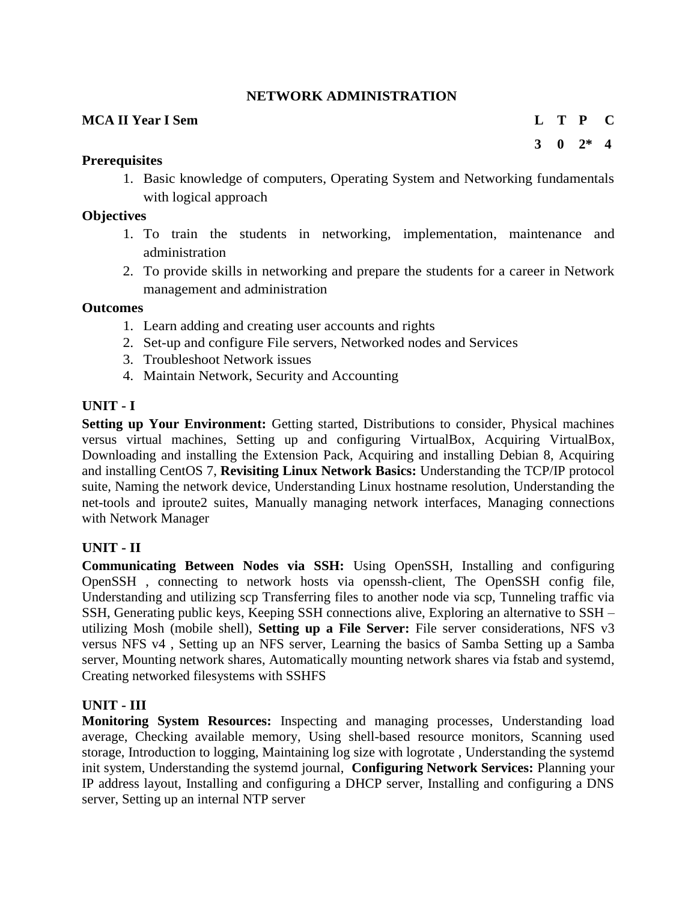## NETWORK ADMINISTRATION

| **MCA II Year I Sem** | **L** | **T** | **P** | **C** |
|---|---|---|---|---|
| | **3** | **0** | **2*** | **4** |

### Prerequisites

1. Basic knowledge of computers, Operating System and Networking fundamentals with logical approach

### Objectives

1. To train the students in networking, implementation, maintenance and administration
2. To provide skills in networking and prepare the students for a career in Network management and administration

### Outcomes

1. Learn adding and creating user accounts and rights
2. Set-up and configure File servers, Networked nodes and Services
3. Troubleshoot Network issues
4. Maintain Network, Security and Accounting

### UNIT - I

**Setting up Your Environment:** Getting started, Distributions to consider, Physical machines versus virtual machines, Setting up and configuring VirtualBox, Acquiring VirtualBox, Downloading and installing the Extension Pack, Acquiring and installing Debian 8, Acquiring and installing CentOS 7, **Revisiting Linux Network Basics:** Understanding the TCP/IP protocol suite, Naming the network device, Understanding Linux hostname resolution, Understanding the net-tools and iproute2 suites, Manually managing network interfaces, Managing connections with Network Manager

### UNIT - II

**Communicating Between Nodes via SSH:** Using OpenSSH, Installing and configuring OpenSSH , connecting to network hosts via openssh-client, The OpenSSH config file, Understanding and utilizing scp Transferring files to another node via scp, Tunneling traffic via SSH, Generating public keys, Keeping SSH connections alive, Exploring an alternative to SSH – utilizing Mosh (mobile shell), **Setting up a File Server:** File server considerations, NFS v3 versus NFS v4 , Setting up an NFS server, Learning the basics of Samba Setting up a Samba server, Mounting network shares, Automatically mounting network shares via fstab and systemd, Creating networked filesystems with SSHFS

### UNIT - III

**Monitoring System Resources:** Inspecting and managing processes, Understanding load average, Checking available memory, Using shell-based resource monitors, Scanning used storage, Introduction to logging, Maintaining log size with logrotate , Understanding the systemd init system, Understanding the systemd journal, **Configuring Network Services:** Planning your IP address layout, Installing and configuring a DHCP server, Installing and configuring a DNS server, Setting up an internal NTP server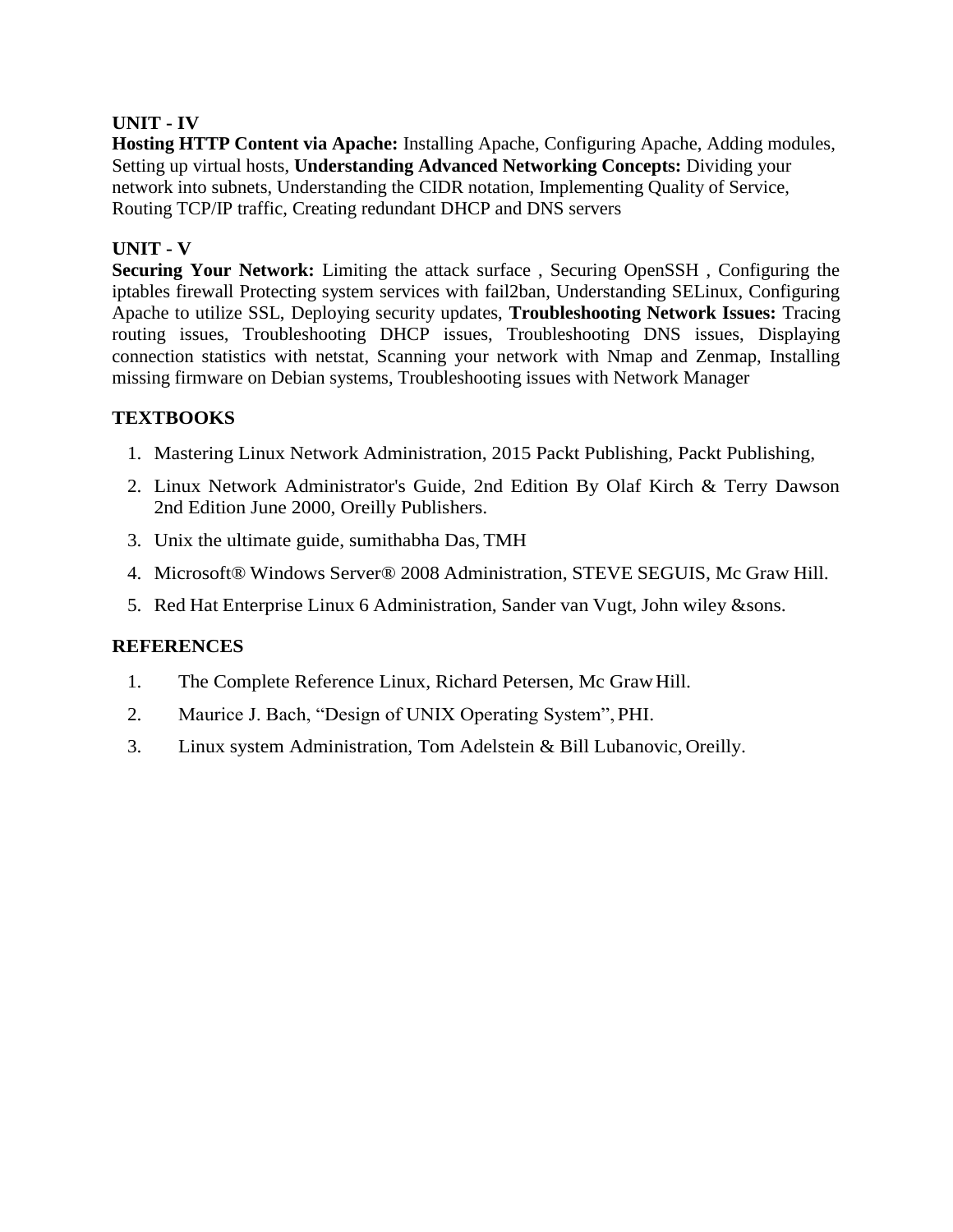**UNIT - IV**

**Hosting HTTP Content via Apache:** Installing Apache, Configuring Apache, Adding modules, Setting up virtual hosts, **Understanding Advanced Networking Concepts:** Dividing your network into subnets, Understanding the CIDR notation, Implementing Quality of Service, Routing TCP/IP traffic, Creating redundant DHCP and DNS servers

**UNIT - V**

**Securing Your Network:** Limiting the attack surface , Securing OpenSSH , Configuring the iptables firewall Protecting system services with fail2ban, Understanding SELinux, Configuring Apache to utilize SSL, Deploying security updates, **Troubleshooting Network Issues:** Tracing routing issues, Troubleshooting DHCP issues, Troubleshooting DNS issues, Displaying connection statistics with netstat, Scanning your network with Nmap and Zenmap, Installing missing firmware on Debian systems, Troubleshooting issues with Network Manager

**TEXTBOOKS**

1. Mastering Linux Network Administration, 2015 Packt Publishing, Packt Publishing,
2. Linux Network Administrator's Guide, 2nd Edition By Olaf Kirch & Terry Dawson 2nd Edition June 2000, Oreilly Publishers.
3. Unix the ultimate guide, sumithabha Das, TMH
4. Microsoft® Windows Server® 2008 Administration, STEVE SEGUIS, Mc Graw Hill.
5. Red Hat Enterprise Linux 6 Administration, Sander van Vugt, John wiley &sons.

**REFERENCES**

1. The Complete Reference Linux, Richard Petersen, Mc Graw Hill.
2. Maurice J. Bach, "Design of UNIX Operating System", PHI.
3. Linux system Administration, Tom Adelstein & Bill Lubanovic, Oreilly.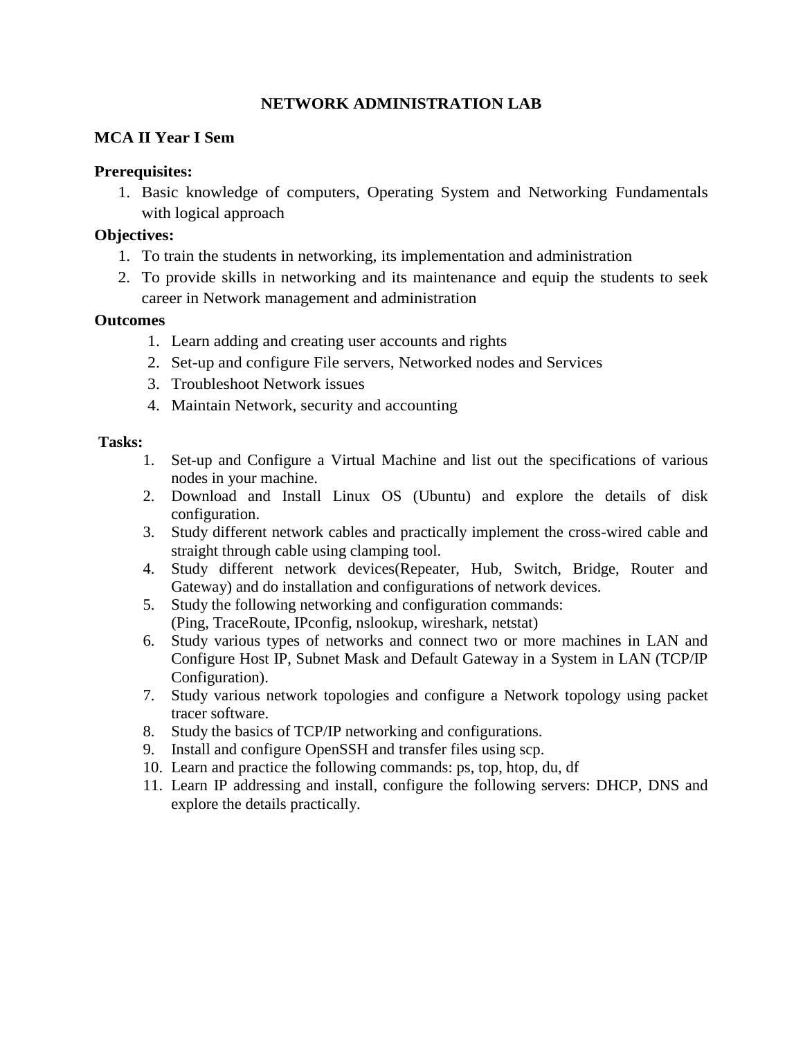# NETWORK ADMINISTRATION LAB

**MCA II Year I Sem**

**Prerequisites:**

1. Basic knowledge of computers, Operating System and Networking Fundamentals with logical approach

**Objectives:**

1. To train the students in networking, its implementation and administration
2. To provide skills in networking and its maintenance and equip the students to seek career in Network management and administration

**Outcomes**

1. Learn adding and creating user accounts and rights
2. Set-up and configure File servers, Networked nodes and Services
3. Troubleshoot Network issues
4. Maintain Network, security and accounting

**Tasks:**

1. Set-up and Configure a Virtual Machine and list out the specifications of various nodes in your machine.
2. Download and Install Linux OS (Ubuntu) and explore the details of disk configuration.
3. Study different network cables and practically implement the cross-wired cable and straight through cable using clamping tool.
4. Study different network devices(Repeater, Hub, Switch, Bridge, Router and Gateway) and do installation and configurations of network devices.
5. Study the following networking and configuration commands:
   (Ping, TraceRoute, IPconfig, nslookup, wireshark, netstat)
6. Study various types of networks and connect two or more machines in LAN and Configure Host IP, Subnet Mask and Default Gateway in a System in LAN (TCP/IP Configuration).
7. Study various network topologies and configure a Network topology using packet tracer software.
8. Study the basics of TCP/IP networking and configurations.
9. Install and configure OpenSSH and transfer files using scp.
10. Learn and practice the following commands: ps, top, htop, du, df
11. Learn IP addressing and install, configure the following servers: DHCP, DNS and explore the details practically.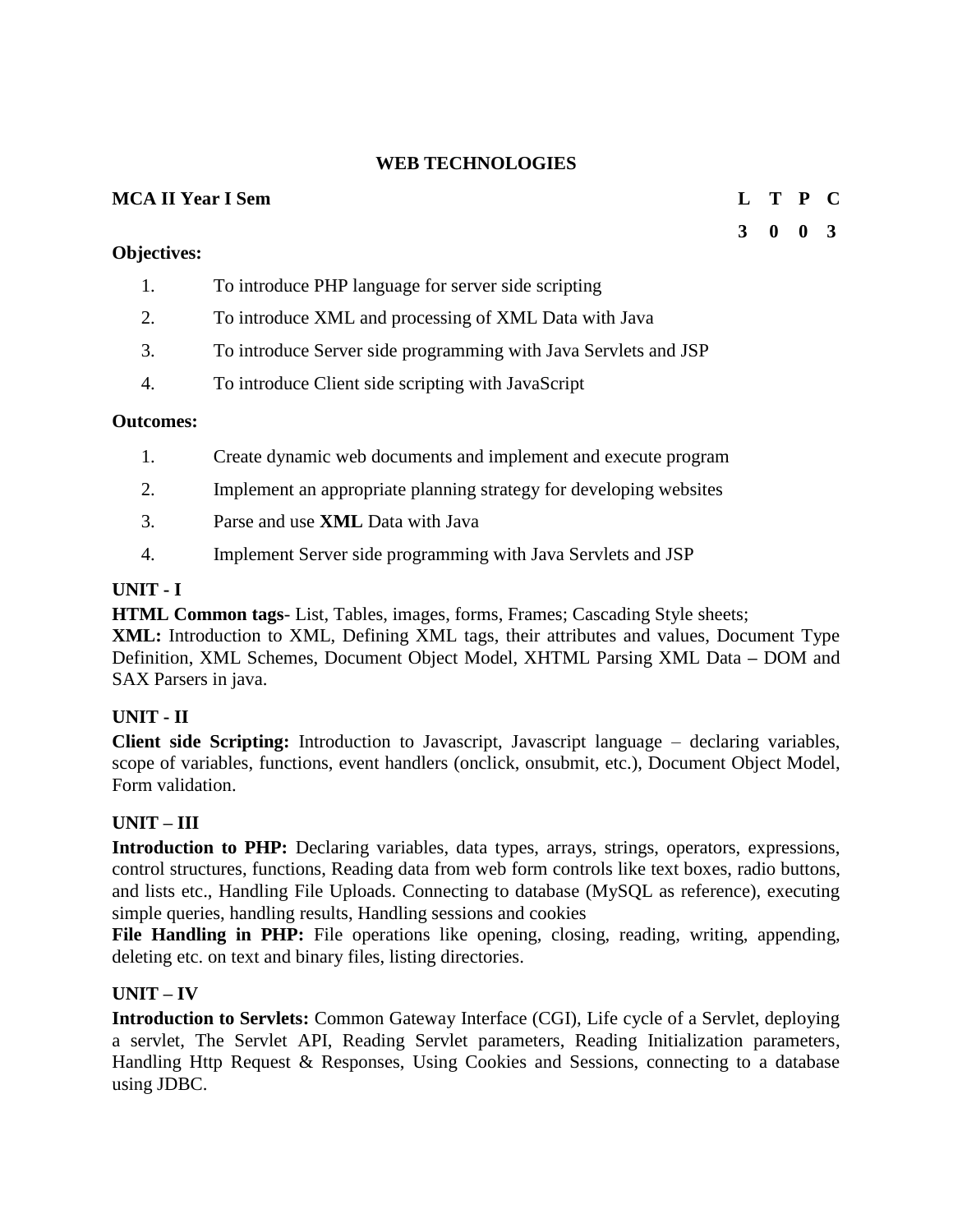# WEB TECHNOLOGIES

**MCA II Year I Sem**

| L | T | P | C |
|---|---|---|---|
| 3 | 0 | 0 | 3 |

**Objectives:**

1. To introduce PHP language for server side scripting
2. To introduce XML and processing of XML Data with Java
3. To introduce Server side programming with Java Servlets and JSP
4. To introduce Client side scripting with JavaScript

**Outcomes:**

1. Create dynamic web documents and implement and execute program
2. Implement an appropriate planning strategy for developing websites
3. Parse and use **XML** Data with Java
4. Implement Server side programming with Java Servlets and JSP

**UNIT - I**

**HTML Common tags**- List, Tables, images, forms, Frames; Cascading Style sheets;
**XML:** Introduction to XML, Defining XML tags, their attributes and values, Document Type Definition, XML Schemes, Document Object Model, XHTML Parsing XML Data **–** DOM and SAX Parsers in java.

**UNIT - II**

**Client side Scripting:** Introduction to Javascript, Javascript language – declaring variables, scope of variables, functions, event handlers (onclick, onsubmit, etc.), Document Object Model, Form validation.

**UNIT – III**

**Introduction to PHP:** Declaring variables, data types, arrays, strings, operators, expressions, control structures, functions, Reading data from web form controls like text boxes, radio buttons, and lists etc., Handling File Uploads. Connecting to database (MySQL as reference), executing simple queries, handling results, Handling sessions and cookies
**File Handling in PHP:** File operations like opening, closing, reading, writing, appending, deleting etc. on text and binary files, listing directories.

**UNIT – IV**

**Introduction to Servlets:** Common Gateway Interface (CGI), Life cycle of a Servlet, deploying a servlet, The Servlet API, Reading Servlet parameters, Reading Initialization parameters, Handling Http Request & Responses, Using Cookies and Sessions, connecting to a database using JDBC.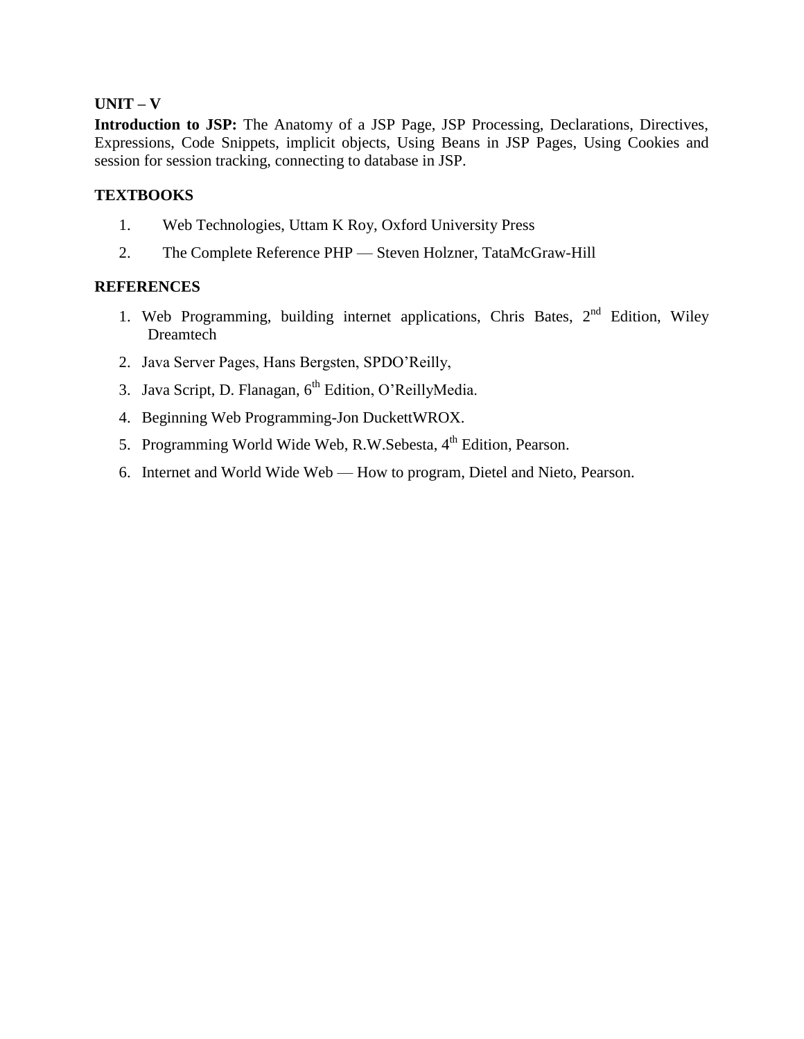**UNIT – V**

**Introduction to JSP:** The Anatomy of a JSP Page, JSP Processing, Declarations, Directives, Expressions, Code Snippets, implicit objects, Using Beans in JSP Pages, Using Cookies and session for session tracking, connecting to database in JSP.

**TEXTBOOKS**

1. Web Technologies, Uttam K Roy, Oxford University Press
2. The Complete Reference PHP — Steven Holzner, TataMcGraw-Hill

**REFERENCES**

1. Web Programming, building internet applications, Chris Bates, 2nd Edition, Wiley Dreamtech
2. Java Server Pages, Hans Bergsten, SPDO'Reilly,
3. Java Script, D. Flanagan, 6th Edition, O'ReillyMedia.
4. Beginning Web Programming-Jon DuckettWROX.
5. Programming World Wide Web, R.W.Sebesta, 4th Edition, Pearson.
6. Internet and World Wide Web — How to program, Dietel and Nieto, Pearson.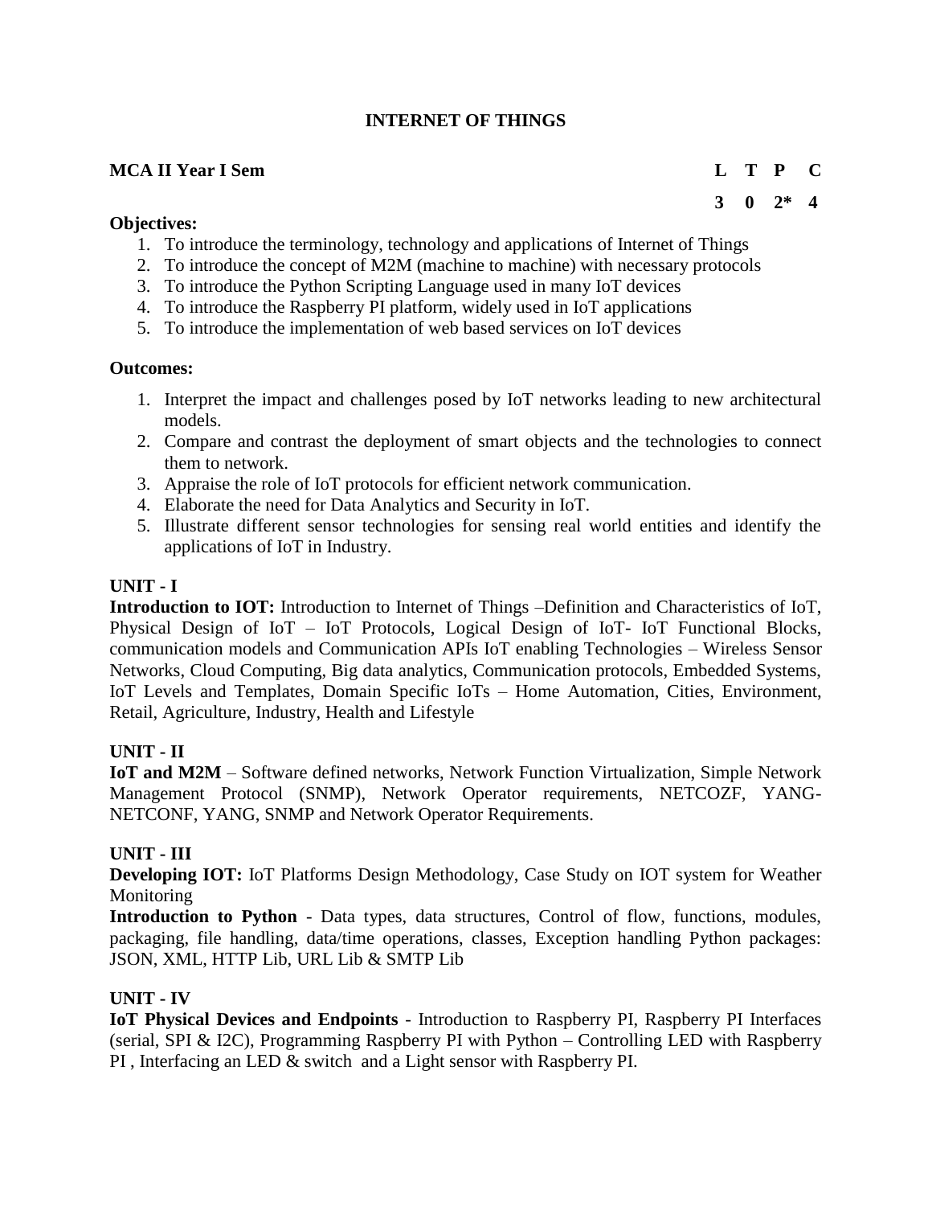# INTERNET OF THINGS

**MCA II Year I Sem**

| L | T | P | C |
|---|---|---|---|
| 3 | 0 | 2* | 4 |

**Objectives:**

1. To introduce the terminology, technology and applications of Internet of Things
2. To introduce the concept of M2M (machine to machine) with necessary protocols
3. To introduce the Python Scripting Language used in many IoT devices
4. To introduce the Raspberry PI platform, widely used in IoT applications
5. To introduce the implementation of web based services on IoT devices

**Outcomes:**

1. Interpret the impact and challenges posed by IoT networks leading to new architectural models.
2. Compare and contrast the deployment of smart objects and the technologies to connect them to network.
3. Appraise the role of IoT protocols for efficient network communication.
4. Elaborate the need for Data Analytics and Security in IoT.
5. Illustrate different sensor technologies for sensing real world entities and identify the applications of IoT in Industry.

**UNIT - I**

**Introduction to IOT:** Introduction to Internet of Things –Definition and Characteristics of IoT, Physical Design of IoT – IoT Protocols, Logical Design of IoT- IoT Functional Blocks, communication models and Communication APIs IoT enabling Technologies – Wireless Sensor Networks, Cloud Computing, Big data analytics, Communication protocols, Embedded Systems, IoT Levels and Templates, Domain Specific IoTs – Home Automation, Cities, Environment, Retail, Agriculture, Industry, Health and Lifestyle

**UNIT - II**

**IoT and M2M** – Software defined networks, Network Function Virtualization, Simple Network Management Protocol (SNMP), Network Operator requirements, NETCOZF, YANG-NETCONF, YANG, SNMP and Network Operator Requirements.

**UNIT - III**

**Developing IOT:** IoT Platforms Design Methodology, Case Study on IOT system for Weather Monitoring

**Introduction to Python** - Data types, data structures, Control of flow, functions, modules, packaging, file handling, data/time operations, classes, Exception handling Python packages: JSON, XML, HTTP Lib, URL Lib & SMTP Lib

**UNIT - IV**

**IoT Physical Devices and Endpoints** - Introduction to Raspberry PI, Raspberry PI Interfaces (serial, SPI & I2C), Programming Raspberry PI with Python – Controlling LED with Raspberry PI , Interfacing an LED & switch and a Light sensor with Raspberry PI.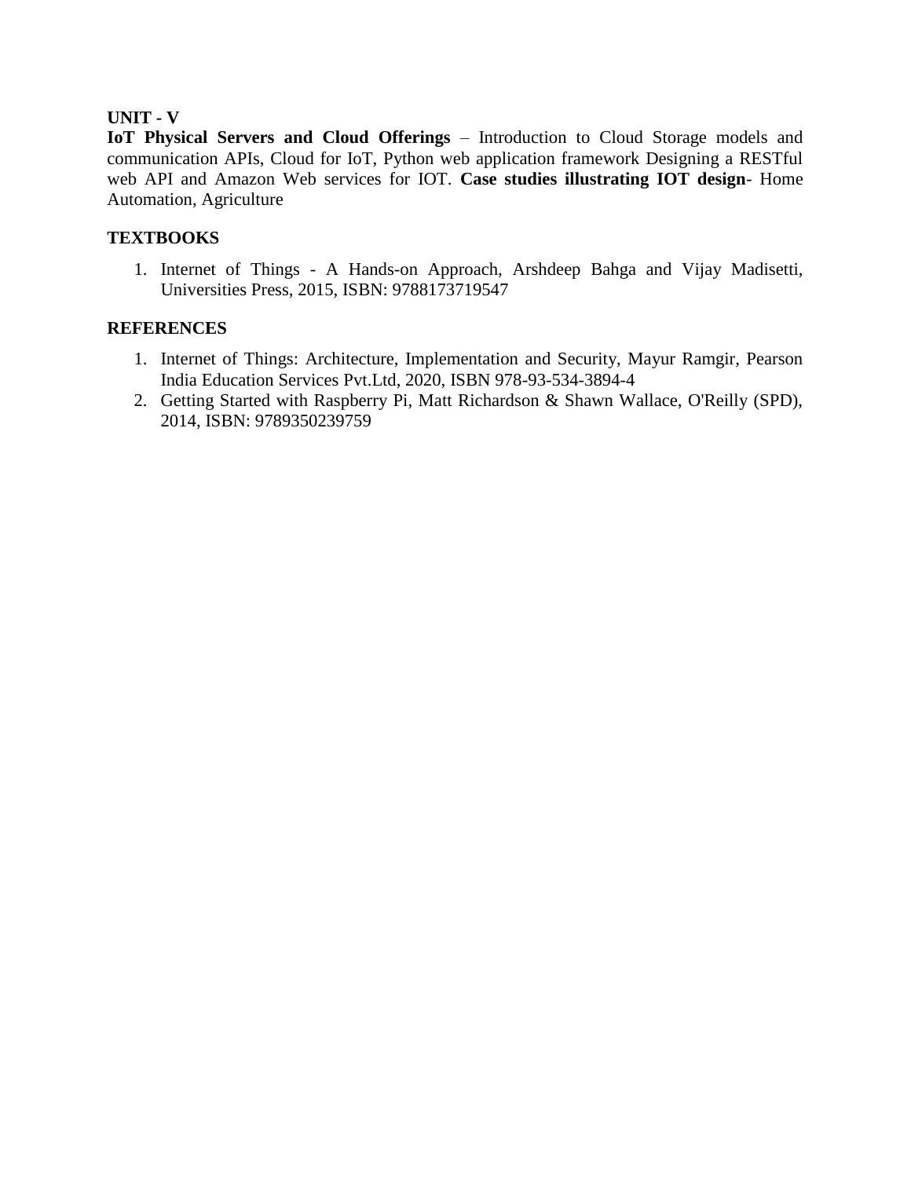**UNIT - V**

**IoT Physical Servers and Cloud Offerings** – Introduction to Cloud Storage models and communication APIs, Cloud for IoT, Python web application framework Designing a RESTful web API and Amazon Web services for IOT. **Case studies illustrating IOT design**- Home Automation, Agriculture

**TEXTBOOKS**

1. Internet of Things - A Hands-on Approach, Arshdeep Bahga and Vijay Madisetti, Universities Press, 2015, ISBN: 9788173719547

**REFERENCES**

1. Internet of Things: Architecture, Implementation and Security, Mayur Ramgir, Pearson India Education Services Pvt.Ltd, 2020, ISBN 978-93-534-3894-4
2. Getting Started with Raspberry Pi, Matt Richardson & Shawn Wallace, O'Reilly (SPD), 2014, ISBN: 9789350239759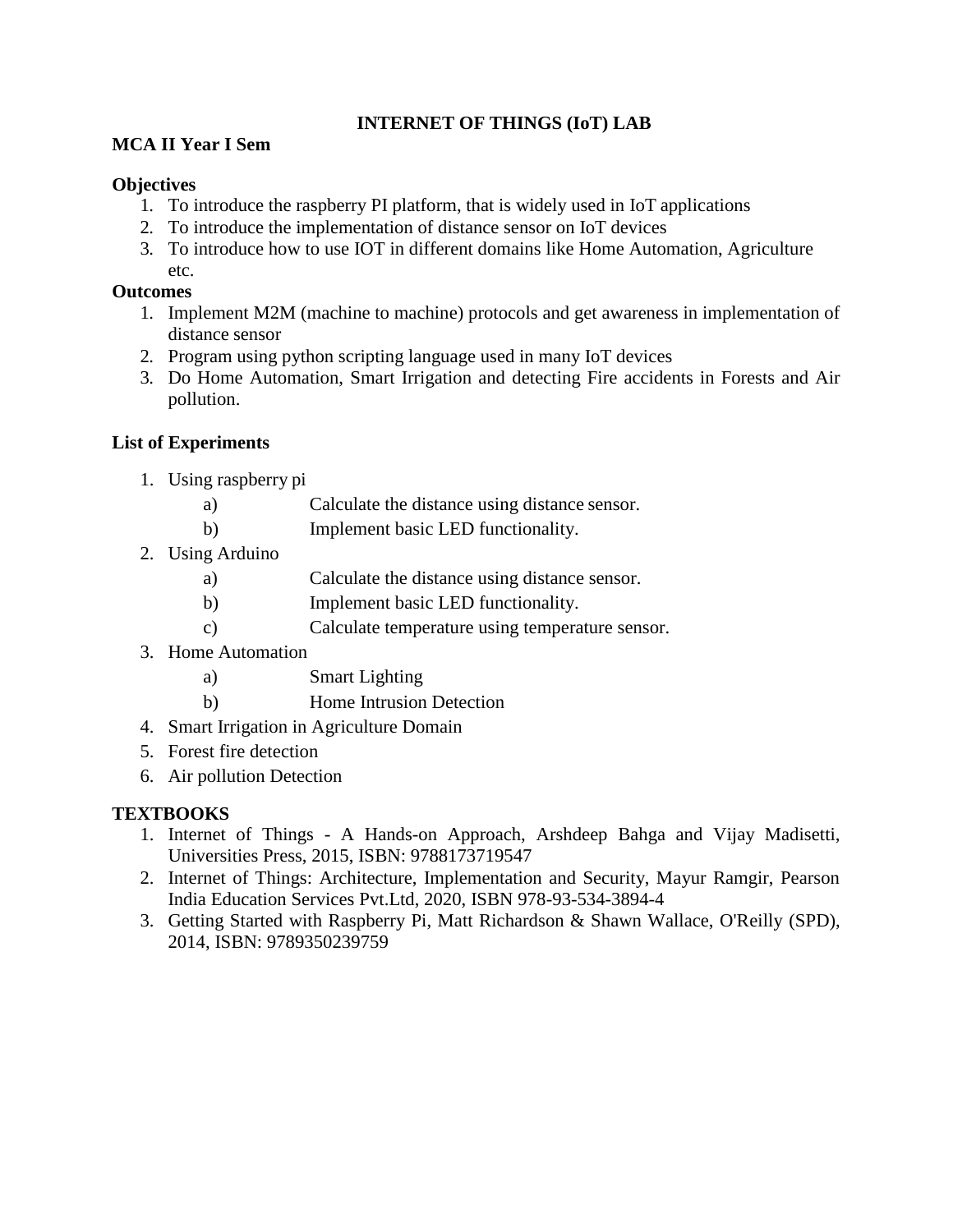# INTERNET OF THINGS (IoT) LAB

**MCA II Year I Sem**

**Objectives**

1. To introduce the raspberry PI platform, that is widely used in IoT applications
2. To introduce the implementation of distance sensor on IoT devices
3. To introduce how to use IOT in different domains like Home Automation, Agriculture etc.

**Outcomes**

1. Implement M2M (machine to machine) protocols and get awareness in implementation of distance sensor
2. Program using python scripting language used in many IoT devices
3. Do Home Automation, Smart Irrigation and detecting Fire accidents in Forests and Air pollution.

**List of Experiments**

1. Using raspberry pi
   - a) Calculate the distance using distance sensor.
   - b) Implement basic LED functionality.
2. Using Arduino
   - a) Calculate the distance using distance sensor.
   - b) Implement basic LED functionality.
   - c) Calculate temperature using temperature sensor.
3. Home Automation
   - a) Smart Lighting
   - b) Home Intrusion Detection
4. Smart Irrigation in Agriculture Domain
5. Forest fire detection
6. Air pollution Detection

**TEXTBOOKS**

1. Internet of Things - A Hands-on Approach, Arshdeep Bahga and Vijay Madisetti, Universities Press, 2015, ISBN: 9788173719547
2. Internet of Things: Architecture, Implementation and Security, Mayur Ramgir, Pearson India Education Services Pvt.Ltd, 2020, ISBN 978-93-534-3894-4
3. Getting Started with Raspberry Pi, Matt Richardson & Shawn Wallace, O'Reilly (SPD), 2014, ISBN: 9789350239759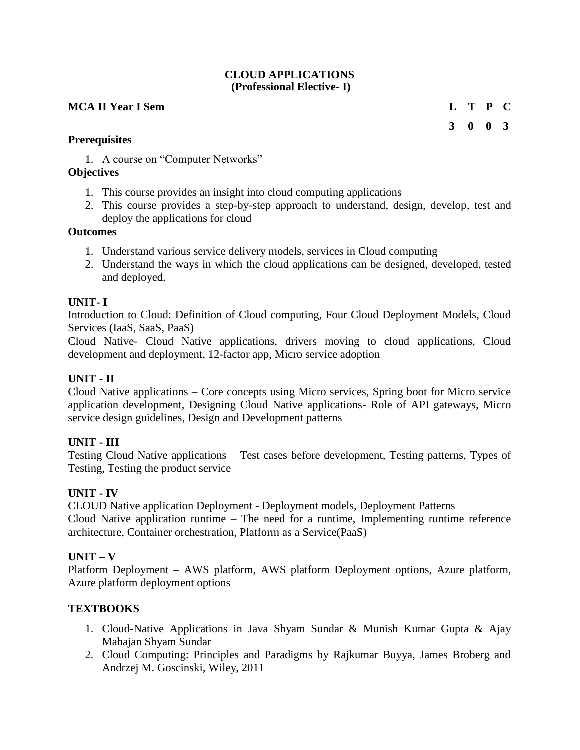# CLOUD APPLICATIONS
## (Professional Elective- I)

**MCA II Year I Sem**

| L | T | P | C |
|---|---|---|---|
| 3 | 0 | 0 | 3 |

**Prerequisites**

1. A course on "Computer Networks"

**Objectives**

1. This course provides an insight into cloud computing applications
2. This course provides a step-by-step approach to understand, design, develop, test and deploy the applications for cloud

**Outcomes**

1. Understand various service delivery models, services in Cloud computing
2. Understand the ways in which the cloud applications can be designed, developed, tested and deployed.

**UNIT- I**

Introduction to Cloud: Definition of Cloud computing, Four Cloud Deployment Models, Cloud Services (IaaS, SaaS, PaaS)

Cloud Native- Cloud Native applications, drivers moving to cloud applications, Cloud development and deployment, 12-factor app, Micro service adoption

**UNIT - II**

Cloud Native applications – Core concepts using Micro services, Spring boot for Micro service application development, Designing Cloud Native applications- Role of API gateways, Micro service design guidelines, Design and Development patterns

**UNIT - III**

Testing Cloud Native applications – Test cases before development, Testing patterns, Types of Testing, Testing the product service

**UNIT - IV**

CLOUD Native application Deployment - Deployment models, Deployment Patterns

Cloud Native application runtime – The need for a runtime, Implementing runtime reference architecture, Container orchestration, Platform as a Service(PaaS)

**UNIT – V**

Platform Deployment – AWS platform, AWS platform Deployment options, Azure platform, Azure platform deployment options

**TEXTBOOKS**

1. Cloud-Native Applications in Java Shyam Sundar & Munish Kumar Gupta & Ajay Mahajan Shyam Sundar
2. Cloud Computing: Principles and Paradigms by Rajkumar Buyya, James Broberg and Andrzej M. Goscinski, Wiley, 2011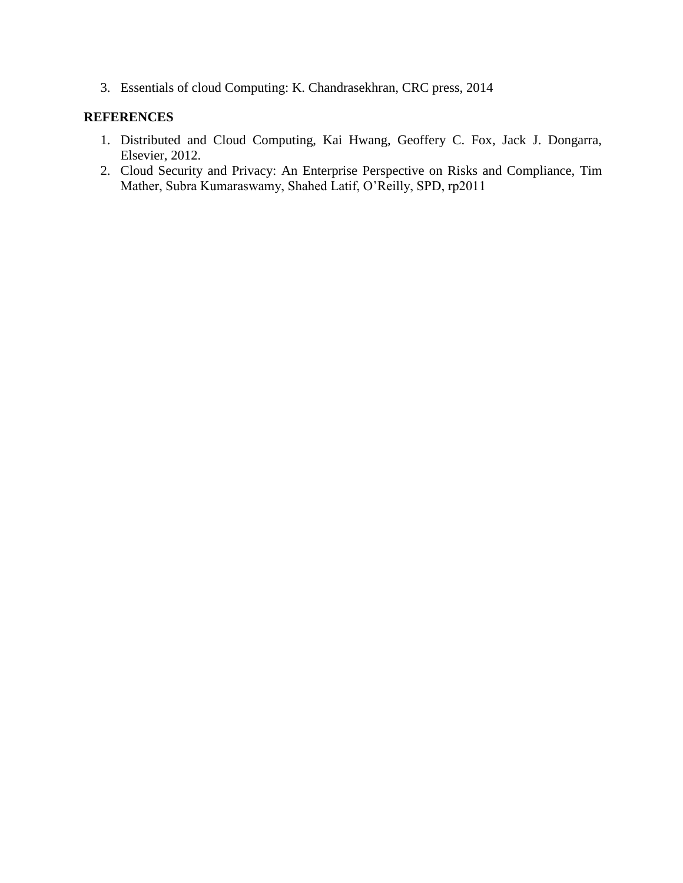3. Essentials of cloud Computing: K. Chandrasekhran, CRC press, 2014

**REFERENCES**

1. Distributed and Cloud Computing, Kai Hwang, Geoffery C. Fox, Jack J. Dongarra, Elsevier, 2012.
2. Cloud Security and Privacy: An Enterprise Perspective on Risks and Compliance, Tim Mather, Subra Kumaraswamy, Shahed Latif, O'Reilly, SPD, rp2011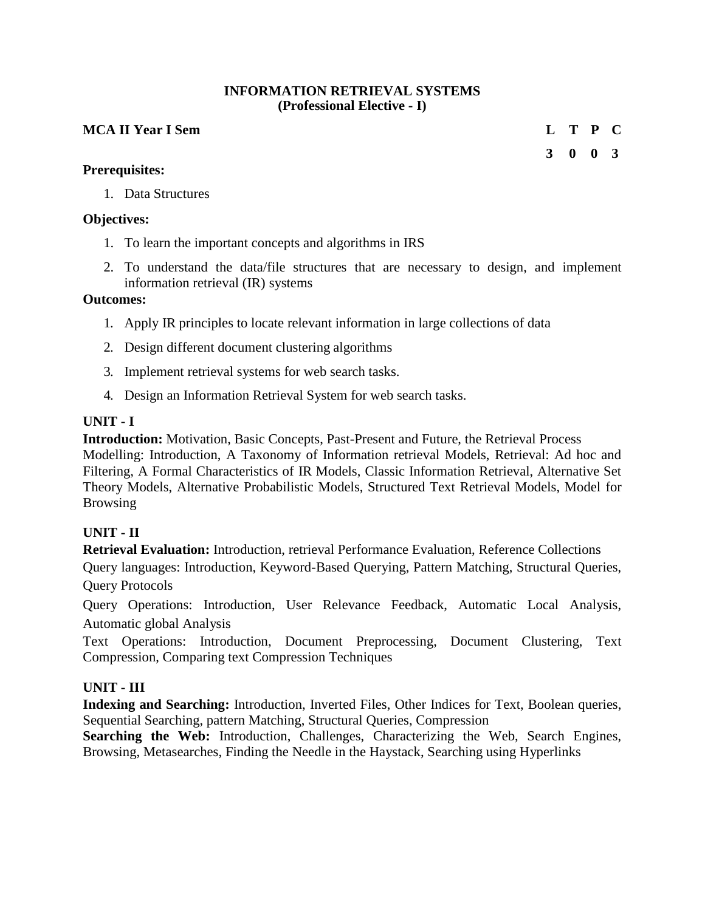**INFORMATION RETRIEVAL SYSTEMS**
**(Professional Elective - I)**

**MCA II Year I Sem**

| L | T | P | C |
|---|---|---|---|
| 3 | 0 | 0 | 3 |

**Prerequisites:**

1. Data Structures

**Objectives:**

1. To learn the important concepts and algorithms in IRS
2. To understand the data/file structures that are necessary to design, and implement information retrieval (IR) systems

**Outcomes:**

1. Apply IR principles to locate relevant information in large collections of data
2. Design different document clustering algorithms
3. Implement retrieval systems for web search tasks.
4. Design an Information Retrieval System for web search tasks.

**UNIT - I**

**Introduction:** Motivation, Basic Concepts, Past-Present and Future, the Retrieval Process

Modelling: Introduction, A Taxonomy of Information retrieval Models, Retrieval: Ad hoc and Filtering, A Formal Characteristics of IR Models, Classic Information Retrieval, Alternative Set Theory Models, Alternative Probabilistic Models, Structured Text Retrieval Models, Model for Browsing

**UNIT - II**

**Retrieval Evaluation:** Introduction, retrieval Performance Evaluation, Reference Collections

Query languages: Introduction, Keyword-Based Querying, Pattern Matching, Structural Queries, Query Protocols

Query Operations: Introduction, User Relevance Feedback, Automatic Local Analysis, Automatic global Analysis

Text Operations: Introduction, Document Preprocessing, Document Clustering, Text Compression, Comparing text Compression Techniques

**UNIT - III**

**Indexing and Searching:** Introduction, Inverted Files, Other Indices for Text, Boolean queries, Sequential Searching, pattern Matching, Structural Queries, Compression

**Searching the Web:** Introduction, Challenges, Characterizing the Web, Search Engines, Browsing, Metasearches, Finding the Needle in the Haystack, Searching using Hyperlinks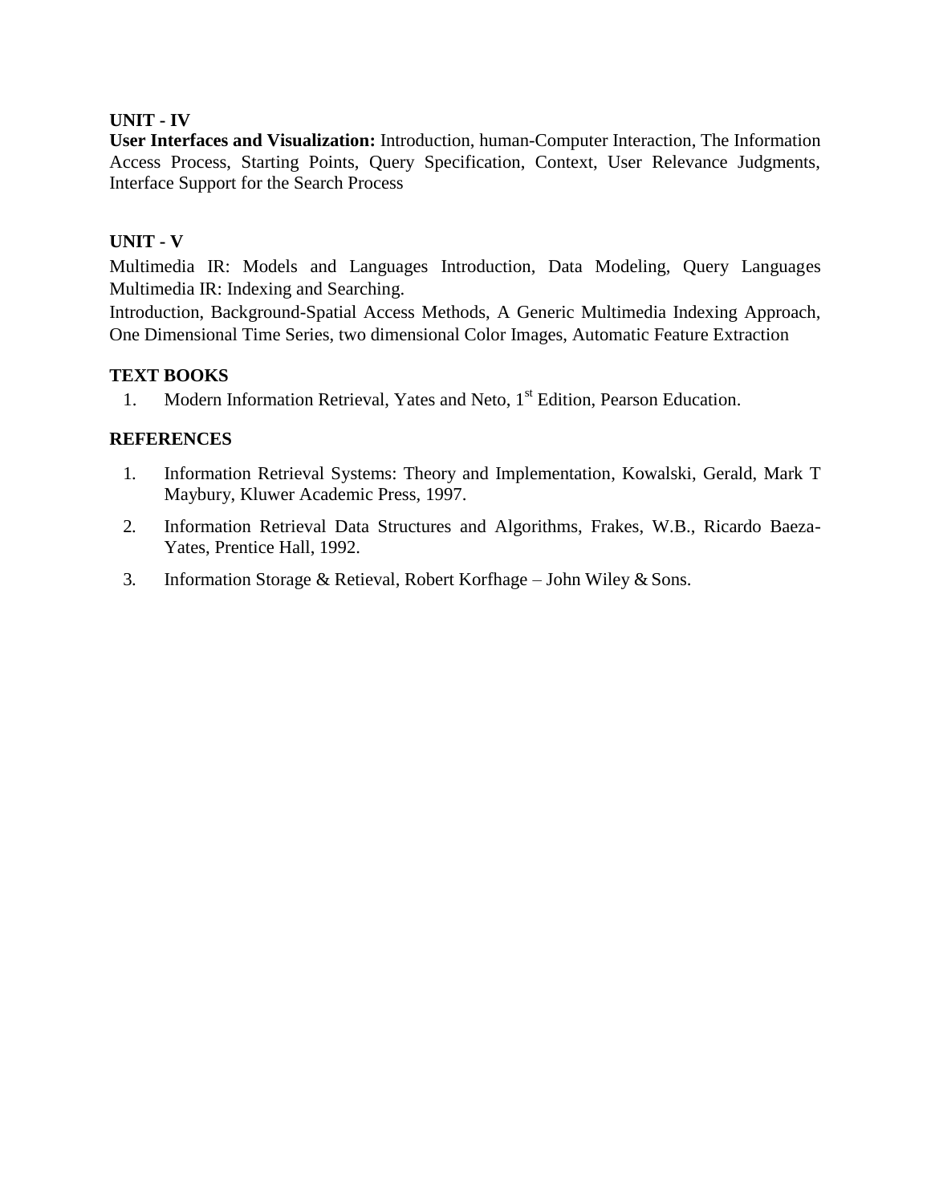**UNIT - IV**

**User Interfaces and Visualization:** Introduction, human-Computer Interaction, The Information Access Process, Starting Points, Query Specification, Context, User Relevance Judgments, Interface Support for the Search Process

**UNIT - V**

Multimedia IR: Models and Languages Introduction, Data Modeling, Query Languages Multimedia IR: Indexing and Searching.

Introduction, Background-Spatial Access Methods, A Generic Multimedia Indexing Approach, One Dimensional Time Series, two dimensional Color Images, Automatic Feature Extraction

**TEXT BOOKS**

1. Modern Information Retrieval, Yates and Neto, 1st Edition, Pearson Education.

**REFERENCES**

1. Information Retrieval Systems: Theory and Implementation, Kowalski, Gerald, Mark T Maybury, Kluwer Academic Press, 1997.
2. Information Retrieval Data Structures and Algorithms, Frakes, W.B., Ricardo Baeza-Yates, Prentice Hall, 1992.
3. Information Storage & Retieval, Robert Korfhage – John Wiley & Sons.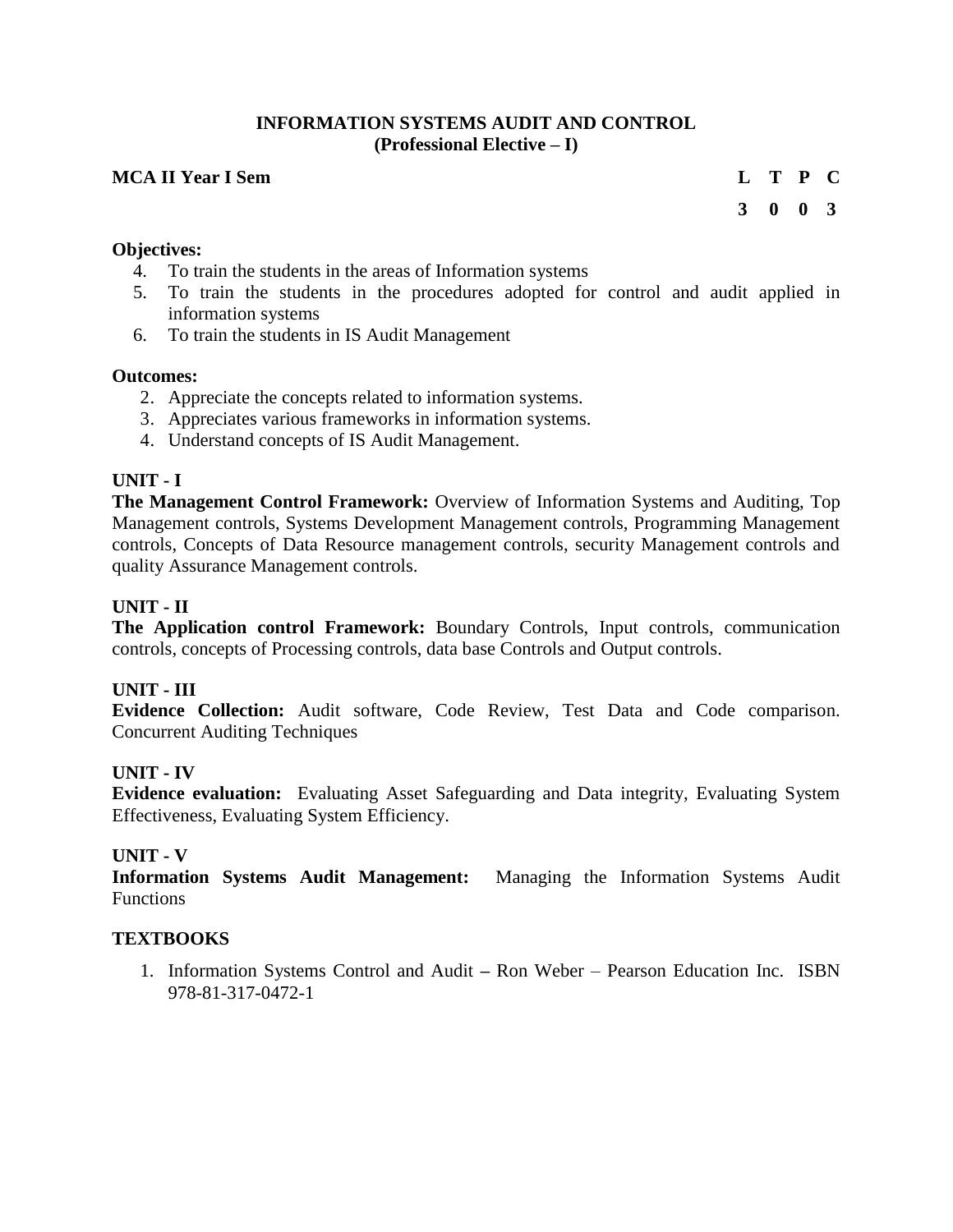# INFORMATION SYSTEMS AUDIT AND CONTROL
## (Professional Elective – I)

**MCA II Year I Sem**

| L | T | P | C |
|---|---|---|---|
| 3 | 0 | 0 | 3 |

**Objectives:**

4. To train the students in the areas of Information systems
5. To train the students in the procedures adopted for control and audit applied in information systems
6. To train the students in IS Audit Management

**Outcomes:**

2. Appreciate the concepts related to information systems.
3. Appreciates various frameworks in information systems.
4. Understand concepts of IS Audit Management.

**UNIT - I**

**The Management Control Framework:** Overview of Information Systems and Auditing, Top Management controls, Systems Development Management controls, Programming Management controls, Concepts of Data Resource management controls, security Management controls and quality Assurance Management controls.

**UNIT - II**

**The Application control Framework:** Boundary Controls, Input controls, communication controls, concepts of Processing controls, data base Controls and Output controls.

**UNIT - III**

**Evidence Collection:** Audit software, Code Review, Test Data and Code comparison. Concurrent Auditing Techniques

**UNIT - IV**

**Evidence evaluation:** Evaluating Asset Safeguarding and Data integrity, Evaluating System Effectiveness, Evaluating System Efficiency.

**UNIT - V**

**Information Systems Audit Management:** Managing the Information Systems Audit Functions

**TEXTBOOKS**

1. Information Systems Control and Audit **–** Ron Weber – Pearson Education Inc. ISBN 978-81-317-0472-1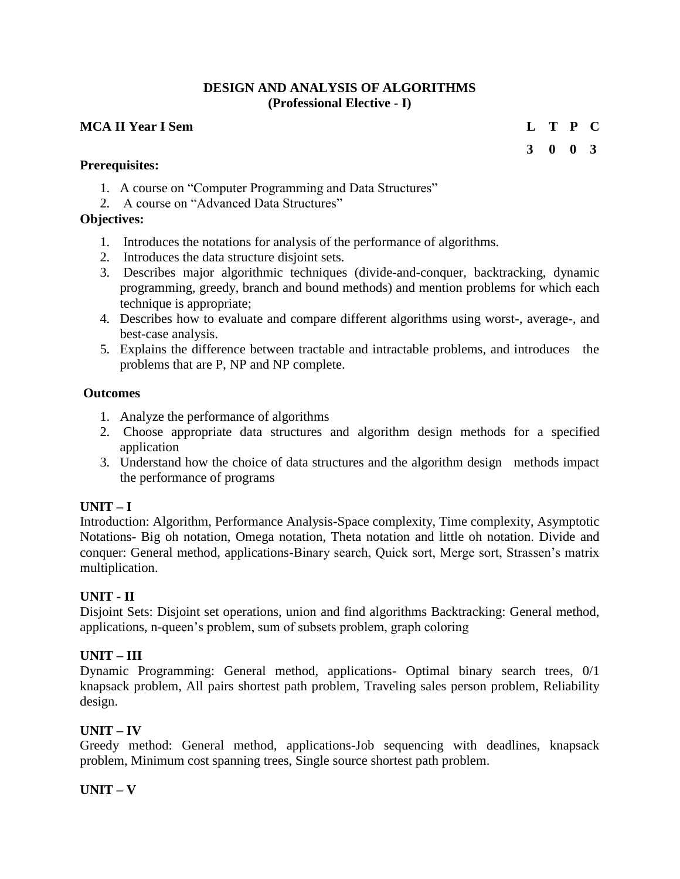# DESIGN AND ANALYSIS OF ALGORITHMS
## (Professional Elective - I)

**MCA II Year I Sem**

| L | T | P | C |
|---|---|---|---|
| 3 | 0 | 0 | 3 |

**Prerequisites:**

1. A course on "Computer Programming and Data Structures"
2. A course on "Advanced Data Structures"

**Objectives:**

1. Introduces the notations for analysis of the performance of algorithms.
2. Introduces the data structure disjoint sets.
3. Describes major algorithmic techniques (divide-and-conquer, backtracking, dynamic programming, greedy, branch and bound methods) and mention problems for which each technique is appropriate;
4. Describes how to evaluate and compare different algorithms using worst-, average-, and best-case analysis.
5. Explains the difference between tractable and intractable problems, and introduces the problems that are P, NP and NP complete.

**Outcomes**

1. Analyze the performance of algorithms
2. Choose appropriate data structures and algorithm design methods for a specified application
3. Understand how the choice of data structures and the algorithm design methods impact the performance of programs

**UNIT – I**

Introduction: Algorithm, Performance Analysis-Space complexity, Time complexity, Asymptotic Notations- Big oh notation, Omega notation, Theta notation and little oh notation. Divide and conquer: General method, applications-Binary search, Quick sort, Merge sort, Strassen's matrix multiplication.

**UNIT - II**

Disjoint Sets: Disjoint set operations, union and find algorithms Backtracking: General method, applications, n-queen's problem, sum of subsets problem, graph coloring

**UNIT – III**

Dynamic Programming: General method, applications- Optimal binary search trees, 0/1 knapsack problem, All pairs shortest path problem, Traveling sales person problem, Reliability design.

**UNIT – IV**

Greedy method: General method, applications-Job sequencing with deadlines, knapsack problem, Minimum cost spanning trees, Single source shortest path problem.

**UNIT – V**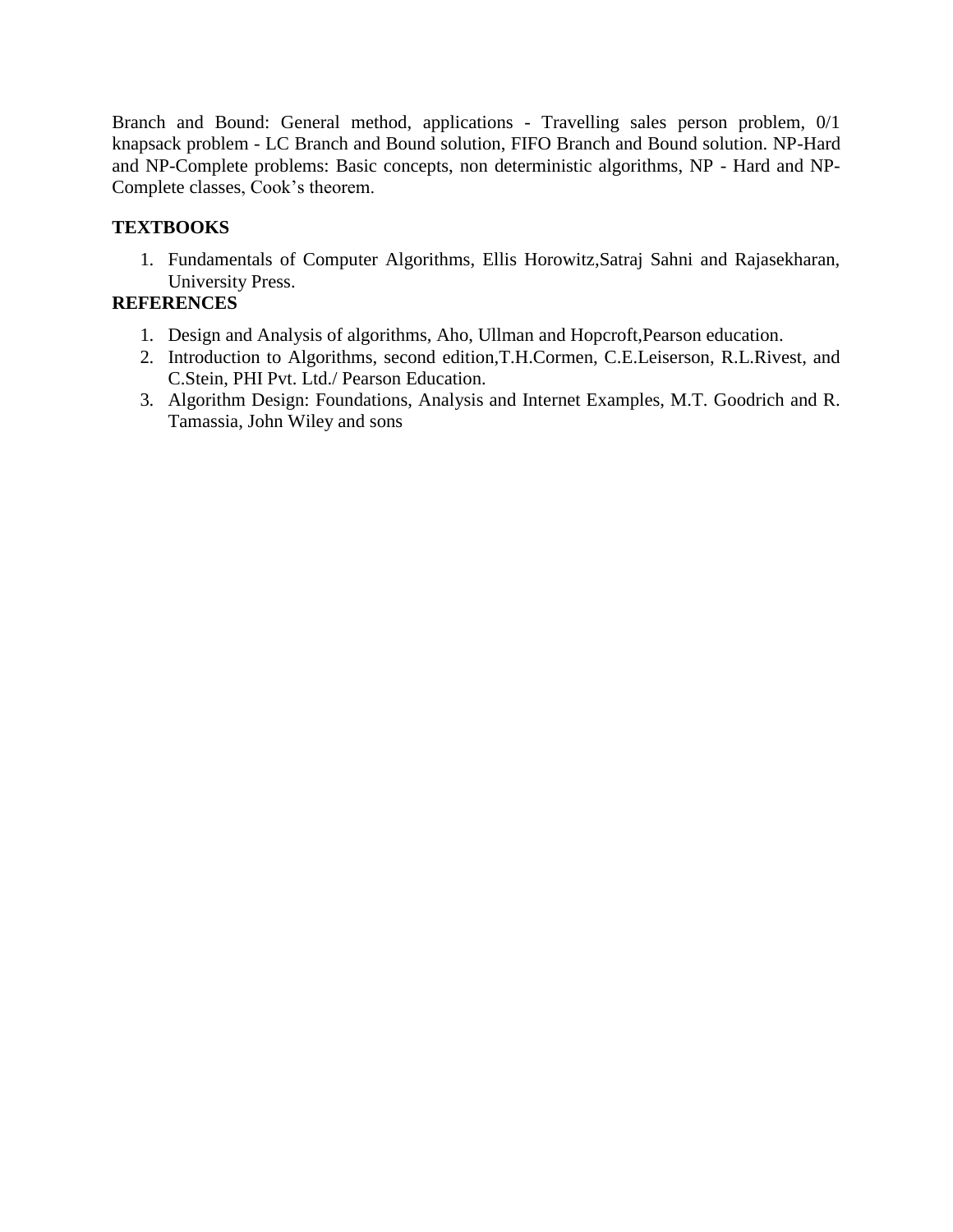Branch and Bound: General method, applications - Travelling sales person problem, 0/1 knapsack problem - LC Branch and Bound solution, FIFO Branch and Bound solution. NP-Hard and NP-Complete problems: Basic concepts, non deterministic algorithms, NP - Hard and NP-Complete classes, Cook's theorem.

**TEXTBOOKS**

1. Fundamentals of Computer Algorithms, Ellis Horowitz,Satraj Sahni and Rajasekharan, University Press.

**REFERENCES**

1. Design and Analysis of algorithms, Aho, Ullman and Hopcroft,Pearson education.
2. Introduction to Algorithms, second edition,T.H.Cormen, C.E.Leiserson, R.L.Rivest, and C.Stein, PHI Pvt. Ltd./ Pearson Education.
3. Algorithm Design: Foundations, Analysis and Internet Examples, M.T. Goodrich and R. Tamassia, John Wiley and sons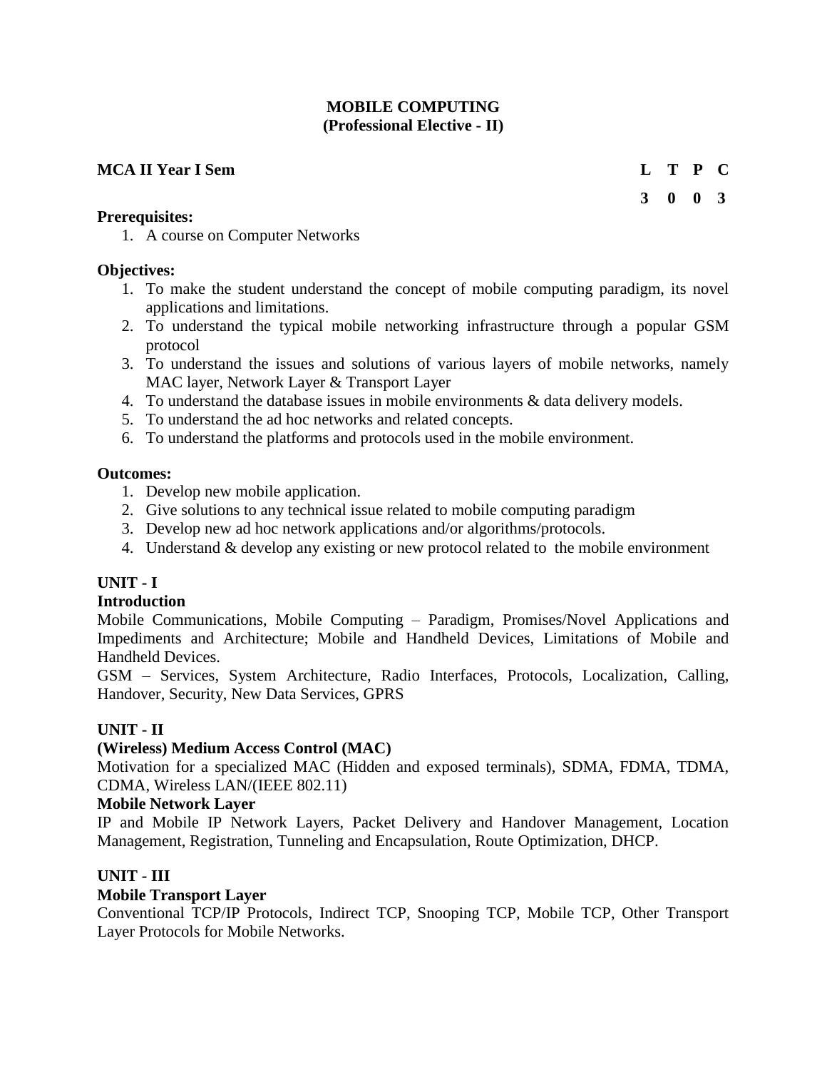# MOBILE COMPUTING
## (Professional Elective - II)

**MCA II Year I Sem**

| L | T | P | C |
|---|---|---|---|
| 3 | 0 | 0 | 3 |

**Prerequisites:**

1. A course on Computer Networks

**Objectives:**

1. To make the student understand the concept of mobile computing paradigm, its novel applications and limitations.
2. To understand the typical mobile networking infrastructure through a popular GSM protocol
3. To understand the issues and solutions of various layers of mobile networks, namely MAC layer, Network Layer & Transport Layer
4. To understand the database issues in mobile environments & data delivery models.
5. To understand the ad hoc networks and related concepts.
6. To understand the platforms and protocols used in the mobile environment.

**Outcomes:**

1. Develop new mobile application.
2. Give solutions to any technical issue related to mobile computing paradigm
3. Develop new ad hoc network applications and/or algorithms/protocols.
4. Understand & develop any existing or new protocol related to the mobile environment

### UNIT - I

**Introduction**

Mobile Communications, Mobile Computing – Paradigm, Promises/Novel Applications and Impediments and Architecture; Mobile and Handheld Devices, Limitations of Mobile and Handheld Devices.

GSM – Services, System Architecture, Radio Interfaces, Protocols, Localization, Calling, Handover, Security, New Data Services, GPRS

### UNIT - II

**(Wireless) Medium Access Control (MAC)**

Motivation for a specialized MAC (Hidden and exposed terminals), SDMA, FDMA, TDMA, CDMA, Wireless LAN/(IEEE 802.11)

**Mobile Network Layer**

IP and Mobile IP Network Layers, Packet Delivery and Handover Management, Location Management, Registration, Tunneling and Encapsulation, Route Optimization, DHCP.

### UNIT - III

**Mobile Transport Layer**

Conventional TCP/IP Protocols, Indirect TCP, Snooping TCP, Mobile TCP, Other Transport Layer Protocols for Mobile Networks.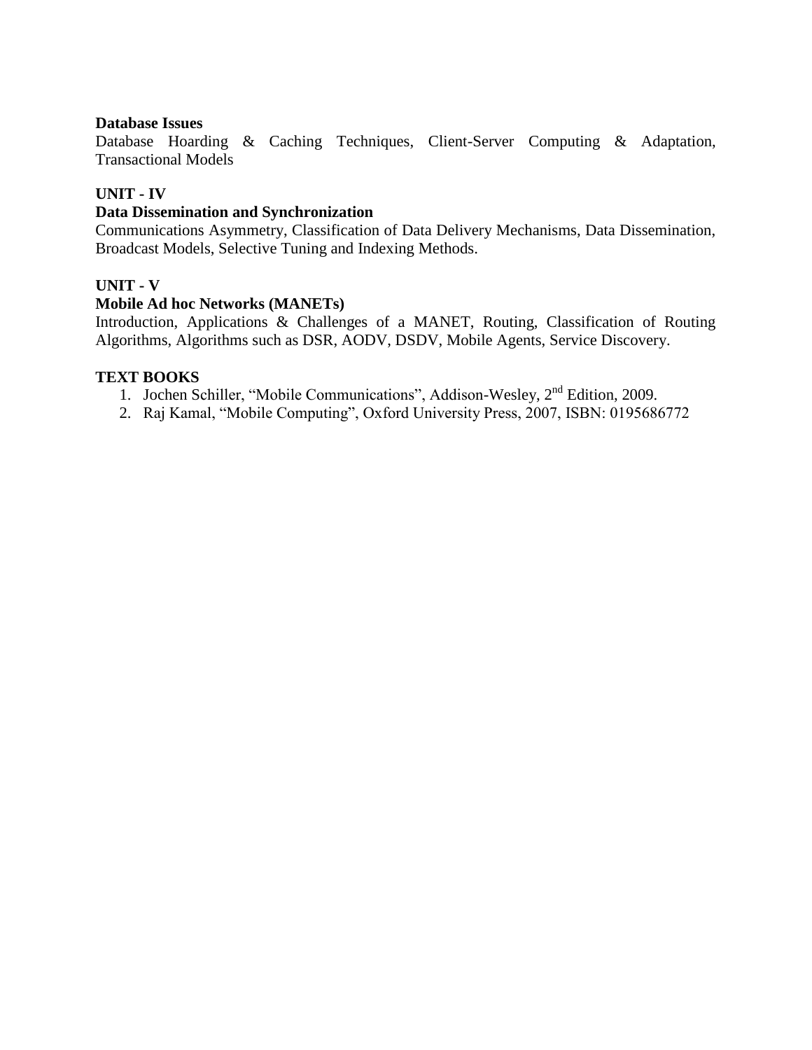**Database Issues**

Database Hoarding & Caching Techniques, Client-Server Computing & Adaptation, Transactional Models

## UNIT - IV

**Data Dissemination and Synchronization**

Communications Asymmetry, Classification of Data Delivery Mechanisms, Data Dissemination, Broadcast Models, Selective Tuning and Indexing Methods.

## UNIT - V

**Mobile Ad hoc Networks (MANETs)**

Introduction, Applications & Challenges of a MANET, Routing, Classification of Routing Algorithms, Algorithms such as DSR, AODV, DSDV, Mobile Agents, Service Discovery.

## TEXT BOOKS

1. Jochen Schiller, "Mobile Communications", Addison-Wesley, 2nd Edition, 2009.
2. Raj Kamal, "Mobile Computing", Oxford University Press, 2007, ISBN: 0195686772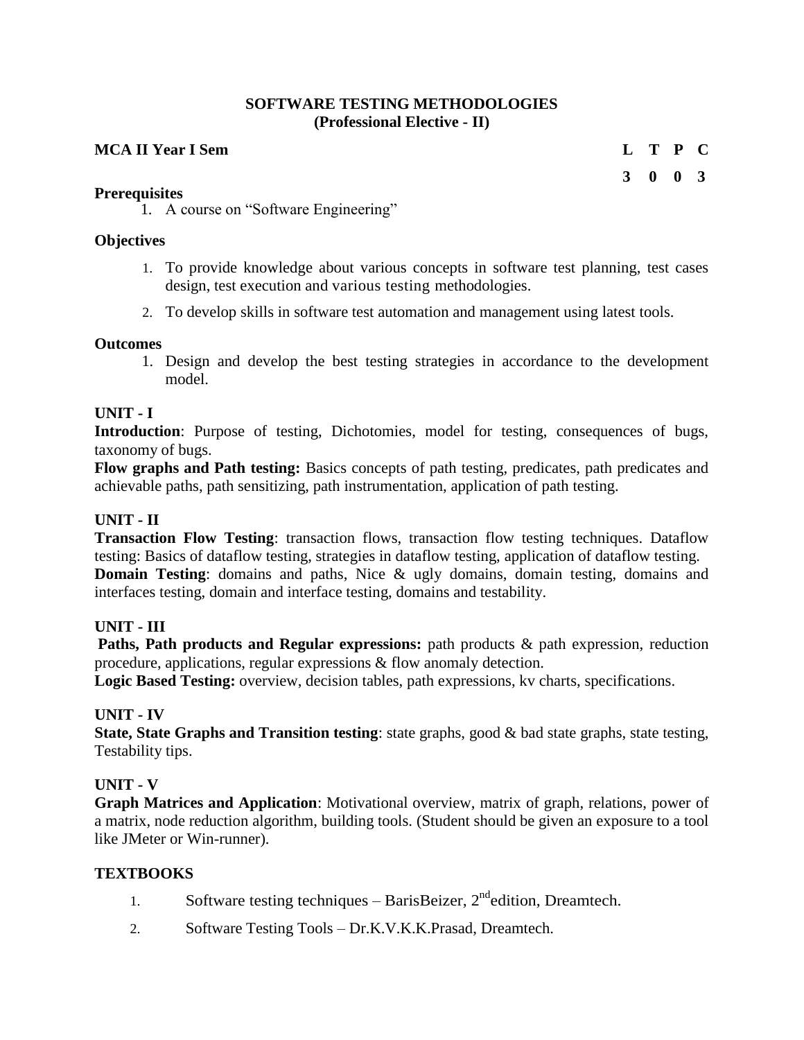# SOFTWARE TESTING METHODOLOGIES
## (Professional Elective - II)

**MCA II Year I Sem**

| L | T | P | C |
|---|---|---|---|
| 3 | 0 | 0 | 3 |

**Prerequisites**

1. A course on "Software Engineering"

**Objectives**

1. To provide knowledge about various concepts in software test planning, test cases design, test execution and various testing methodologies.
2. To develop skills in software test automation and management using latest tools.

**Outcomes**

1. Design and develop the best testing strategies in accordance to the development model.

**UNIT - I**

**Introduction**: Purpose of testing, Dichotomies, model for testing, consequences of bugs, taxonomy of bugs.

**Flow graphs and Path testing:** Basics concepts of path testing, predicates, path predicates and achievable paths, path sensitizing, path instrumentation, application of path testing.

**UNIT - II**

**Transaction Flow Testing**: transaction flows, transaction flow testing techniques. Dataflow testing: Basics of dataflow testing, strategies in dataflow testing, application of dataflow testing.

**Domain Testing**: domains and paths, Nice & ugly domains, domain testing, domains and interfaces testing, domain and interface testing, domains and testability.

**UNIT - III**

**Paths, Path products and Regular expressions:** path products & path expression, reduction procedure, applications, regular expressions & flow anomaly detection.

**Logic Based Testing:** overview, decision tables, path expressions, kv charts, specifications.

**UNIT - IV**

**State, State Graphs and Transition testing**: state graphs, good & bad state graphs, state testing, Testability tips.

**UNIT - V**

**Graph Matrices and Application**: Motivational overview, matrix of graph, relations, power of a matrix, node reduction algorithm, building tools. (Student should be given an exposure to a tool like JMeter or Win-runner).

**TEXTBOOKS**

1. Software testing techniques – BarisBeizer, 2nd edition, Dreamtech.
2. Software Testing Tools – Dr.K.V.K.K.Prasad, Dreamtech.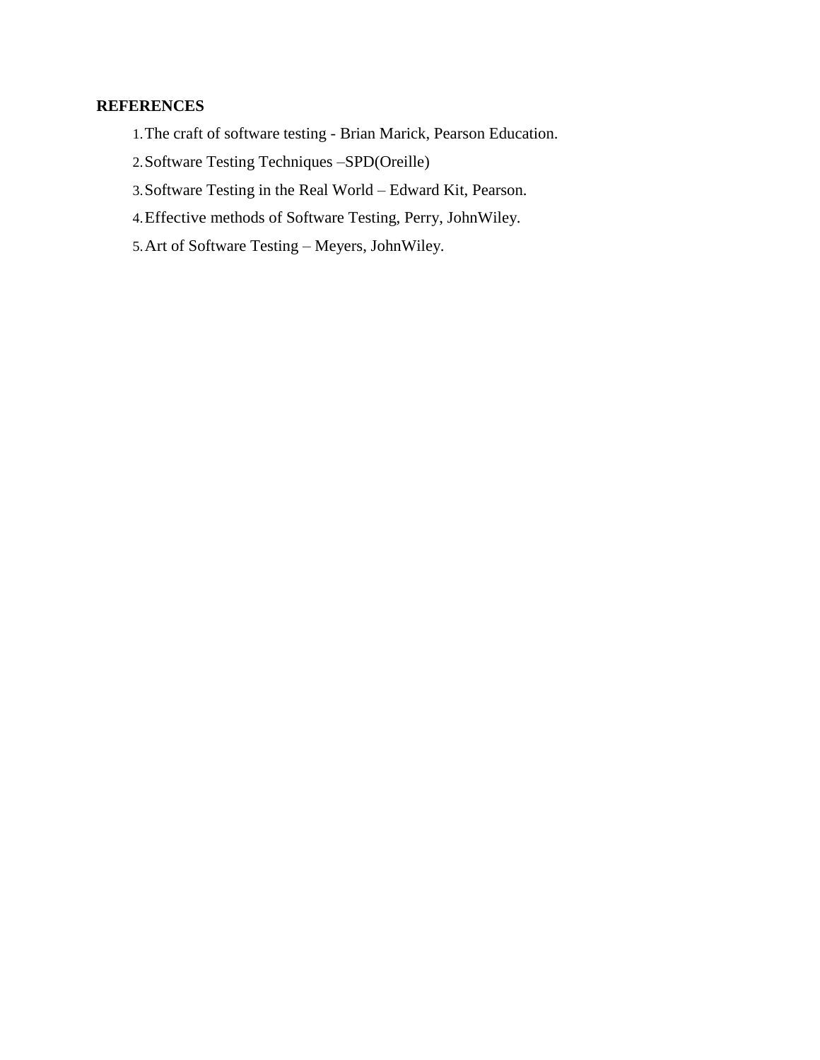**REFERENCES**

1. The craft of software testing - Brian Marick, Pearson Education.
2. Software Testing Techniques –SPD(Oreille)
3. Software Testing in the Real World – Edward Kit, Pearson.
4. Effective methods of Software Testing, Perry, JohnWiley.
5. Art of Software Testing – Meyers, JohnWiley.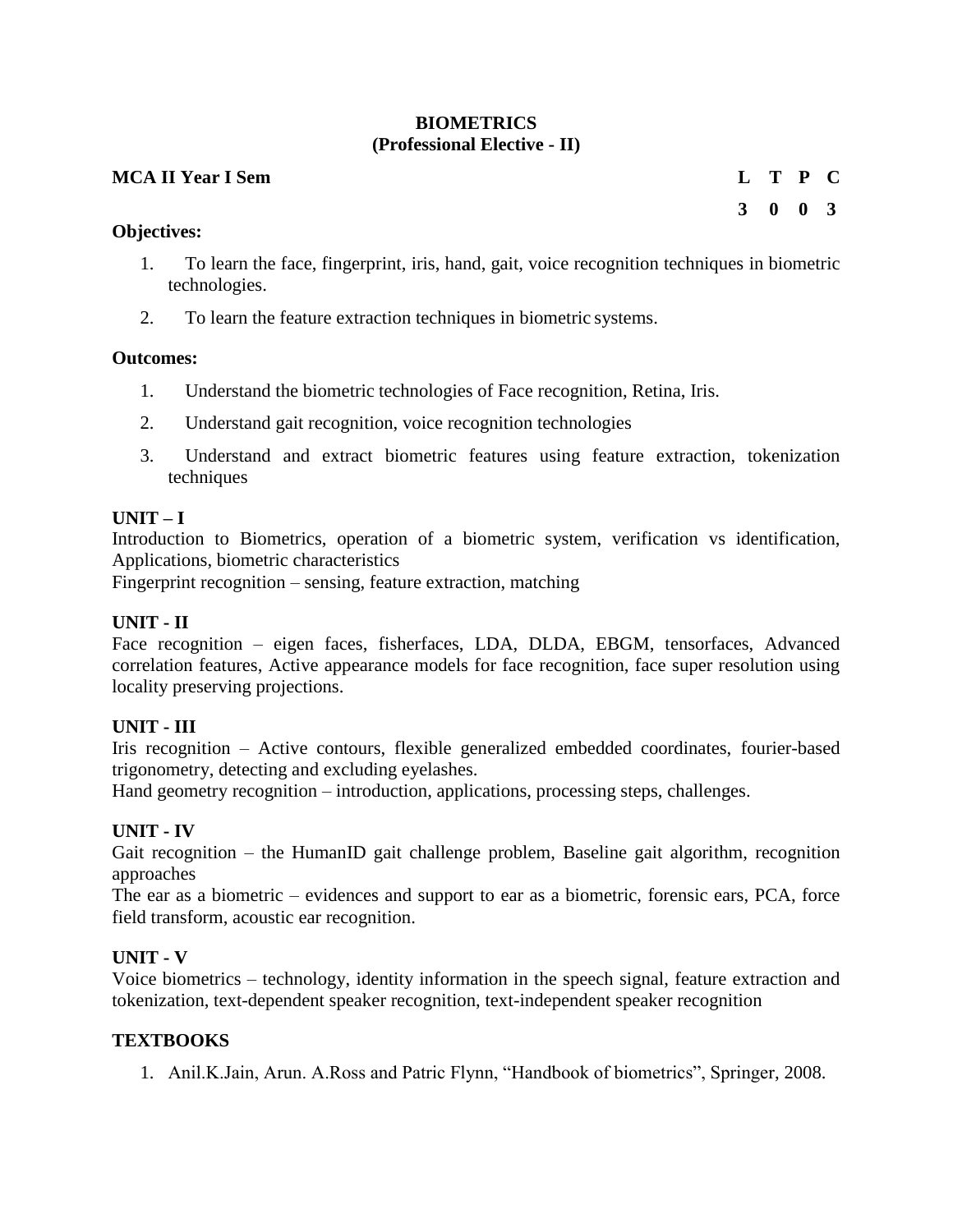# BIOMETRICS
## (Professional Elective - II)

**MCA II Year I Sem**

| L | T | P | C |
|---|---|---|---|
| 3 | 0 | 0 | 3 |

**Objectives:**

1. To learn the face, fingerprint, iris, hand, gait, voice recognition techniques in biometric technologies.
2. To learn the feature extraction techniques in biometric systems.

**Outcomes:**

1. Understand the biometric technologies of Face recognition, Retina, Iris.
2. Understand gait recognition, voice recognition technologies
3. Understand and extract biometric features using feature extraction, tokenization techniques

**UNIT – I**

Introduction to Biometrics, operation of a biometric system, verification vs identification, Applications, biometric characteristics

Fingerprint recognition – sensing, feature extraction, matching

**UNIT - II**

Face recognition – eigen faces, fisherfaces, LDA, DLDA, EBGM, tensorfaces, Advanced correlation features, Active appearance models for face recognition, face super resolution using locality preserving projections.

**UNIT - III**

Iris recognition – Active contours, flexible generalized embedded coordinates, fourier-based trigonometry, detecting and excluding eyelashes.

Hand geometry recognition – introduction, applications, processing steps, challenges.

**UNIT - IV**

Gait recognition – the HumanID gait challenge problem, Baseline gait algorithm, recognition approaches

The ear as a biometric – evidences and support to ear as a biometric, forensic ears, PCA, force field transform, acoustic ear recognition.

**UNIT - V**

Voice biometrics – technology, identity information in the speech signal, feature extraction and tokenization, text-dependent speaker recognition, text-independent speaker recognition

**TEXTBOOKS**

1. Anil.K.Jain, Arun. A.Ross and Patric Flynn, "Handbook of biometrics", Springer, 2008.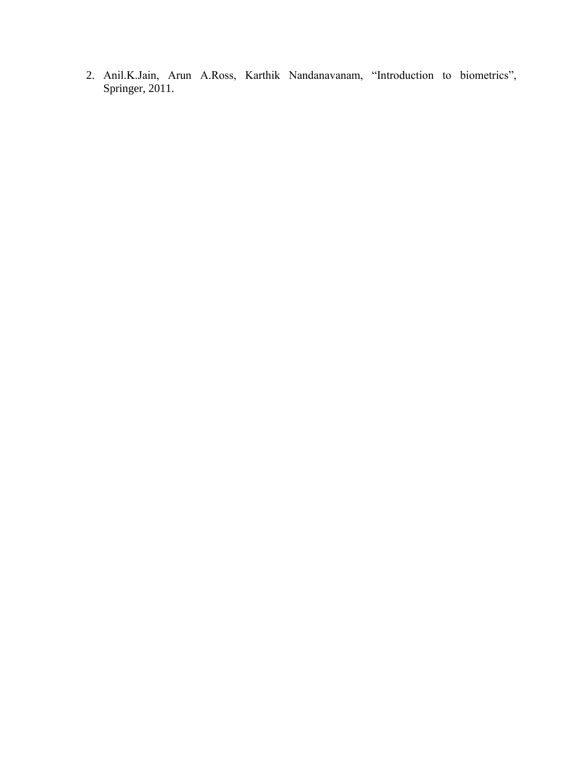2. Anil.K.Jain, Arun A.Ross, Karthik Nandanavanam, "Introduction to biometrics", Springer, 2011.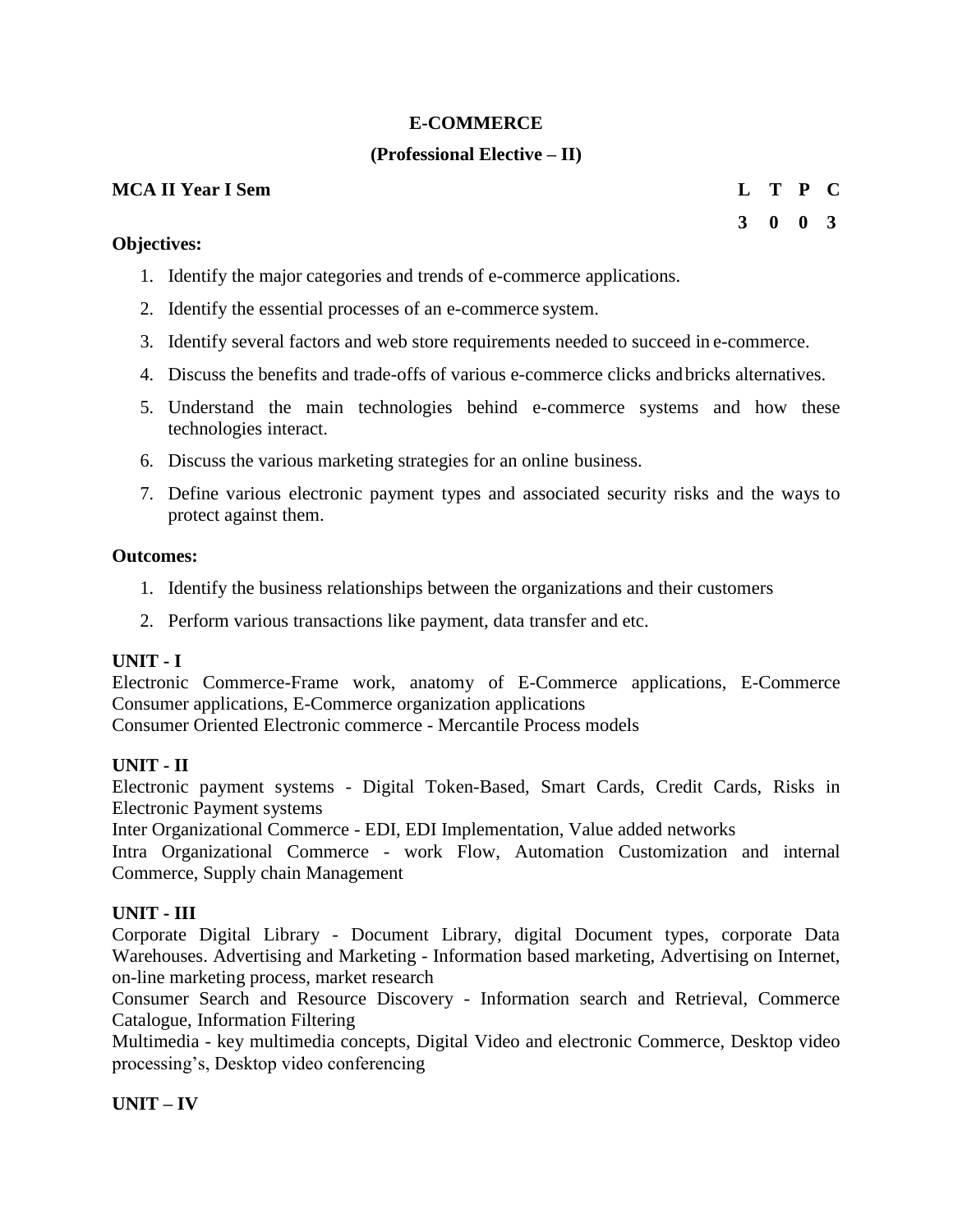## E-COMMERCE

### (Professional Elective – II)

**MCA II Year I Sem**

| L | T | P | C |
|---|---|---|---|
| 3 | 0 | 0 | 3 |

**Objectives:**

1. Identify the major categories and trends of e-commerce applications.
2. Identify the essential processes of an e-commerce system.
3. Identify several factors and web store requirements needed to succeed in e-commerce.
4. Discuss the benefits and trade-offs of various e-commerce clicks and bricks alternatives.
5. Understand the main technologies behind e-commerce systems and how these technologies interact.
6. Discuss the various marketing strategies for an online business.
7. Define various electronic payment types and associated security risks and the ways to protect against them.

**Outcomes:**

1. Identify the business relationships between the organizations and their customers
2. Perform various transactions like payment, data transfer and etc.

**UNIT - I**

Electronic Commerce-Frame work, anatomy of E-Commerce applications, E-Commerce Consumer applications, E-Commerce organization applications

Consumer Oriented Electronic commerce - Mercantile Process models

**UNIT - II**

Electronic payment systems - Digital Token-Based, Smart Cards, Credit Cards, Risks in Electronic Payment systems

Inter Organizational Commerce - EDI, EDI Implementation, Value added networks

Intra Organizational Commerce - work Flow, Automation Customization and internal Commerce, Supply chain Management

**UNIT - III**

Corporate Digital Library - Document Library, digital Document types, corporate Data Warehouses. Advertising and Marketing - Information based marketing, Advertising on Internet, on-line marketing process, market research

Consumer Search and Resource Discovery - Information search and Retrieval, Commerce Catalogue, Information Filtering

Multimedia - key multimedia concepts, Digital Video and electronic Commerce, Desktop video processing's, Desktop video conferencing

**UNIT – IV**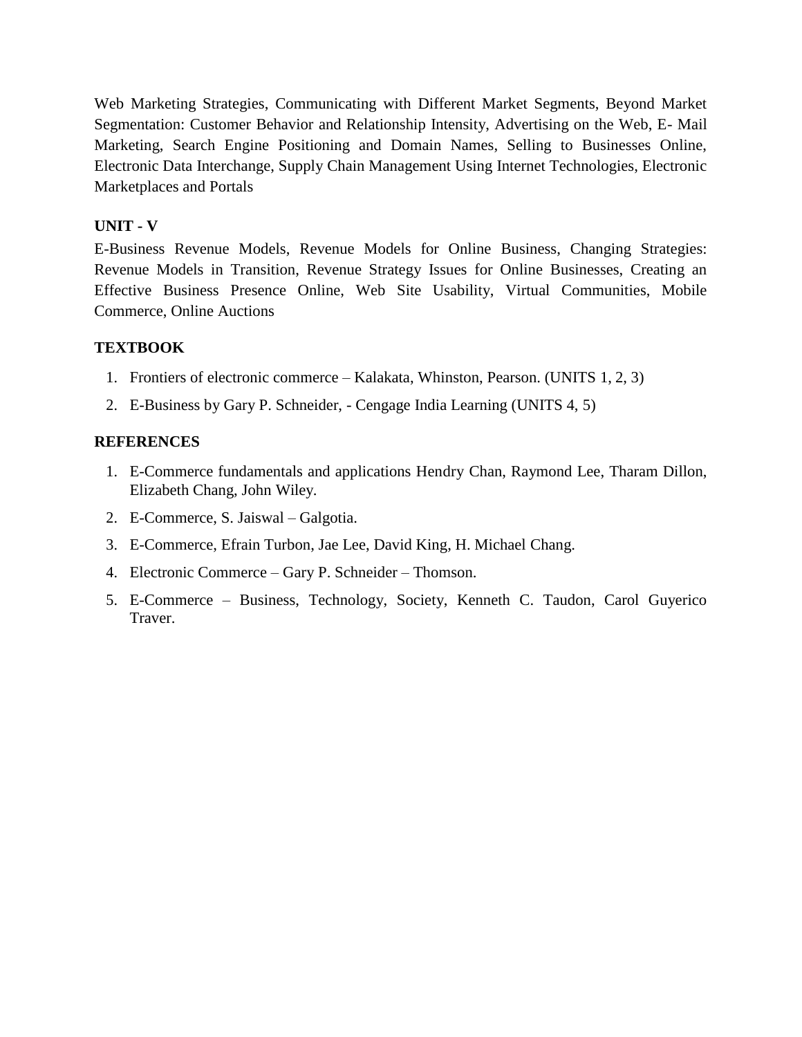Web Marketing Strategies, Communicating with Different Market Segments, Beyond Market Segmentation: Customer Behavior and Relationship Intensity, Advertising on the Web, E- Mail Marketing, Search Engine Positioning and Domain Names, Selling to Businesses Online, Electronic Data Interchange, Supply Chain Management Using Internet Technologies, Electronic Marketplaces and Portals

## UNIT - V

E-Business Revenue Models, Revenue Models for Online Business, Changing Strategies: Revenue Models in Transition, Revenue Strategy Issues for Online Businesses, Creating an Effective Business Presence Online, Web Site Usability, Virtual Communities, Mobile Commerce, Online Auctions

## TEXTBOOK

1. Frontiers of electronic commerce – Kalakata, Whinston, Pearson. (UNITS 1, 2, 3)
2. E-Business by Gary P. Schneider, - Cengage India Learning (UNITS 4, 5)

## REFERENCES

1. E-Commerce fundamentals and applications Hendry Chan, Raymond Lee, Tharam Dillon, Elizabeth Chang, John Wiley.
2. E-Commerce, S. Jaiswal – Galgotia.
3. E-Commerce, Efrain Turbon, Jae Lee, David King, H. Michael Chang.
4. Electronic Commerce – Gary P. Schneider – Thomson.
5. E-Commerce – Business, Technology, Society, Kenneth C. Taudon, Carol Guyerico Traver.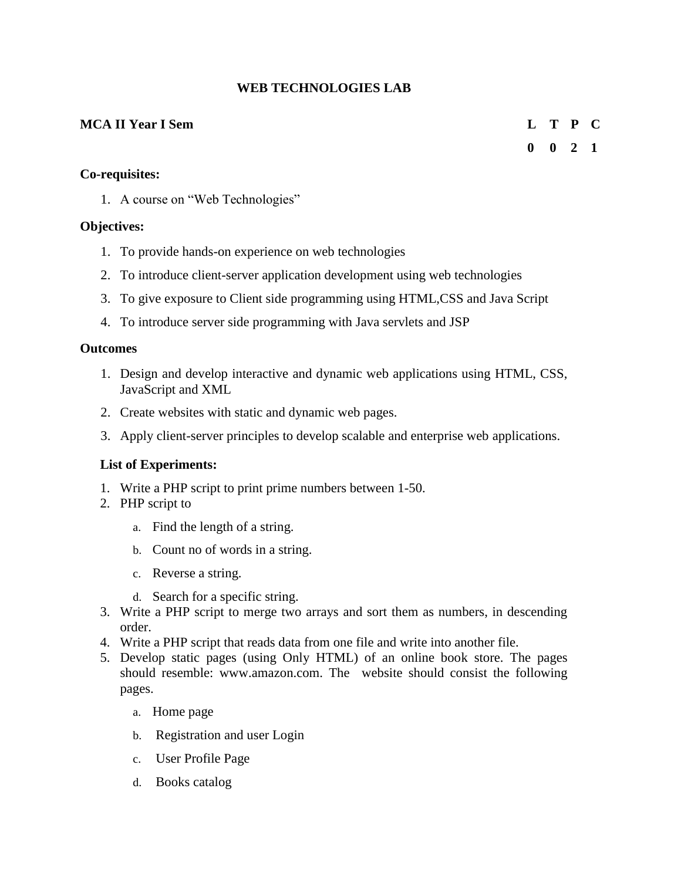# WEB TECHNOLOGIES LAB

**MCA II Year I Sem**

| L | T | P | C |
|---|---|---|---|
| 0 | 0 | 2 | 1 |

**Co-requisites:**

1. A course on "Web Technologies"

**Objectives:**

1. To provide hands-on experience on web technologies
2. To introduce client-server application development using web technologies
3. To give exposure to Client side programming using HTML,CSS and Java Script
4. To introduce server side programming with Java servlets and JSP

**Outcomes**

1. Design and develop interactive and dynamic web applications using HTML, CSS, JavaScript and XML
2. Create websites with static and dynamic web pages.
3. Apply client-server principles to develop scalable and enterprise web applications.

**List of Experiments:**

1. Write a PHP script to print prime numbers between 1-50.
2. PHP script to
   a. Find the length of a string.
   b. Count no of words in a string.
   c. Reverse a string.
   d. Search for a specific string.
3. Write a PHP script to merge two arrays and sort them as numbers, in descending order.
4. Write a PHP script that reads data from one file and write into another file.
5. Develop static pages (using Only HTML) of an online book store. The pages should resemble: www.amazon.com. The website should consist the following pages.
   a. Home page
   b. Registration and user Login
   c. User Profile Page
   d. Books catalog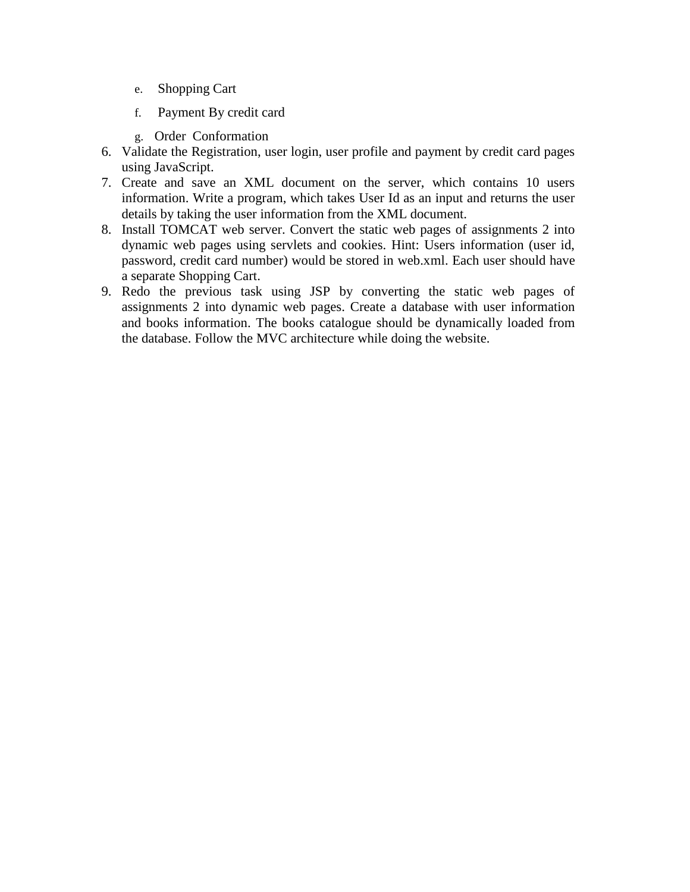e. Shopping Cart
   f. Payment By credit card
   g. Order Conformation

6. Validate the Registration, user login, user profile and payment by credit card pages using JavaScript.
7. Create and save an XML document on the server, which contains 10 users information. Write a program, which takes User Id as an input and returns the user details by taking the user information from the XML document.
8. Install TOMCAT web server. Convert the static web pages of assignments 2 into dynamic web pages using servlets and cookies. Hint: Users information (user id, password, credit card number) would be stored in web.xml. Each user should have a separate Shopping Cart.
9. Redo the previous task using JSP by converting the static web pages of assignments 2 into dynamic web pages. Create a database with user information and books information. The books catalogue should be dynamically loaded from the database. Follow the MVC architecture while doing the website.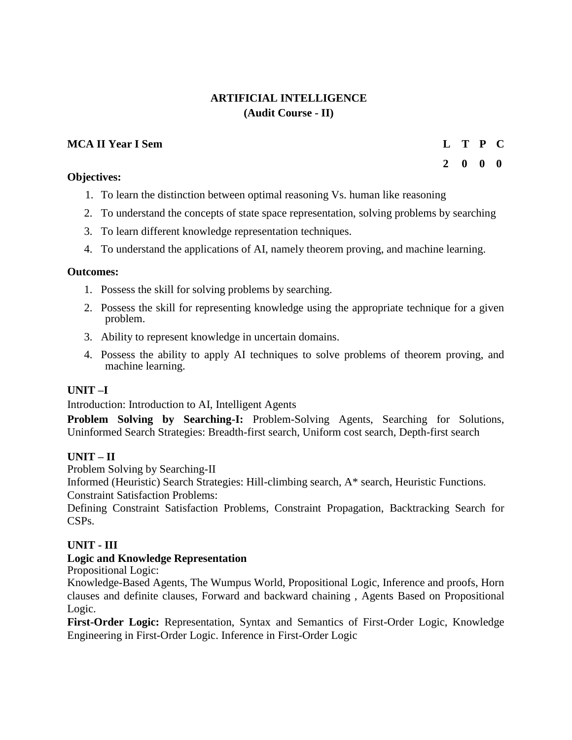# ARTIFICIAL INTELLIGENCE
## (Audit Course - II)

| **MCA II Year I Sem** | **L** | **T** | **P** | **C** |
|---|---|---|---|---|
| | **2** | **0** | **0** | **0** |

**Objectives:**

1. To learn the distinction between optimal reasoning Vs. human like reasoning
2. To understand the concepts of state space representation, solving problems by searching
3. To learn different knowledge representation techniques.
4. To understand the applications of AI, namely theorem proving, and machine learning.

**Outcomes:**

1. Possess the skill for solving problems by searching.
2. Possess the skill for representing knowledge using the appropriate technique for a given problem.
3. Ability to represent knowledge in uncertain domains.
4. Possess the ability to apply AI techniques to solve problems of theorem proving, and machine learning.

**UNIT –I**

Introduction: Introduction to AI, Intelligent Agents

**Problem Solving by Searching-I:** Problem-Solving Agents, Searching for Solutions, Uninformed Search Strategies: Breadth-first search, Uniform cost search, Depth-first search

**UNIT – II**

Problem Solving by Searching-II

Informed (Heuristic) Search Strategies: Hill-climbing search, A* search, Heuristic Functions.

Constraint Satisfaction Problems:

Defining Constraint Satisfaction Problems, Constraint Propagation, Backtracking Search for CSPs.

**UNIT - III**

**Logic and Knowledge Representation**

Propositional Logic:

Knowledge-Based Agents, The Wumpus World, Propositional Logic, Inference and proofs, Horn clauses and definite clauses, Forward and backward chaining , Agents Based on Propositional Logic.

**First-Order Logic:** Representation, Syntax and Semantics of First-Order Logic, Knowledge Engineering in First-Order Logic. Inference in First-Order Logic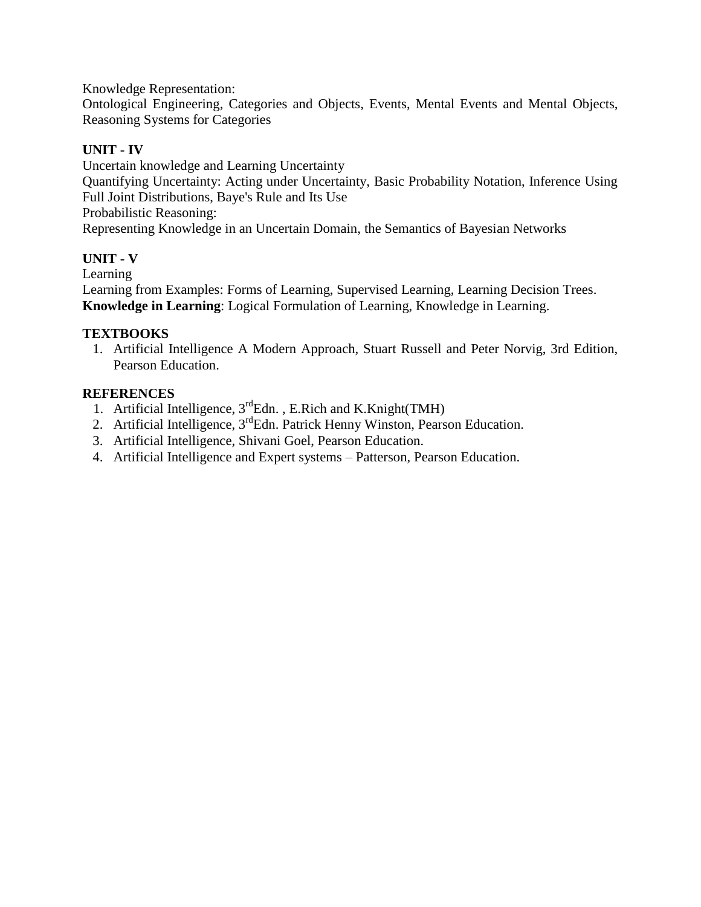Knowledge Representation:

Ontological Engineering, Categories and Objects, Events, Mental Events and Mental Objects, Reasoning Systems for Categories

**UNIT - IV**

Uncertain knowledge and Learning Uncertainty

Quantifying Uncertainty: Acting under Uncertainty, Basic Probability Notation, Inference Using Full Joint Distributions, Baye's Rule and Its Use

Probabilistic Reasoning:

Representing Knowledge in an Uncertain Domain, the Semantics of Bayesian Networks

**UNIT - V**

Learning

Learning from Examples: Forms of Learning, Supervised Learning, Learning Decision Trees.

**Knowledge in Learning**: Logical Formulation of Learning, Knowledge in Learning.

**TEXTBOOKS**

1. Artificial Intelligence A Modern Approach, Stuart Russell and Peter Norvig, 3rd Edition, Pearson Education.

**REFERENCES**

1. Artificial Intelligence, 3rd Edn. , E.Rich and K.Knight(TMH)
2. Artificial Intelligence, 3rd Edn. Patrick Henny Winston, Pearson Education.
3. Artificial Intelligence, Shivani Goel, Pearson Education.
4. Artificial Intelligence and Expert systems – Patterson, Pearson Education.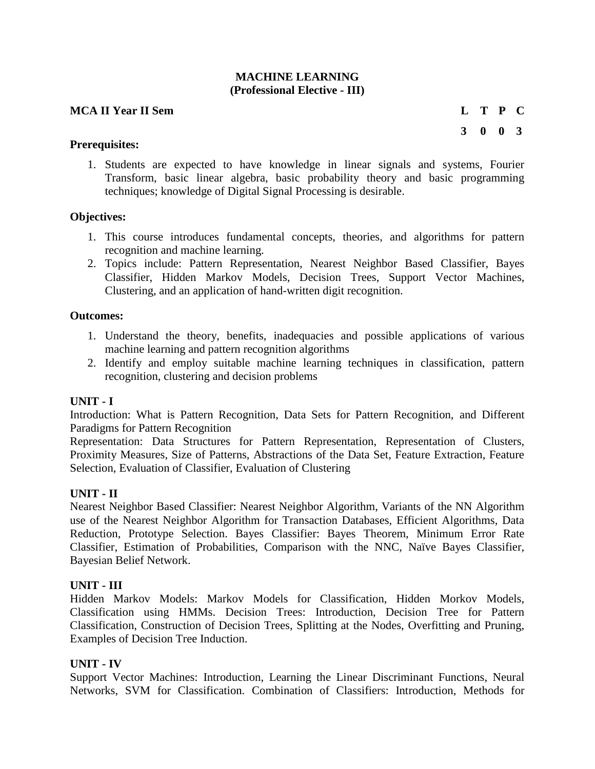**MACHINE LEARNING**
**(Professional Elective - III)**

**MCA II Year II Sem**

| L | T | P | C |
|---|---|---|---|
| 3 | 0 | 0 | 3 |

**Prerequisites:**

1. Students are expected to have knowledge in linear signals and systems, Fourier Transform, basic linear algebra, basic probability theory and basic programming techniques; knowledge of Digital Signal Processing is desirable.

**Objectives:**

1. This course introduces fundamental concepts, theories, and algorithms for pattern recognition and machine learning.
2. Topics include: Pattern Representation, Nearest Neighbor Based Classifier, Bayes Classifier, Hidden Markov Models, Decision Trees, Support Vector Machines, Clustering, and an application of hand-written digit recognition.

**Outcomes:**

1. Understand the theory, benefits, inadequacies and possible applications of various machine learning and pattern recognition algorithms
2. Identify and employ suitable machine learning techniques in classification, pattern recognition, clustering and decision problems

**UNIT - I**

Introduction: What is Pattern Recognition, Data Sets for Pattern Recognition, and Different Paradigms for Pattern Recognition

Representation: Data Structures for Pattern Representation, Representation of Clusters, Proximity Measures, Size of Patterns, Abstractions of the Data Set, Feature Extraction, Feature Selection, Evaluation of Classifier, Evaluation of Clustering

**UNIT - II**

Nearest Neighbor Based Classifier: Nearest Neighbor Algorithm, Variants of the NN Algorithm use of the Nearest Neighbor Algorithm for Transaction Databases, Efficient Algorithms, Data Reduction, Prototype Selection. Bayes Classifier: Bayes Theorem, Minimum Error Rate Classifier, Estimation of Probabilities, Comparison with the NNC, Naïve Bayes Classifier, Bayesian Belief Network.

**UNIT - III**

Hidden Markov Models: Markov Models for Classification, Hidden Morkov Models, Classification using HMMs. Decision Trees: Introduction, Decision Tree for Pattern Classification, Construction of Decision Trees, Splitting at the Nodes, Overfitting and Pruning, Examples of Decision Tree Induction.

**UNIT - IV**

Support Vector Machines: Introduction, Learning the Linear Discriminant Functions, Neural Networks, SVM for Classification. Combination of Classifiers: Introduction, Methods for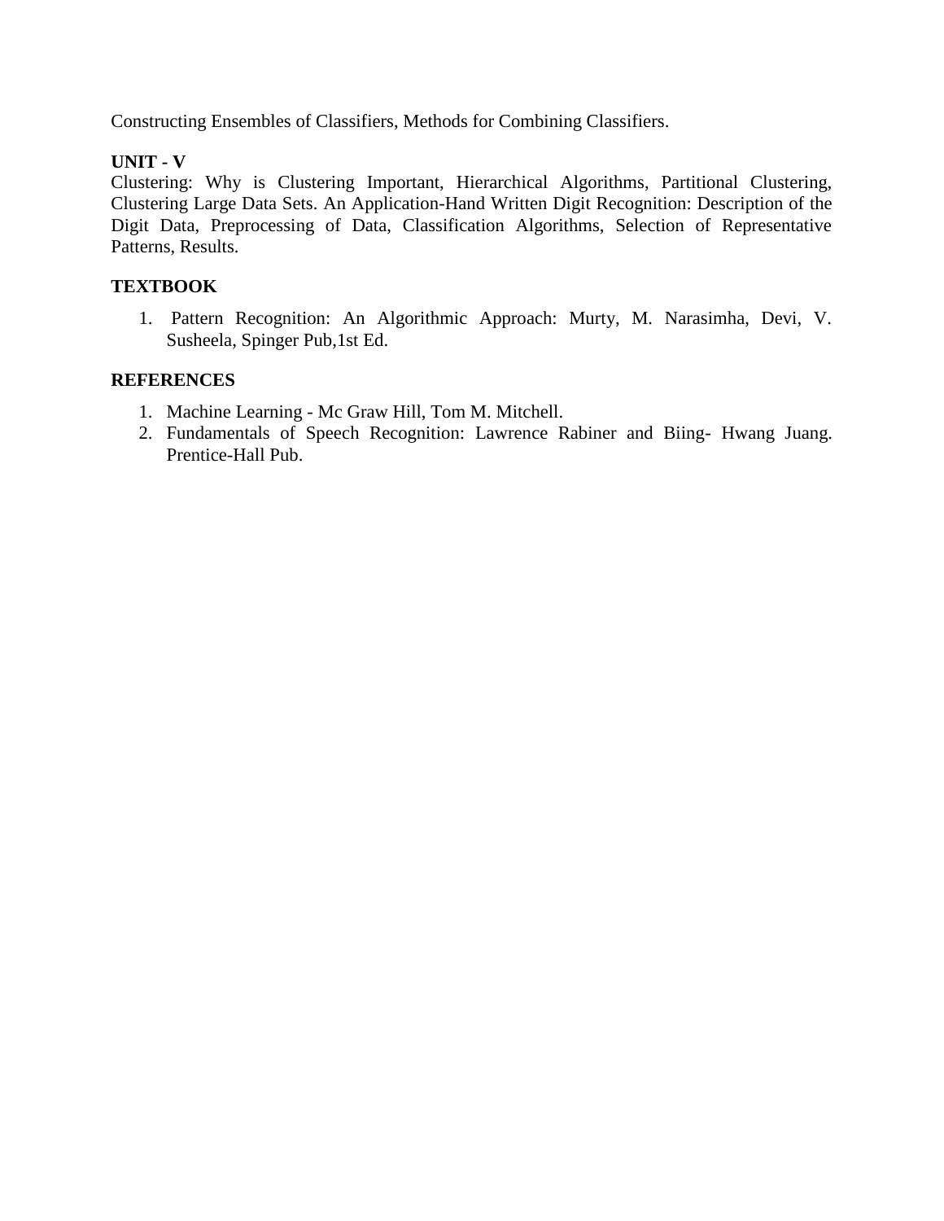Constructing Ensembles of Classifiers, Methods for Combining Classifiers.

**UNIT - V**

Clustering: Why is Clustering Important, Hierarchical Algorithms, Partitional Clustering, Clustering Large Data Sets. An Application-Hand Written Digit Recognition: Description of the Digit Data, Preprocessing of Data, Classification Algorithms, Selection of Representative Patterns, Results.

**TEXTBOOK**

1. Pattern Recognition: An Algorithmic Approach: Murty, M. Narasimha, Devi, V. Susheela, Spinger Pub,1st Ed.

**REFERENCES**

1. Machine Learning - Mc Graw Hill, Tom M. Mitchell.
2. Fundamentals of Speech Recognition: Lawrence Rabiner and Biing- Hwang Juang. Prentice-Hall Pub.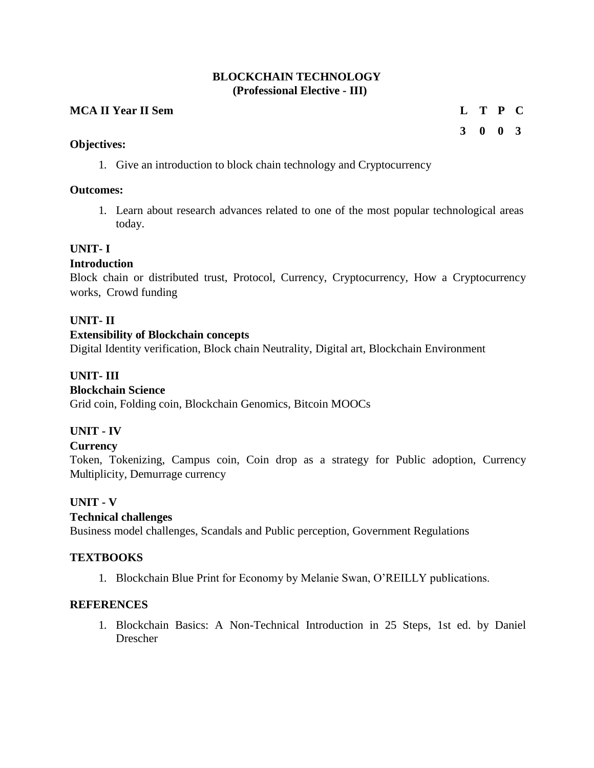# BLOCKCHAIN TECHNOLOGY
## (Professional Elective - III)

| **MCA II Year II Sem** | **L** | **T** | **P** | **C** |
|---|---|---|---|---|
| | **3** | **0** | **0** | **3** |

**Objectives:**

1. Give an introduction to block chain technology and Cryptocurrency

**Outcomes:**

1. Learn about research advances related to one of the most popular technological areas today.

**UNIT- I**

**Introduction**

Block chain or distributed trust, Protocol, Currency, Cryptocurrency, How a Cryptocurrency works, Crowd funding

**UNIT- II**

**Extensibility of Blockchain concepts**

Digital Identity verification, Block chain Neutrality, Digital art, Blockchain Environment

**UNIT- III**

**Blockchain Science**

Grid coin, Folding coin, Blockchain Genomics, Bitcoin MOOCs

**UNIT - IV**

**Currency**

Token, Tokenizing, Campus coin, Coin drop as a strategy for Public adoption, Currency Multiplicity, Demurrage currency

**UNIT - V**

**Technical challenges**

Business model challenges, Scandals and Public perception, Government Regulations

**TEXTBOOKS**

1. Blockchain Blue Print for Economy by Melanie Swan, O'REILLY publications.

**REFERENCES**

1. Blockchain Basics: A Non-Technical Introduction in 25 Steps, 1st ed. by Daniel Drescher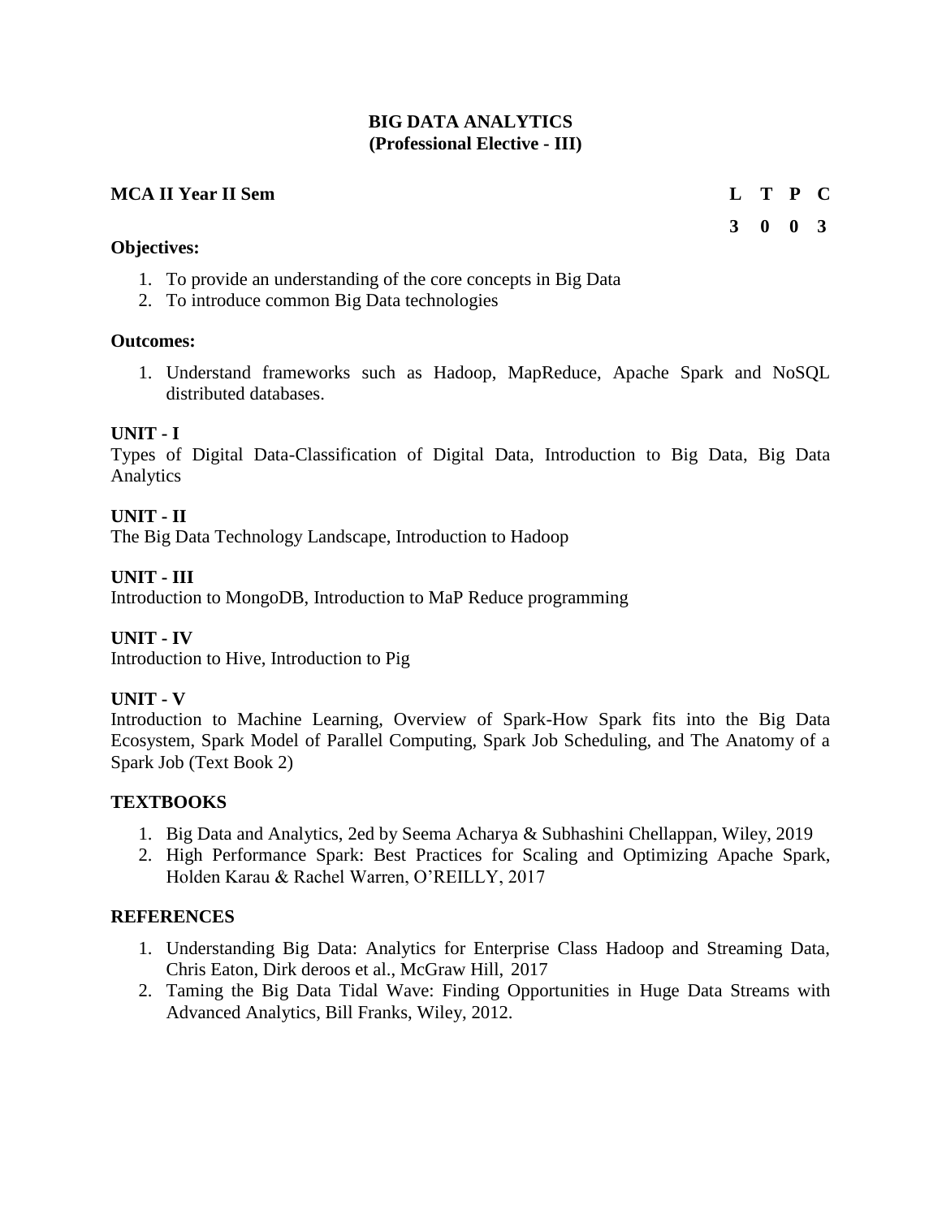# BIG DATA ANALYTICS
## (Professional Elective - III)

**MCA II Year II Sem**

| L | T | P | C |
|---|---|---|---|
| 3 | 0 | 0 | 3 |

**Objectives:**

1. To provide an understanding of the core concepts in Big Data
2. To introduce common Big Data technologies

**Outcomes:**

1. Understand frameworks such as Hadoop, MapReduce, Apache Spark and NoSQL distributed databases.

**UNIT - I**

Types of Digital Data-Classification of Digital Data, Introduction to Big Data, Big Data Analytics

**UNIT - II**

The Big Data Technology Landscape, Introduction to Hadoop

**UNIT - III**

Introduction to MongoDB, Introduction to MaP Reduce programming

**UNIT - IV**

Introduction to Hive, Introduction to Pig

**UNIT - V**

Introduction to Machine Learning, Overview of Spark-How Spark fits into the Big Data Ecosystem, Spark Model of Parallel Computing, Spark Job Scheduling, and The Anatomy of a Spark Job (Text Book 2)

**TEXTBOOKS**

1. Big Data and Analytics, 2ed by Seema Acharya & Subhashini Chellappan, Wiley, 2019
2. High Performance Spark: Best Practices for Scaling and Optimizing Apache Spark, Holden Karau & Rachel Warren, O'REILLY, 2017

**REFERENCES**

1. Understanding Big Data: Analytics for Enterprise Class Hadoop and Streaming Data, Chris Eaton, Dirk deroos et al., McGraw Hill, 2017
2. Taming the Big Data Tidal Wave: Finding Opportunities in Huge Data Streams with Advanced Analytics, Bill Franks, Wiley, 2012.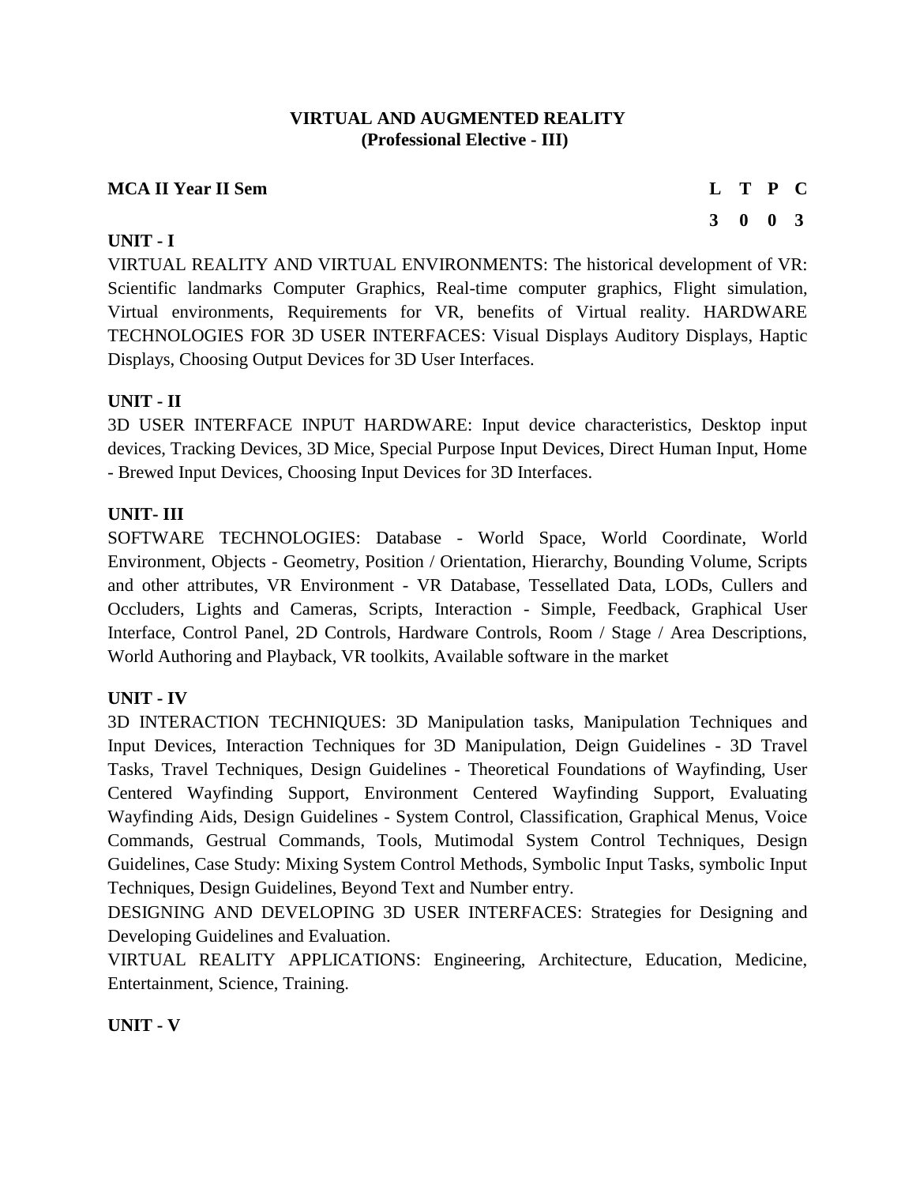**VIRTUAL AND AUGMENTED REALITY**
**(Professional Elective - III)**

**MCA II Year II Sem**

| L | T | P | C |
|---|---|---|---|
| 3 | 0 | 0 | 3 |

**UNIT - I**

VIRTUAL REALITY AND VIRTUAL ENVIRONMENTS: The historical development of VR: Scientific landmarks Computer Graphics, Real-time computer graphics, Flight simulation, Virtual environments, Requirements for VR, benefits of Virtual reality. HARDWARE TECHNOLOGIES FOR 3D USER INTERFACES: Visual Displays Auditory Displays, Haptic Displays, Choosing Output Devices for 3D User Interfaces.

**UNIT - II**

3D USER INTERFACE INPUT HARDWARE: Input device characteristics, Desktop input devices, Tracking Devices, 3D Mice, Special Purpose Input Devices, Direct Human Input, Home - Brewed Input Devices, Choosing Input Devices for 3D Interfaces.

**UNIT- III**

SOFTWARE TECHNOLOGIES: Database - World Space, World Coordinate, World Environment, Objects - Geometry, Position / Orientation, Hierarchy, Bounding Volume, Scripts and other attributes, VR Environment - VR Database, Tessellated Data, LODs, Cullers and Occluders, Lights and Cameras, Scripts, Interaction - Simple, Feedback, Graphical User Interface, Control Panel, 2D Controls, Hardware Controls, Room / Stage / Area Descriptions, World Authoring and Playback, VR toolkits, Available software in the market

**UNIT - IV**

3D INTERACTION TECHNIQUES: 3D Manipulation tasks, Manipulation Techniques and Input Devices, Interaction Techniques for 3D Manipulation, Deign Guidelines - 3D Travel Tasks, Travel Techniques, Design Guidelines - Theoretical Foundations of Wayfinding, User Centered Wayfinding Support, Environment Centered Wayfinding Support, Evaluating Wayfinding Aids, Design Guidelines - System Control, Classification, Graphical Menus, Voice Commands, Gestrual Commands, Tools, Mutimodal System Control Techniques, Design Guidelines, Case Study: Mixing System Control Methods, Symbolic Input Tasks, symbolic Input Techniques, Design Guidelines, Beyond Text and Number entry.

DESIGNING AND DEVELOPING 3D USER INTERFACES: Strategies for Designing and Developing Guidelines and Evaluation.

VIRTUAL REALITY APPLICATIONS: Engineering, Architecture, Education, Medicine, Entertainment, Science, Training.

**UNIT - V**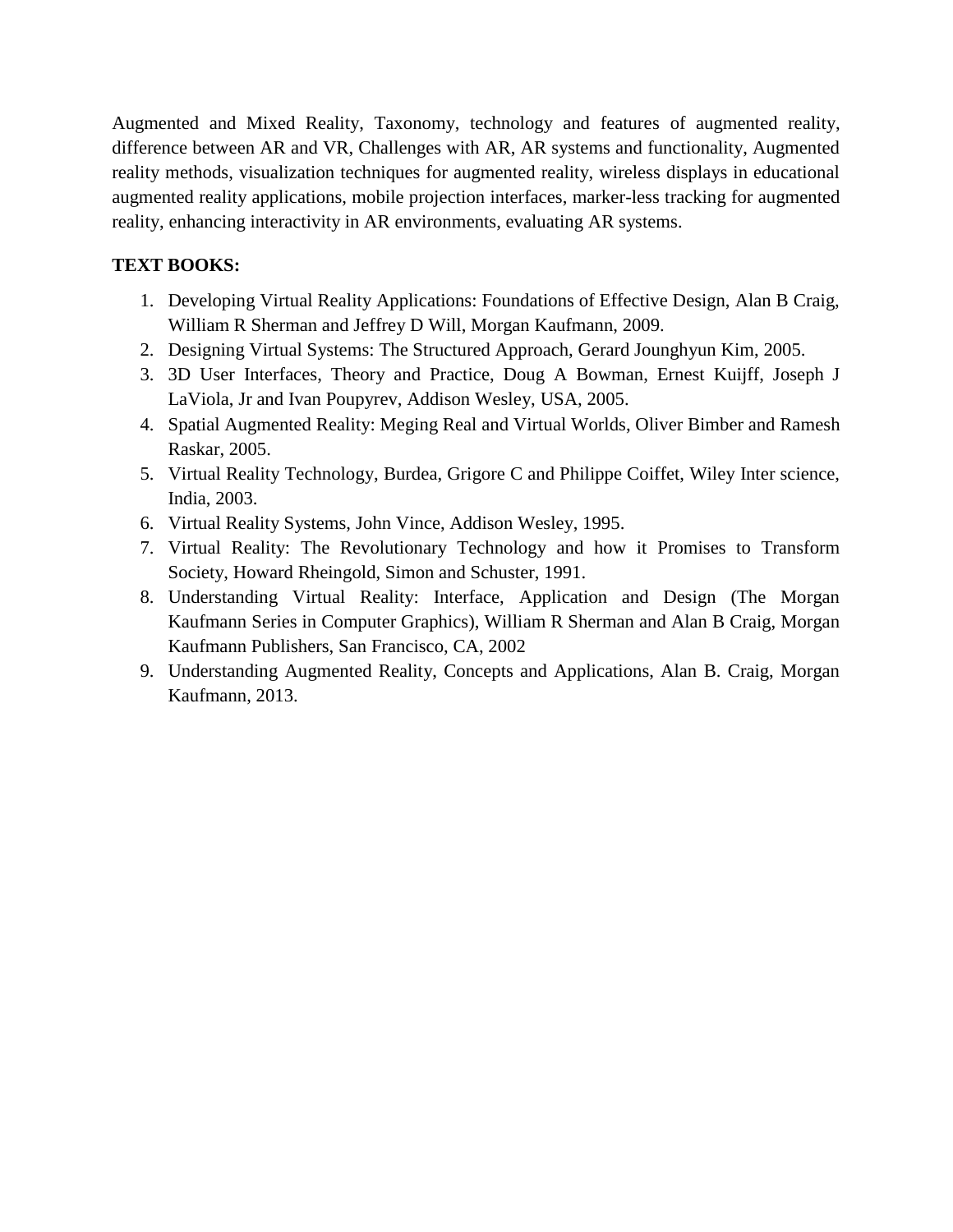Augmented and Mixed Reality, Taxonomy, technology and features of augmented reality, difference between AR and VR, Challenges with AR, AR systems and functionality, Augmented reality methods, visualization techniques for augmented reality, wireless displays in educational augmented reality applications, mobile projection interfaces, marker-less tracking for augmented reality, enhancing interactivity in AR environments, evaluating AR systems.

**TEXT BOOKS:**

1. Developing Virtual Reality Applications: Foundations of Effective Design, Alan B Craig, William R Sherman and Jeffrey D Will, Morgan Kaufmann, 2009.
2. Designing Virtual Systems: The Structured Approach, Gerard Jounghyun Kim, 2005.
3. 3D User Interfaces, Theory and Practice, Doug A Bowman, Ernest Kuijff, Joseph J LaViola, Jr and Ivan Poupyrev, Addison Wesley, USA, 2005.
4. Spatial Augmented Reality: Meging Real and Virtual Worlds, Oliver Bimber and Ramesh Raskar, 2005.
5. Virtual Reality Technology, Burdea, Grigore C and Philippe Coiffet, Wiley Inter science, India, 2003.
6. Virtual Reality Systems, John Vince, Addison Wesley, 1995.
7. Virtual Reality: The Revolutionary Technology and how it Promises to Transform Society, Howard Rheingold, Simon and Schuster, 1991.
8. Understanding Virtual Reality: Interface, Application and Design (The Morgan Kaufmann Series in Computer Graphics), William R Sherman and Alan B Craig, Morgan Kaufmann Publishers, San Francisco, CA, 2002
9. Understanding Augmented Reality, Concepts and Applications, Alan B. Craig, Morgan Kaufmann, 2013.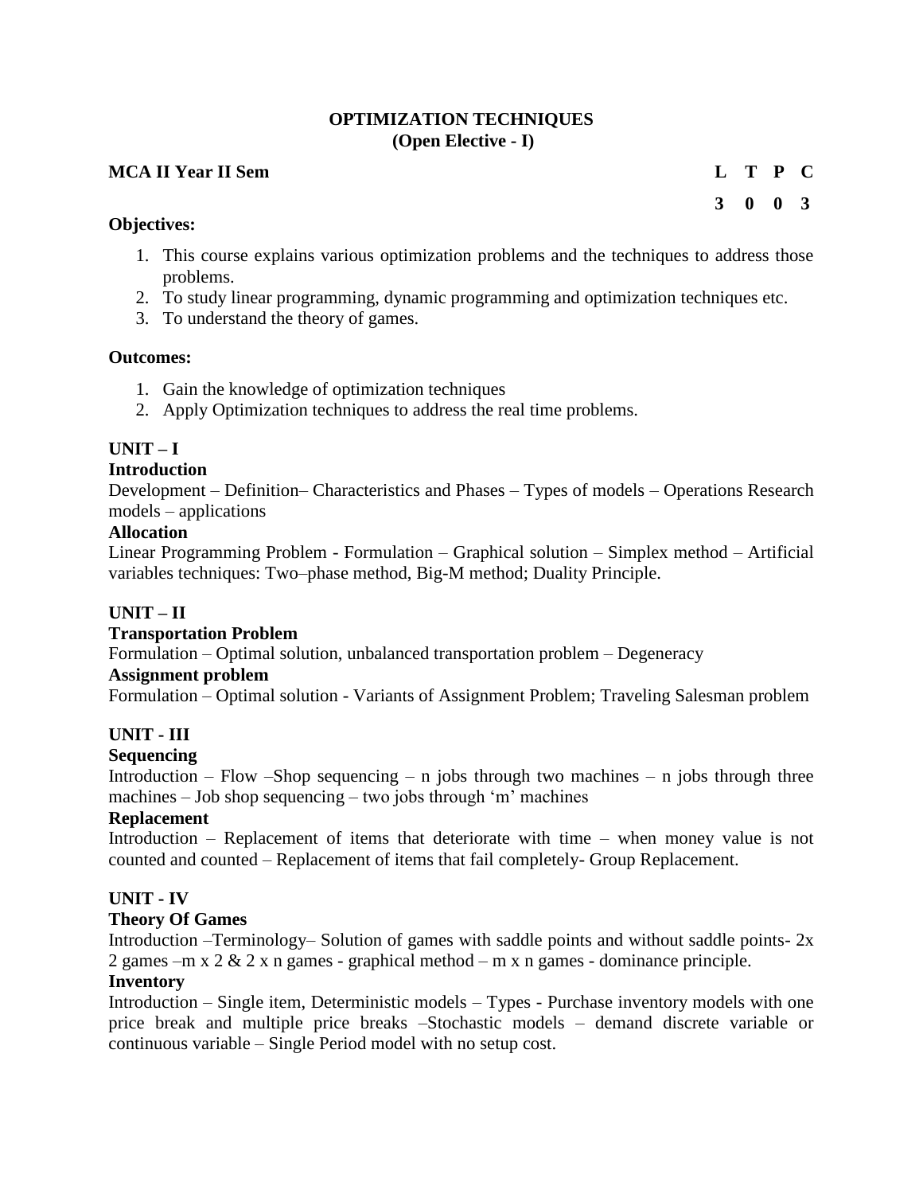# OPTIMIZATION TECHNIQUES
## (Open Elective - I)

**MCA II Year II Sem**

| L | T | P | C |
|---|---|---|---|
| 3 | 0 | 0 | 3 |

**Objectives:**

1. This course explains various optimization problems and the techniques to address those problems.
2. To study linear programming, dynamic programming and optimization techniques etc.
3. To understand the theory of games.

**Outcomes:**

1. Gain the knowledge of optimization techniques
2. Apply Optimization techniques to address the real time problems.

**UNIT – I**

**Introduction**

Development – Definition– Characteristics and Phases – Types of models – Operations Research models – applications

**Allocation**

Linear Programming Problem - Formulation – Graphical solution – Simplex method – Artificial variables techniques: Two–phase method, Big-M method; Duality Principle.

**UNIT – II**

**Transportation Problem**

Formulation – Optimal solution, unbalanced transportation problem – Degeneracy

**Assignment problem**

Formulation – Optimal solution - Variants of Assignment Problem; Traveling Salesman problem

**UNIT - III**

**Sequencing**

Introduction – Flow –Shop sequencing – n jobs through two machines – n jobs through three machines – Job shop sequencing – two jobs through 'm' machines

**Replacement**

Introduction – Replacement of items that deteriorate with time – when money value is not counted and counted – Replacement of items that fail completely- Group Replacement.

**UNIT - IV**

**Theory Of Games**

Introduction –Terminology– Solution of games with saddle points and without saddle points- 2x 2 games –m x 2 & 2 x n games - graphical method – m x n games - dominance principle.

**Inventory**

Introduction – Single item, Deterministic models – Types - Purchase inventory models with one price break and multiple price breaks –Stochastic models – demand discrete variable or continuous variable – Single Period model with no setup cost.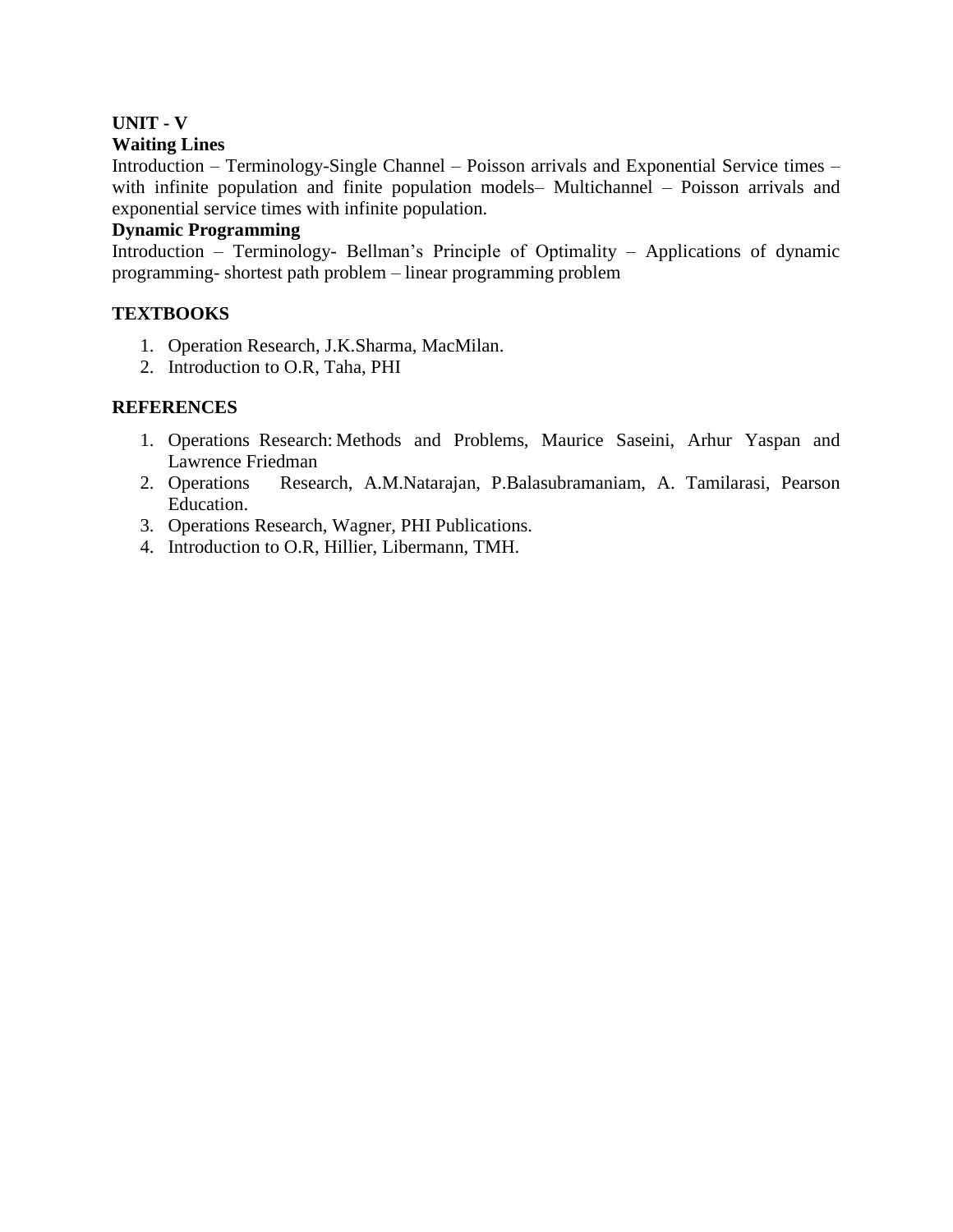**UNIT - V**

**Waiting Lines**

Introduction – Terminology-Single Channel – Poisson arrivals and Exponential Service times – with infinite population and finite population models– Multichannel – Poisson arrivals and exponential service times with infinite population.

**Dynamic Programming**

Introduction – Terminology- Bellman's Principle of Optimality – Applications of dynamic programming- shortest path problem – linear programming problem

**TEXTBOOKS**

1. Operation Research, J.K.Sharma, MacMilan.
2. Introduction to O.R, Taha, PHI

**REFERENCES**

1. Operations Research: Methods and Problems, Maurice Saseini, Arhur Yaspan and Lawrence Friedman
2. Operations Research, A.M.Natarajan, P.Balasubramaniam, A. Tamilarasi, Pearson Education.
3. Operations Research, Wagner, PHI Publications.
4. Introduction to O.R, Hillier, Libermann, TMH.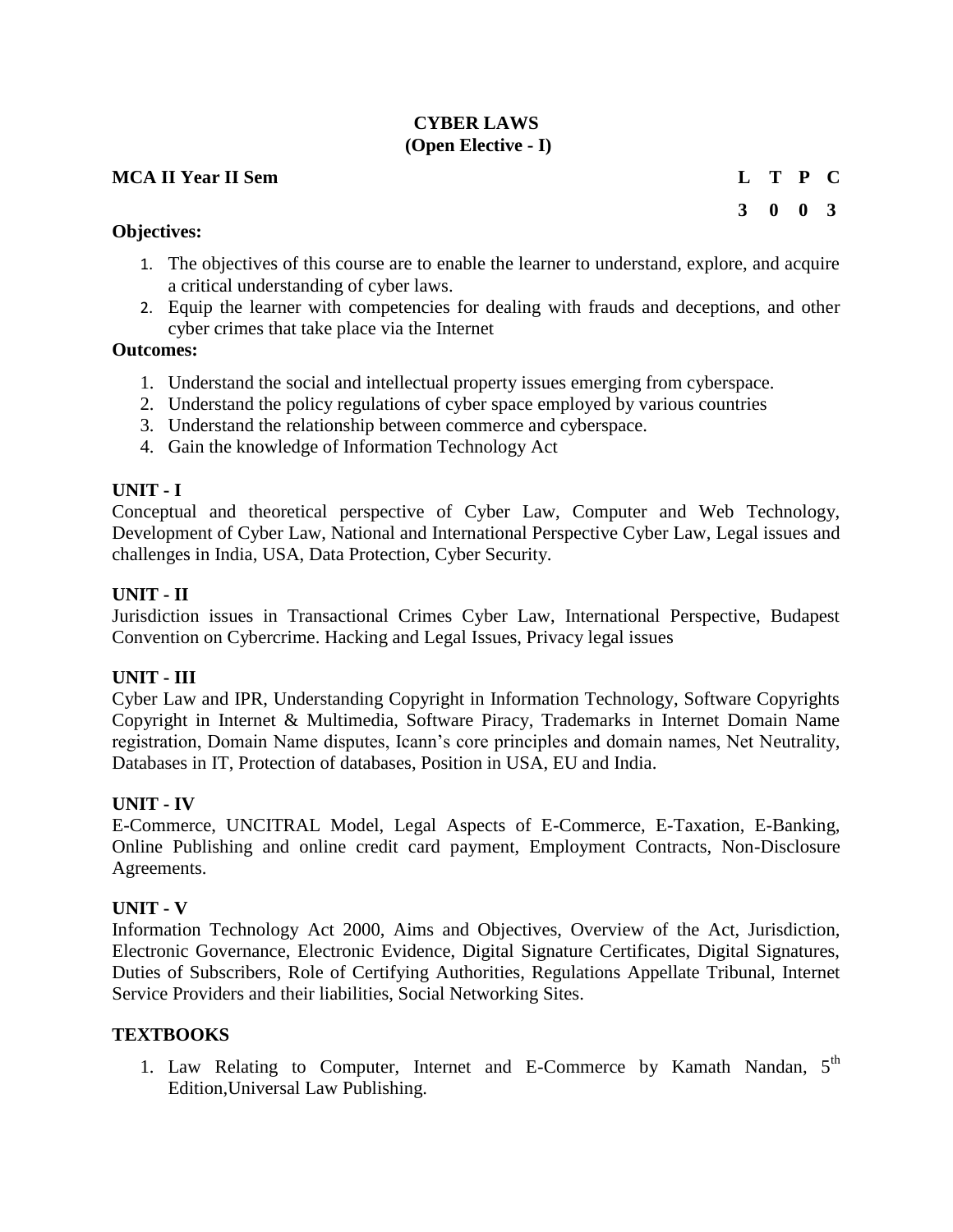# CYBER LAWS
## (Open Elective - I)

**MCA II Year II Sem**

| L | T | P | C |
|---|---|---|---|
| 3 | 0 | 0 | 3 |

**Objectives:**

1. The objectives of this course are to enable the learner to understand, explore, and acquire a critical understanding of cyber laws.
2. Equip the learner with competencies for dealing with frauds and deceptions, and other cyber crimes that take place via the Internet

**Outcomes:**

1. Understand the social and intellectual property issues emerging from cyberspace.
2. Understand the policy regulations of cyber space employed by various countries
3. Understand the relationship between commerce and cyberspace.
4. Gain the knowledge of Information Technology Act

### UNIT - I

Conceptual and theoretical perspective of Cyber Law, Computer and Web Technology, Development of Cyber Law, National and International Perspective Cyber Law, Legal issues and challenges in India, USA, Data Protection, Cyber Security.

### UNIT - II

Jurisdiction issues in Transactional Crimes Cyber Law, International Perspective, Budapest Convention on Cybercrime. Hacking and Legal Issues, Privacy legal issues

### UNIT - III

Cyber Law and IPR, Understanding Copyright in Information Technology, Software Copyrights Copyright in Internet & Multimedia, Software Piracy, Trademarks in Internet Domain Name registration, Domain Name disputes, Icann's core principles and domain names, Net Neutrality, Databases in IT, Protection of databases, Position in USA, EU and India.

### UNIT - IV

E-Commerce, UNCITRAL Model, Legal Aspects of E-Commerce, E-Taxation, E-Banking, Online Publishing and online credit card payment, Employment Contracts, Non-Disclosure Agreements.

### UNIT - V

Information Technology Act 2000, Aims and Objectives, Overview of the Act, Jurisdiction, Electronic Governance, Electronic Evidence, Digital Signature Certificates, Digital Signatures, Duties of Subscribers, Role of Certifying Authorities, Regulations Appellate Tribunal, Internet Service Providers and their liabilities, Social Networking Sites.

### TEXTBOOKS

1. Law Relating to Computer, Internet and E-Commerce by Kamath Nandan, 5th Edition,Universal Law Publishing.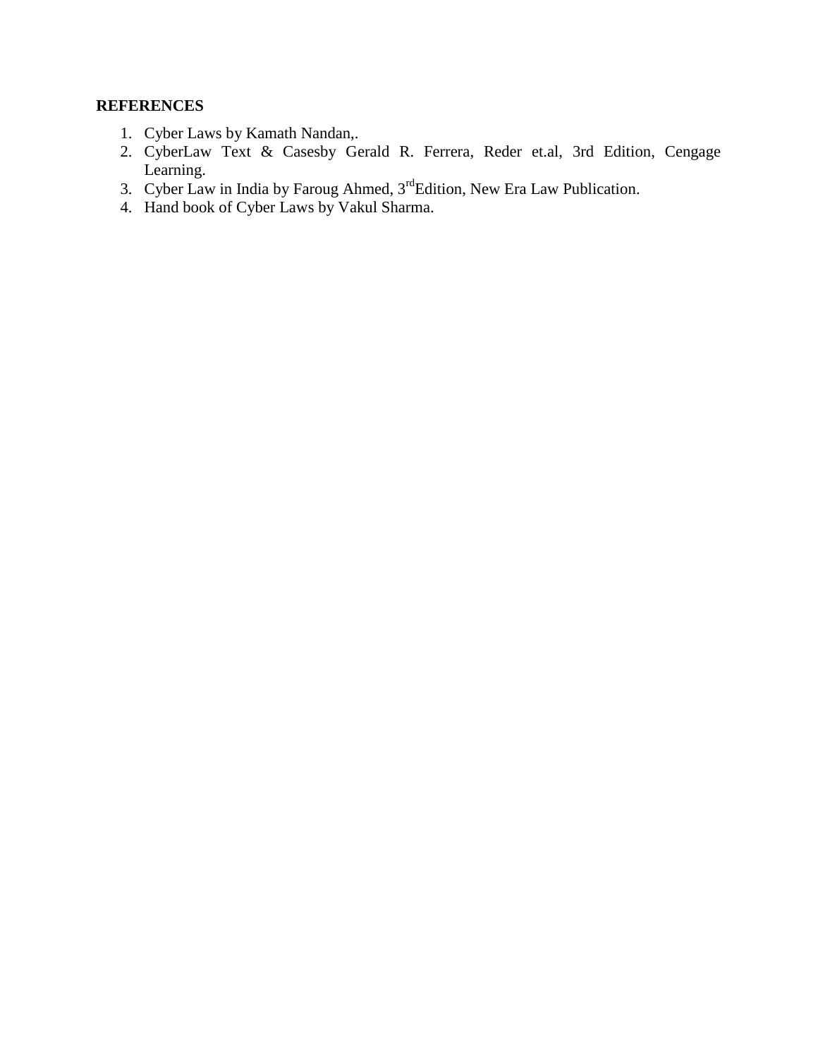**REFERENCES**

1. Cyber Laws by Kamath Nandan,.
2. CyberLaw Text & Casesby Gerald R. Ferrera, Reder et.al, 3rd Edition, Cengage Learning.
3. Cyber Law in India by Faroug Ahmed, 3rd Edition, New Era Law Publication.
4. Hand book of Cyber Laws by Vakul Sharma.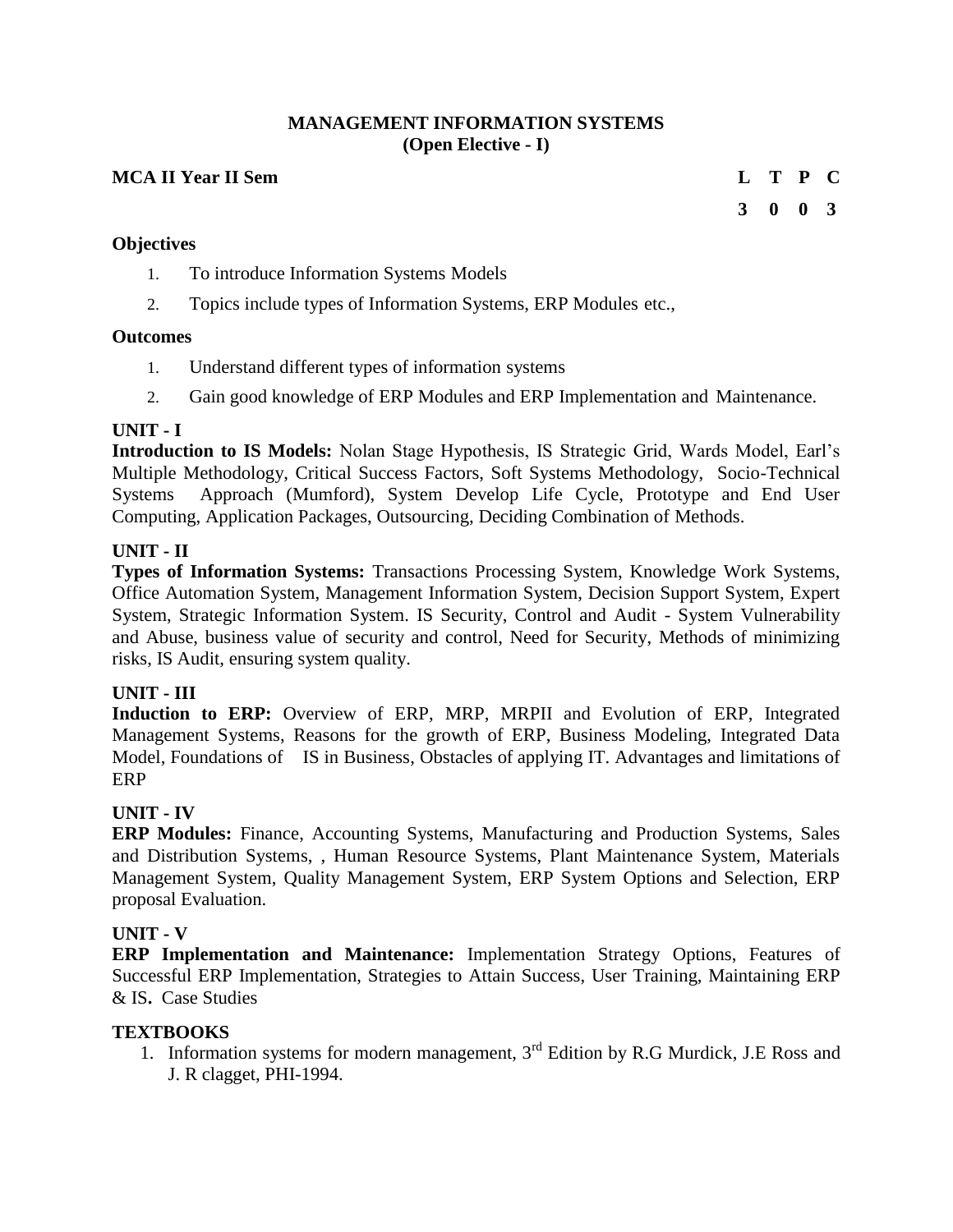# MANAGEMENT INFORMATION SYSTEMS
## (Open Elective - I)

**MCA II Year II Sem**

| L | T | P | C |
|---|---|---|---|
| 3 | 0 | 0 | 3 |

**Objectives**

1. To introduce Information Systems Models
2. Topics include types of Information Systems, ERP Modules etc.,

**Outcomes**

1. Understand different types of information systems
2. Gain good knowledge of ERP Modules and ERP Implementation and Maintenance.

**UNIT - I**

**Introduction to IS Models:** Nolan Stage Hypothesis, IS Strategic Grid, Wards Model, Earl's Multiple Methodology, Critical Success Factors, Soft Systems Methodology, Socio-Technical Systems Approach (Mumford), System Develop Life Cycle, Prototype and End User Computing, Application Packages, Outsourcing, Deciding Combination of Methods.

**UNIT - II**

**Types of Information Systems:** Transactions Processing System, Knowledge Work Systems, Office Automation System, Management Information System, Decision Support System, Expert System, Strategic Information System. IS Security, Control and Audit - System Vulnerability and Abuse, business value of security and control, Need for Security, Methods of minimizing risks, IS Audit, ensuring system quality.

**UNIT - III**

**Induction to ERP:** Overview of ERP, MRP, MRPII and Evolution of ERP, Integrated Management Systems, Reasons for the growth of ERP, Business Modeling, Integrated Data Model, Foundations of IS in Business, Obstacles of applying IT. Advantages and limitations of ERP

**UNIT - IV**

**ERP Modules:** Finance, Accounting Systems, Manufacturing and Production Systems, Sales and Distribution Systems, , Human Resource Systems, Plant Maintenance System, Materials Management System, Quality Management System, ERP System Options and Selection, ERP proposal Evaluation.

**UNIT - V**

**ERP Implementation and Maintenance:** Implementation Strategy Options, Features of Successful ERP Implementation, Strategies to Attain Success, User Training, Maintaining ERP & IS**.** Case Studies

**TEXTBOOKS**

1. Information systems for modern management, 3rd Edition by R.G Murdick, J.E Ross and J. R clagget, PHI-1994.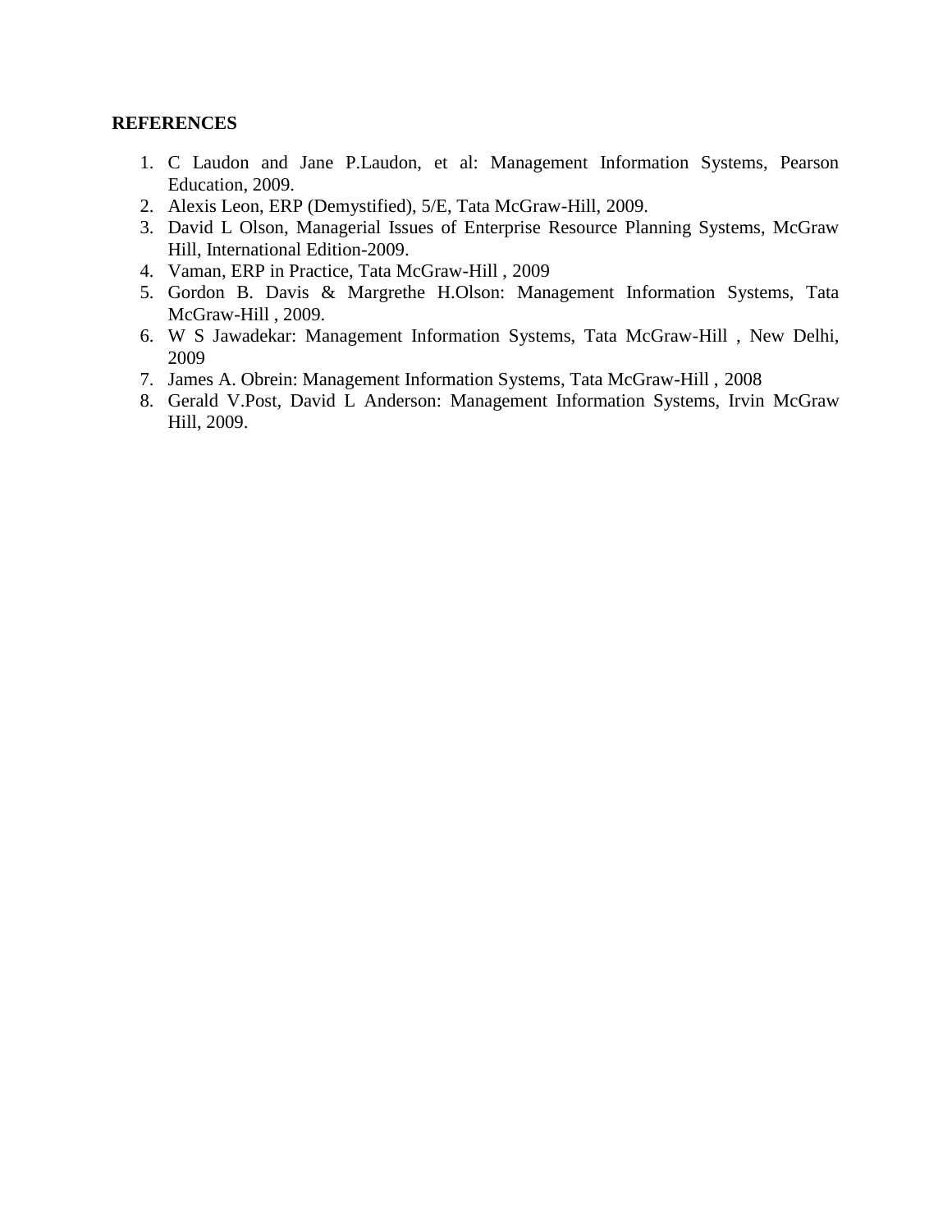**REFERENCES**

1. C Laudon and Jane P.Laudon, et al: Management Information Systems, Pearson Education, 2009.
2. Alexis Leon, ERP (Demystified), 5/E, Tata McGraw-Hill, 2009.
3. David L Olson, Managerial Issues of Enterprise Resource Planning Systems, McGraw Hill, International Edition-2009.
4. Vaman, ERP in Practice, Tata McGraw-Hill , 2009
5. Gordon B. Davis & Margrethe H.Olson: Management Information Systems, Tata McGraw-Hill , 2009.
6. W S Jawadekar: Management Information Systems, Tata McGraw-Hill , New Delhi, 2009
7. James A. Obrein: Management Information Systems, Tata McGraw-Hill , 2008
8. Gerald V.Post, David L Anderson: Management Information Systems, Irvin McGraw Hill, 2009.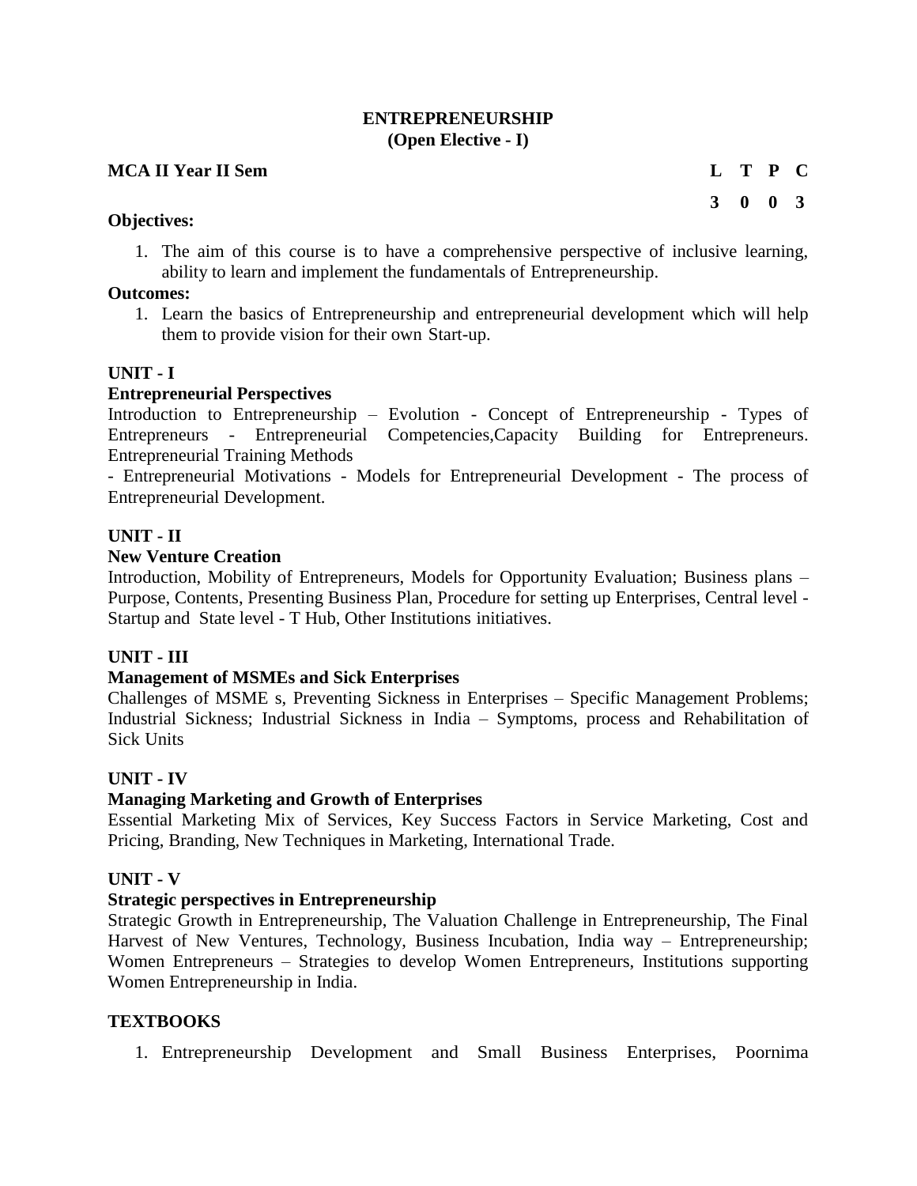# ENTREPRENEURSHIP
## (Open Elective - I)

**MCA II Year II Sem**

| L | T | P | C |
|---|---|---|---|
| 3 | 0 | 0 | 3 |

**Objectives:**

1. The aim of this course is to have a comprehensive perspective of inclusive learning, ability to learn and implement the fundamentals of Entrepreneurship.

**Outcomes:**

1. Learn the basics of Entrepreneurship and entrepreneurial development which will help them to provide vision for their own Start-up.

**UNIT - I**

**Entrepreneurial Perspectives**

Introduction to Entrepreneurship – Evolution - Concept of Entrepreneurship - Types of Entrepreneurs - Entrepreneurial Competencies,Capacity Building for Entrepreneurs. Entrepreneurial Training Methods

- Entrepreneurial Motivations - Models for Entrepreneurial Development - The process of Entrepreneurial Development.

**UNIT - II**

**New Venture Creation**

Introduction, Mobility of Entrepreneurs, Models for Opportunity Evaluation; Business plans – Purpose, Contents, Presenting Business Plan, Procedure for setting up Enterprises, Central level - Startup and State level - T Hub, Other Institutions initiatives.

**UNIT - III**

**Management of MSMEs and Sick Enterprises**

Challenges of MSME s, Preventing Sickness in Enterprises – Specific Management Problems; Industrial Sickness; Industrial Sickness in India – Symptoms, process and Rehabilitation of Sick Units

**UNIT - IV**

**Managing Marketing and Growth of Enterprises**

Essential Marketing Mix of Services, Key Success Factors in Service Marketing, Cost and Pricing, Branding, New Techniques in Marketing, International Trade.

**UNIT - V**

**Strategic perspectives in Entrepreneurship**

Strategic Growth in Entrepreneurship, The Valuation Challenge in Entrepreneurship, The Final Harvest of New Ventures, Technology, Business Incubation, India way – Entrepreneurship; Women Entrepreneurs – Strategies to develop Women Entrepreneurs, Institutions supporting Women Entrepreneurship in India.

**TEXTBOOKS**

1. Entrepreneurship Development and Small Business Enterprises, Poornima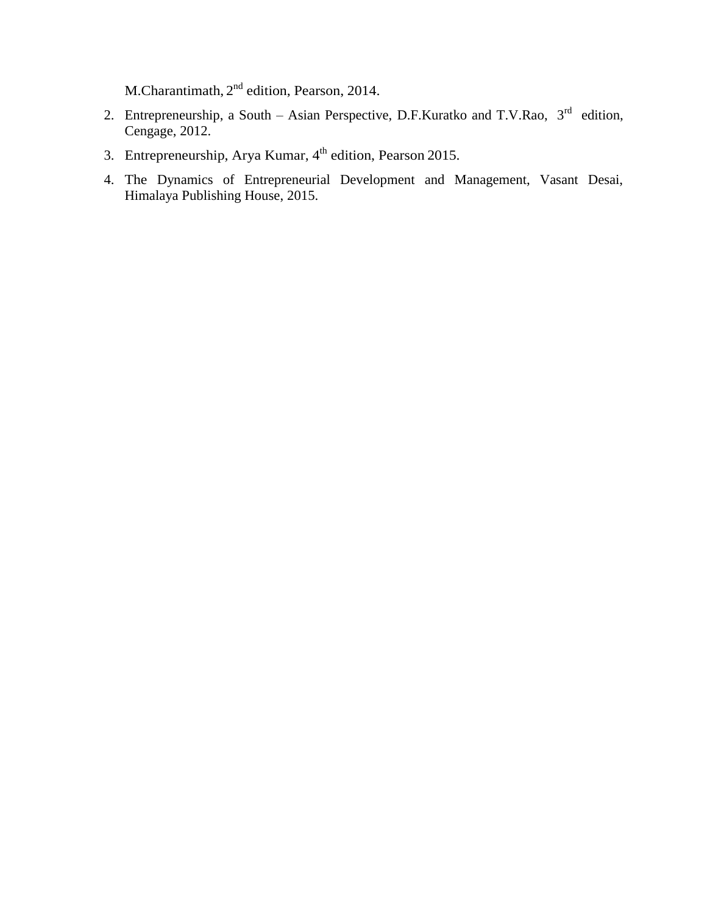M.Charantimath, 2nd edition, Pearson, 2014.

2. Entrepreneurship, a South – Asian Perspective, D.F.Kuratko and T.V.Rao, 3rd edition, Cengage, 2012.
3. Entrepreneurship, Arya Kumar, 4th edition, Pearson 2015.
4. The Dynamics of Entrepreneurial Development and Management, Vasant Desai, Himalaya Publishing House, 2015.